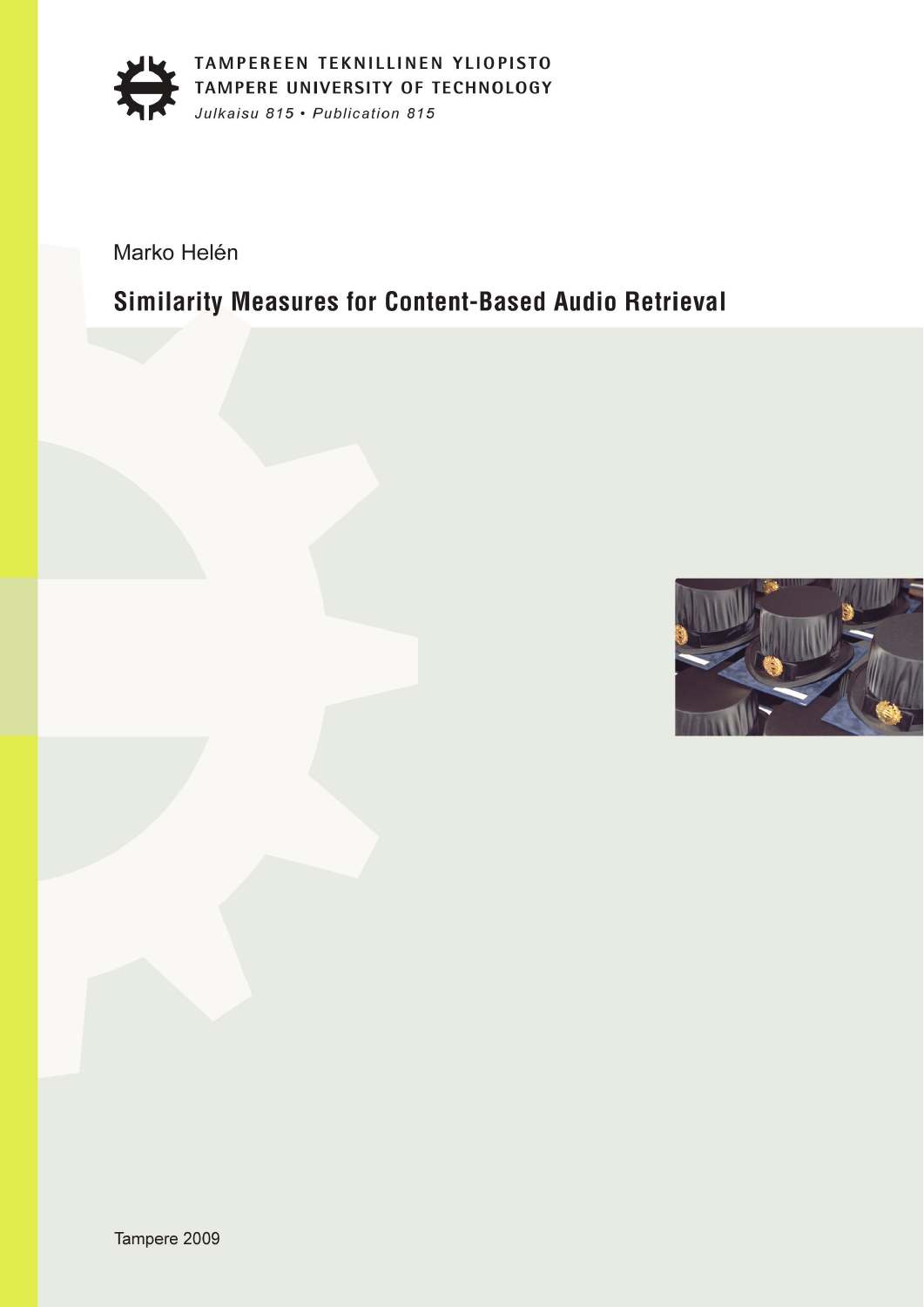TAMPEREEN TEKNILLINEN YLIOPISTO
TAMPERE UNIVERSITY OF TECHNOLOGY
*Julkaisu 815 • Publication 815*

Marko Helén

# Similarity Measures for Content-Based Audio Retrieval

Tampere 2009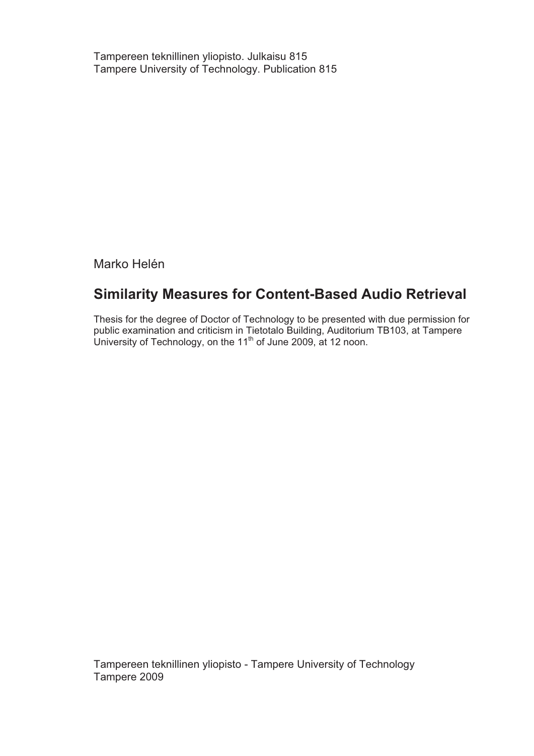Tampereen teknillinen yliopisto. Julkaisu 815
Tampere University of Technology. Publication 815

Marko Helén

# Similarity Measures for Content-Based Audio Retrieval

Thesis for the degree of Doctor of Technology to be presented with due permission for public examination and criticism in Tietotalo Building, Auditorium TB103, at Tampere University of Technology, on the 11th of June 2009, at 12 noon.

Tampereen teknillinen yliopisto - Tampere University of Technology
Tampere 2009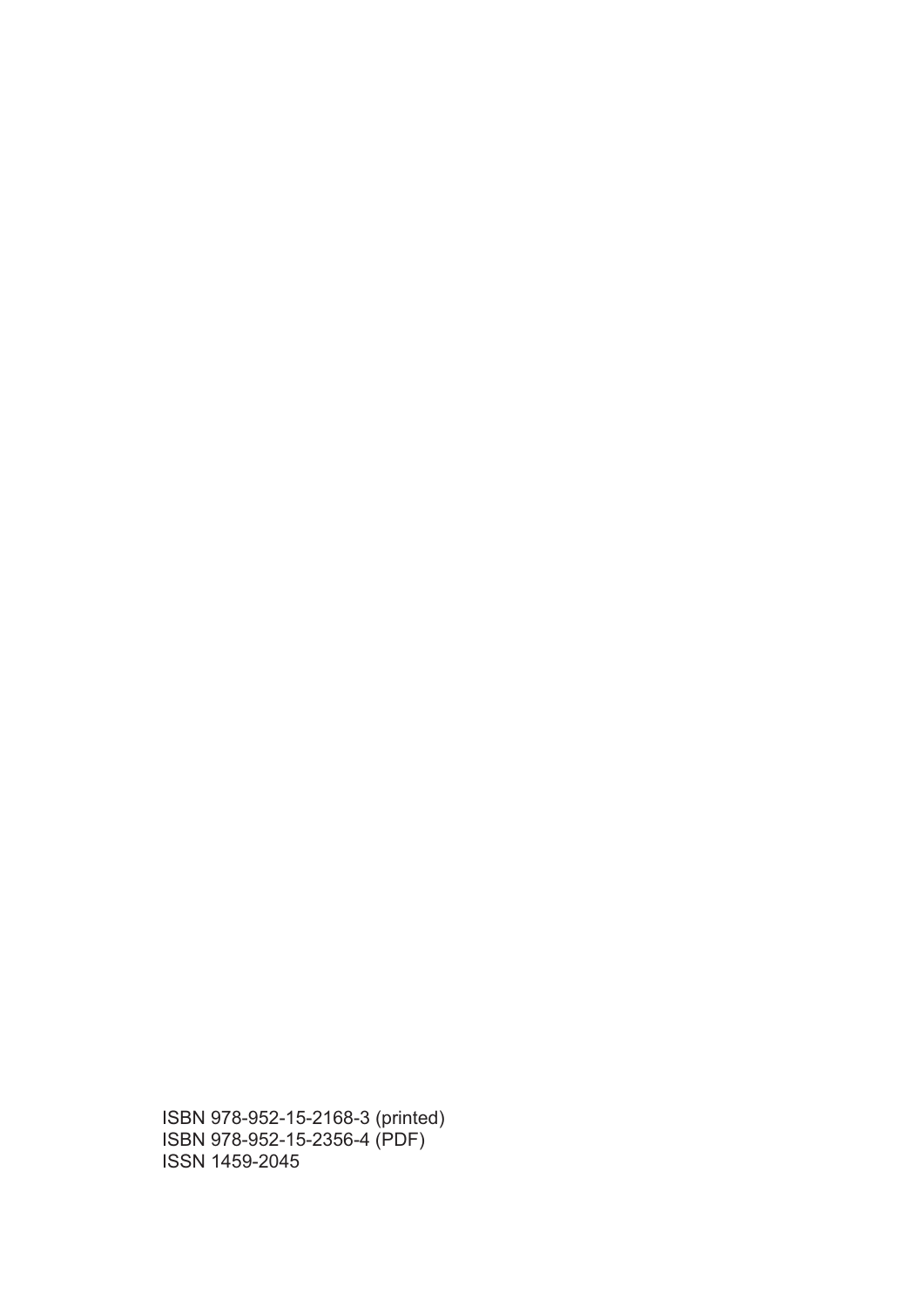ISBN 978-952-15-2168-3 (printed)
ISBN 978-952-15-2356-4 (PDF)
ISSN 1459-2045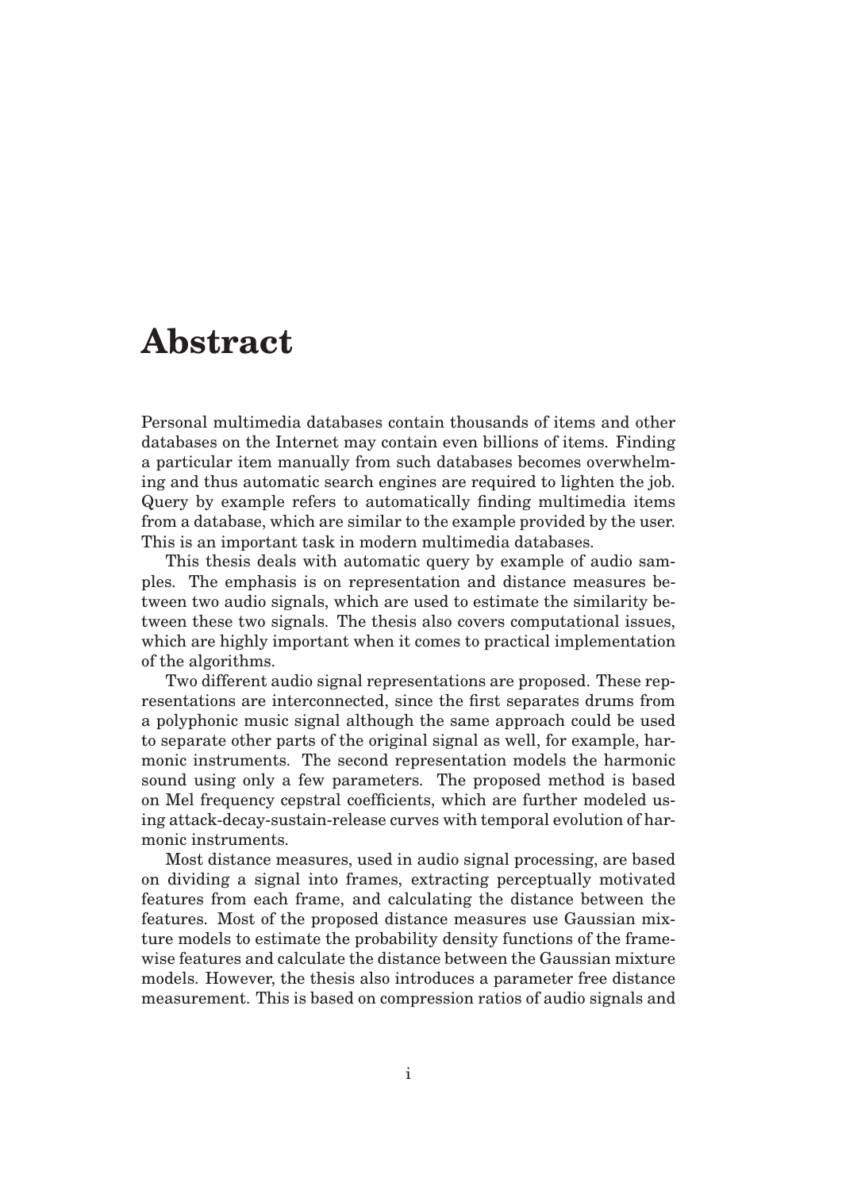# Abstract

Personal multimedia databases contain thousands of items and other databases on the Internet may contain even billions of items. Finding a particular item manually from such databases becomes overwhelming and thus automatic search engines are required to lighten the job. Query by example refers to automatically finding multimedia items from a database, which are similar to the example provided by the user. This is an important task in modern multimedia databases.

This thesis deals with automatic query by example of audio samples. The emphasis is on representation and distance measures between two audio signals, which are used to estimate the similarity between these two signals. The thesis also covers computational issues, which are highly important when it comes to practical implementation of the algorithms.

Two different audio signal representations are proposed. These representations are interconnected, since the first separates drums from a polyphonic music signal although the same approach could be used to separate other parts of the original signal as well, for example, harmonic instruments. The second representation models the harmonic sound using only a few parameters. The proposed method is based on Mel frequency cepstral coefficients, which are further modeled using attack-decay-sustain-release curves with temporal evolution of harmonic instruments.

Most distance measures, used in audio signal processing, are based on dividing a signal into frames, extracting perceptually motivated features from each frame, and calculating the distance between the features. Most of the proposed distance measures use Gaussian mixture models to estimate the probability density functions of the framewise features and calculate the distance between the Gaussian mixture models. However, the thesis also introduces a parameter free distance measurement. This is based on compression ratios of audio signals and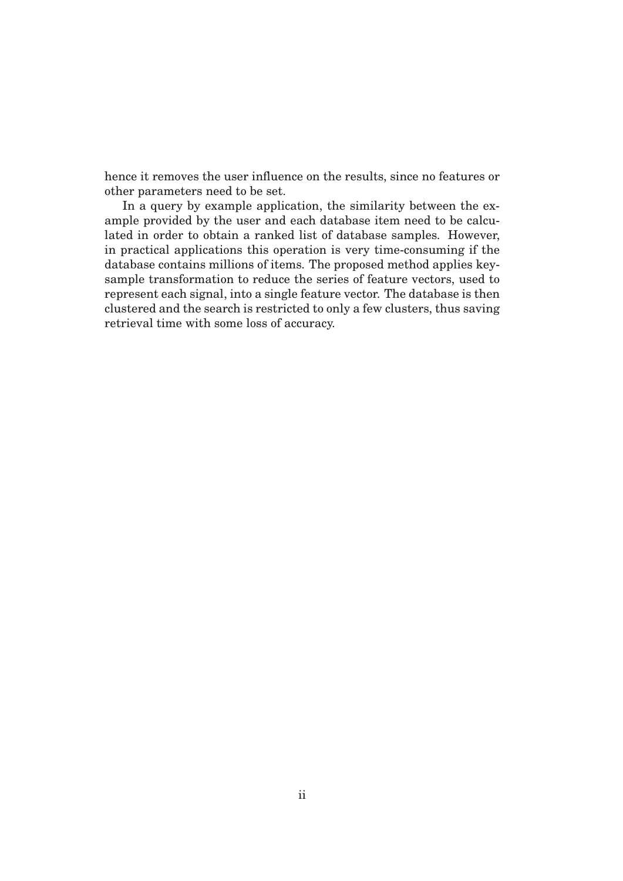hence it removes the user influence on the results, since no features or other parameters need to be set.

In a query by example application, the similarity between the example provided by the user and each database item need to be calculated in order to obtain a ranked list of database samples. However, in practical applications this operation is very time-consuming if the database contains millions of items. The proposed method applies key-sample transformation to reduce the series of feature vectors, used to represent each signal, into a single feature vector. The database is then clustered and the search is restricted to only a few clusters, thus saving retrieval time with some loss of accuracy.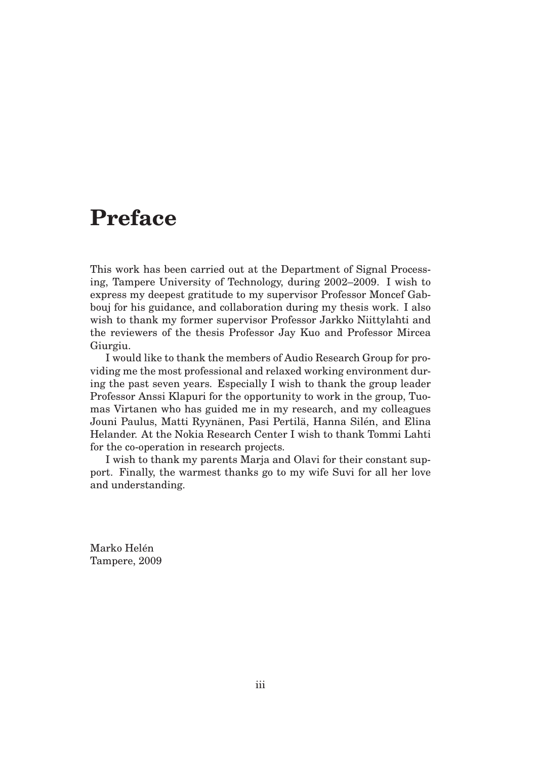# Preface

This work has been carried out at the Department of Signal Processing, Tampere University of Technology, during 2002–2009. I wish to express my deepest gratitude to my supervisor Professor Moncef Gabbouj for his guidance, and collaboration during my thesis work. I also wish to thank my former supervisor Professor Jarkko Niittylahti and the reviewers of the thesis Professor Jay Kuo and Professor Mircea Giurgiu.

I would like to thank the members of Audio Research Group for providing me the most professional and relaxed working environment during the past seven years. Especially I wish to thank the group leader Professor Anssi Klapuri for the opportunity to work in the group, Tuomas Virtanen who has guided me in my research, and my colleagues Jouni Paulus, Matti Ryynänen, Pasi Pertilä, Hanna Silén, and Elina Helander. At the Nokia Research Center I wish to thank Tommi Lahti for the co-operation in research projects.

I wish to thank my parents Marja and Olavi for their constant support. Finally, the warmest thanks go to my wife Suvi for all her love and understanding.

Marko Helén
Tampere, 2009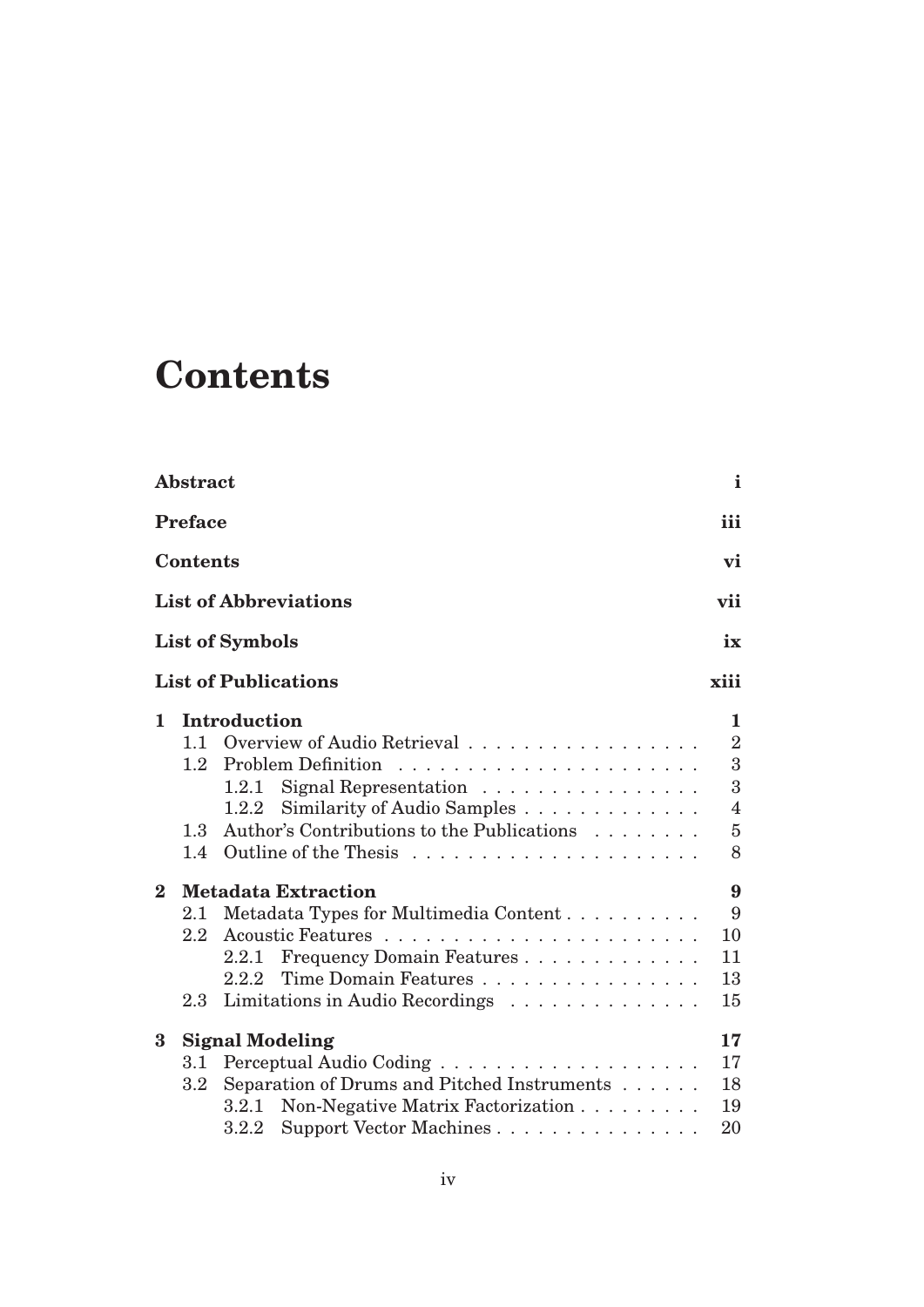# Contents

| | |
|---|---|
| **Abstract** | **i** |
| **Preface** | **iii** |
| **Contents** | **vi** |
| **List of Abbreviations** | **vii** |
| **List of Symbols** | **ix** |
| **List of Publications** | **xiii** |
| **1 Introduction** | **1** |
| 1.1 Overview of Audio Retrieval | 2 |
| 1.2 Problem Definition | 3 |
| 1.2.1 Signal Representation | 3 |
| 1.2.2 Similarity of Audio Samples | 4 |
| 1.3 Author's Contributions to the Publications | 5 |
| 1.4 Outline of the Thesis | 8 |
| **2 Metadata Extraction** | **9** |
| 2.1 Metadata Types for Multimedia Content | 9 |
| 2.2 Acoustic Features | 10 |
| 2.2.1 Frequency Domain Features | 11 |
| 2.2.2 Time Domain Features | 13 |
| 2.3 Limitations in Audio Recordings | 15 |
| **3 Signal Modeling** | **17** |
| 3.1 Perceptual Audio Coding | 17 |
| 3.2 Separation of Drums and Pitched Instruments | 18 |
| 3.2.1 Non-Negative Matrix Factorization | 19 |
| 3.2.2 Support Vector Machines | 20 |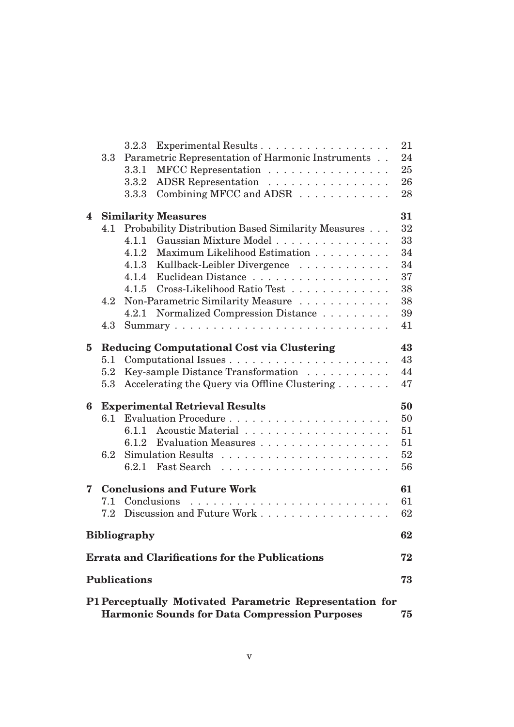- 3.2.3 Experimental Results . . . . . . . . . . . . . . . . . 21
- 3.3 Parametric Representation of Harmonic Instruments . . 24
  - 3.3.1 MFCC Representation . . . . . . . . . . . . . . . . 25
  - 3.3.2 ADSR Representation . . . . . . . . . . . . . . . . 26
  - 3.3.3 Combining MFCC and ADSR . . . . . . . . . . . . 28

**4 Similarity Measures 31**

- 4.1 Probability Distribution Based Similarity Measures . . . 32
  - 4.1.1 Gaussian Mixture Model . . . . . . . . . . . . . . . 33
  - 4.1.2 Maximum Likelihood Estimation . . . . . . . . . . 34
  - 4.1.3 Kullback-Leibler Divergence . . . . . . . . . . . . 34
  - 4.1.4 Euclidean Distance . . . . . . . . . . . . . . . . . . 37
  - 4.1.5 Cross-Likelihood Ratio Test . . . . . . . . . . . . . 38
- 4.2 Non-Parametric Similarity Measure . . . . . . . . . . . . 38
  - 4.2.1 Normalized Compression Distance . . . . . . . . . 39
- 4.3 Summary . . . . . . . . . . . . . . . . . . . . . . . . . . . 41

**5 Reducing Computational Cost via Clustering 43**

- 5.1 Computational Issues . . . . . . . . . . . . . . . . . . . . . 43
- 5.2 Key-sample Distance Transformation . . . . . . . . . . . 44
- 5.3 Accelerating the Query via Offline Clustering . . . . . . . 47

**6 Experimental Retrieval Results 50**

- 6.1 Evaluation Procedure . . . . . . . . . . . . . . . . . . . . . 50
  - 6.1.1 Acoustic Material . . . . . . . . . . . . . . . . . . . 51
  - 6.1.2 Evaluation Measures . . . . . . . . . . . . . . . . . 51
- 6.2 Simulation Results . . . . . . . . . . . . . . . . . . . . . . 52
  - 6.2.1 Fast Search . . . . . . . . . . . . . . . . . . . . . . 56

**7 Conclusions and Future Work 61**

- 7.1 Conclusions . . . . . . . . . . . . . . . . . . . . . . . . . . 61
- 7.2 Discussion and Future Work . . . . . . . . . . . . . . . . . 62

**Bibliography 62**

**Errata and Clarifications for the Publications 72**

**Publications 73**

**P1 Perceptually Motivated Parametric Representation for Harmonic Sounds for Data Compression Purposes 75**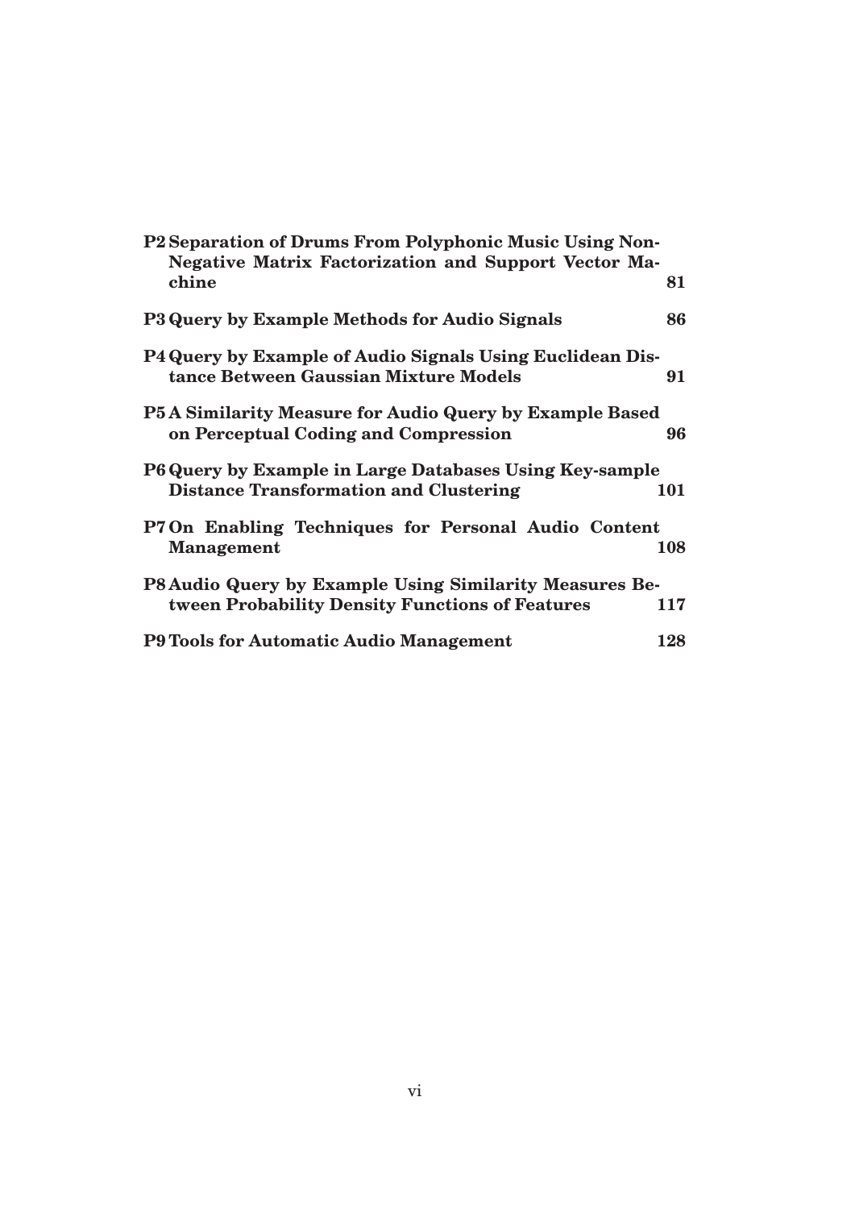**P2 Separation of Drums From Polyphonic Music Using Non-Negative Matrix Factorization and Support Vector Machine** **81**

**P3 Query by Example Methods for Audio Signals** **86**

**P4 Query by Example of Audio Signals Using Euclidean Distance Between Gaussian Mixture Models** **91**

**P5 A Similarity Measure for Audio Query by Example Based on Perceptual Coding and Compression** **96**

**P6 Query by Example in Large Databases Using Key-sample Distance Transformation and Clustering** **101**

**P7 On Enabling Techniques for Personal Audio Content Management** **108**

**P8 Audio Query by Example Using Similarity Measures Between Probability Density Functions of Features** **117**

**P9 Tools for Automatic Audio Management** **128**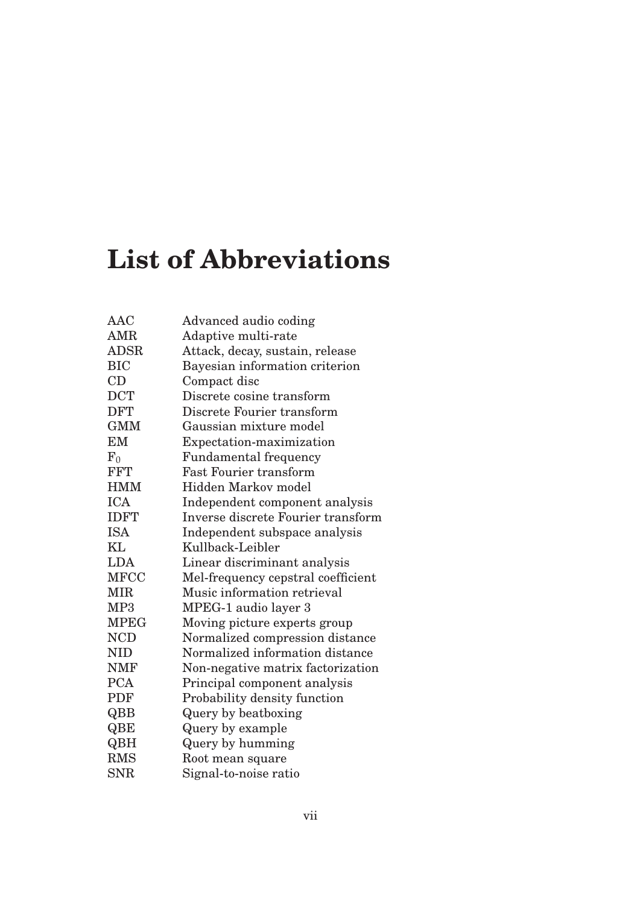# List of Abbreviations

| | |
|---|---|
| AAC | Advanced audio coding |
| AMR | Adaptive multi-rate |
| ADSR | Attack, decay, sustain, release |
| BIC | Bayesian information criterion |
| CD | Compact disc |
| DCT | Discrete cosine transform |
| DFT | Discrete Fourier transform |
| GMM | Gaussian mixture model |
| EM | Expectation-maximization |
| $F_0$ | Fundamental frequency |
| FFT | Fast Fourier transform |
| HMM | Hidden Markov model |
| ICA | Independent component analysis |
| IDFT | Inverse discrete Fourier transform |
| ISA | Independent subspace analysis |
| KL | Kullback-Leibler |
| LDA | Linear discriminant analysis |
| MFCC | Mel-frequency cepstral coefficient |
| MIR | Music information retrieval |
| MP3 | MPEG-1 audio layer 3 |
| MPEG | Moving picture experts group |
| NCD | Normalized compression distance |
| NID | Normalized information distance |
| NMF | Non-negative matrix factorization |
| PCA | Principal component analysis |
| PDF | Probability density function |
| QBB | Query by beatboxing |
| QBE | Query by example |
| QBH | Query by humming |
| RMS | Root mean square |
| SNR | Signal-to-noise ratio |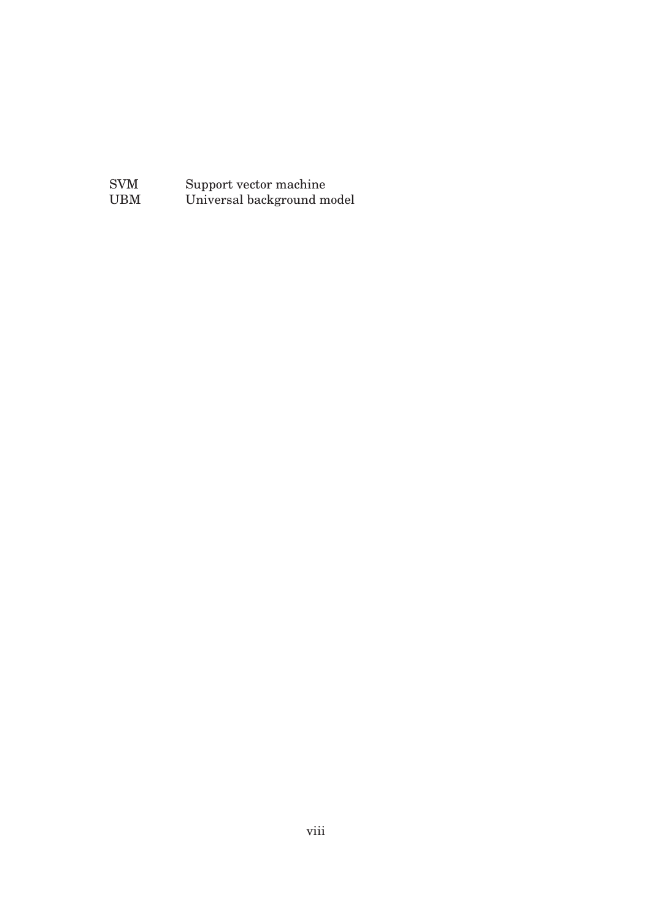| | |
|---|---|
| SVM | Support vector machine |
| UBM | Universal background model |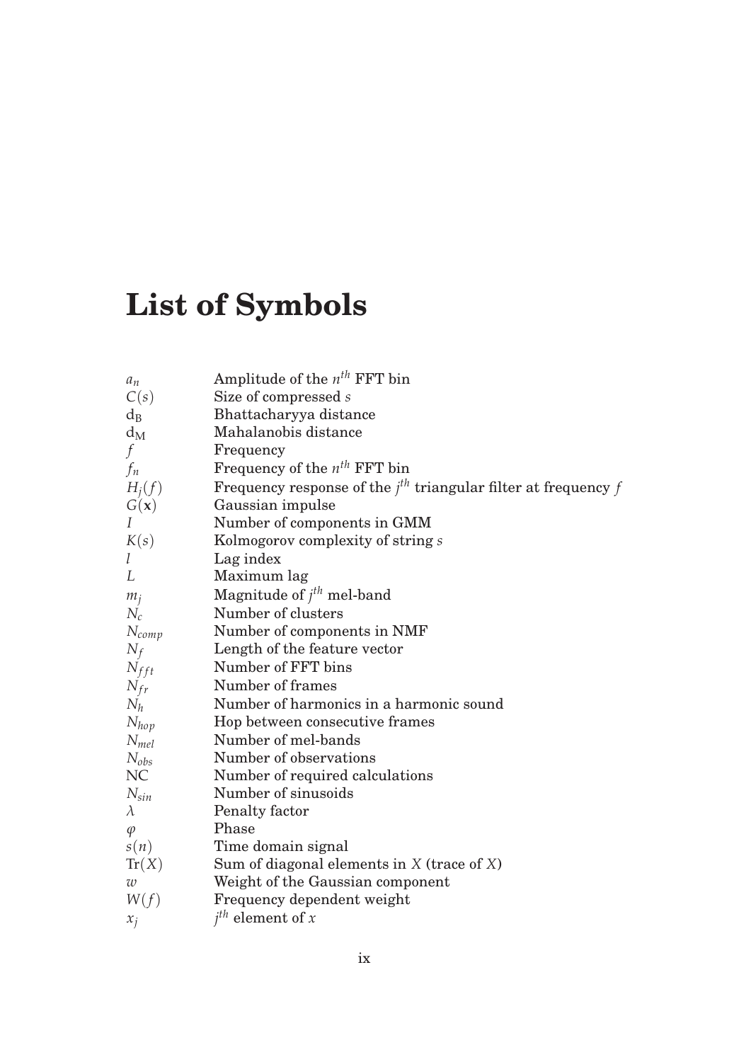# List of Symbols

| | |
|---|---|
| $a_n$ | Amplitude of the $n^{th}$ FFT bin |
| $C(s)$ | Size of compressed $s$ |
| $\mathrm{d_B}$ | Bhattacharyya distance |
| $\mathrm{d_M}$ | Mahalanobis distance |
| $f$ | Frequency |
| $f_n$ | Frequency of the $n^{th}$ FFT bin |
| $H_j(f)$ | Frequency response of the $j^{th}$ triangular filter at frequency $f$ |
| $G(\mathbf{x})$ | Gaussian impulse |
| $I$ | Number of components in GMM |
| $K(s)$ | Kolmogorov complexity of string $s$ |
| $l$ | Lag index |
| $L$ | Maximum lag |
| $m_j$ | Magnitude of $j^{th}$ mel-band |
| $N_c$ | Number of clusters |
| $N_{comp}$ | Number of components in NMF |
| $N_f$ | Length of the feature vector |
| $N_{fft}$ | Number of FFT bins |
| $N_{fr}$ | Number of frames |
| $N_h$ | Number of harmonics in a harmonic sound |
| $N_{hop}$ | Hop between consecutive frames |
| $N_{mel}$ | Number of mel-bands |
| $N_{obs}$ | Number of observations |
| NC | Number of required calculations |
| $N_{sin}$ | Number of sinusoids |
| $\lambda$ | Penalty factor |
| $\varphi$ | Phase |
| $s(n)$ | Time domain signal |
| $\mathrm{Tr}(X)$ | Sum of diagonal elements in $X$ (trace of $X$) |
| $w$ | Weight of the Gaussian component |
| $W(f)$ | Frequency dependent weight |
| $x_j$ | $j^{th}$ element of $x$ |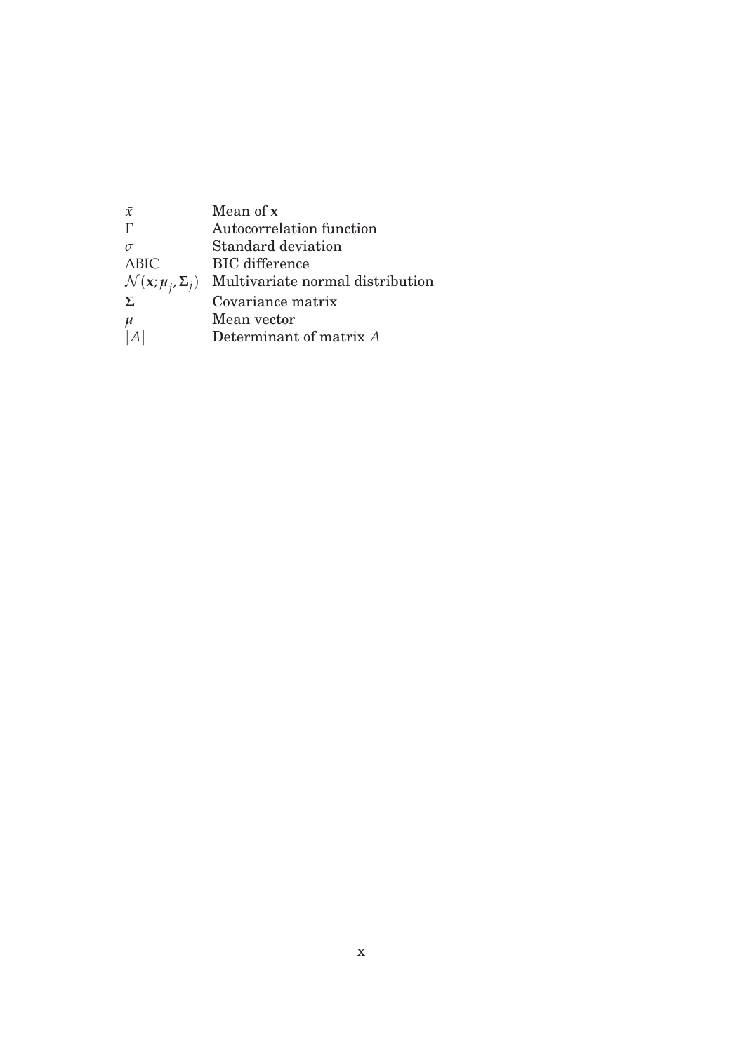| | |
|---|---|
| $\bar{x}$ | Mean of $\mathbf{x}$ |
| $\Gamma$ | Autocorrelation function |
| $\sigma$ | Standard deviation |
| $\Delta$BIC | BIC difference |
| $\mathcal{N}(\mathbf{x}; \boldsymbol{\mu}_j, \boldsymbol{\Sigma}_j)$ | Multivariate normal distribution |
| $\boldsymbol{\Sigma}$ | Covariance matrix |
| $\boldsymbol{\mu}$ | Mean vector |
| $\lvert A \rvert$ | Determinant of matrix $A$ |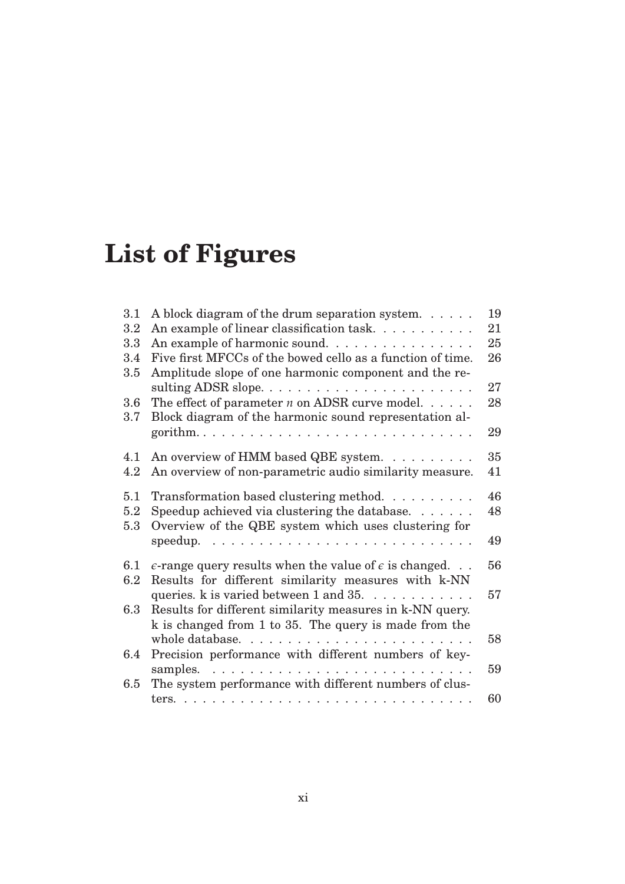# List of Figures

| | | |
|---|---|---|
| 3.1 | A block diagram of the drum separation system. | 19 |
| 3.2 | An example of linear classification task. | 21 |
| 3.3 | An example of harmonic sound. | 25 |
| 3.4 | Five first MFCCs of the bowed cello as a function of time. | 26 |
| 3.5 | Amplitude slope of one harmonic component and the resulting ADSR slope. | 27 |
| 3.6 | The effect of parameter $n$ on ADSR curve model. | 28 |
| 3.7 | Block diagram of the harmonic sound representation algorithm. | 29 |
| 4.1 | An overview of HMM based QBE system. | 35 |
| 4.2 | An overview of non-parametric audio similarity measure. | 41 |
| 5.1 | Transformation based clustering method. | 46 |
| 5.2 | Speedup achieved via clustering the database. | 48 |
| 5.3 | Overview of the QBE system which uses clustering for speedup. | 49 |
| 6.1 | $\epsilon$-range query results when the value of $\epsilon$ is changed. | 56 |
| 6.2 | Results for different similarity measures with k-NN queries. k is varied between 1 and 35. | 57 |
| 6.3 | Results for different similarity measures in k-NN query. k is changed from 1 to 35. The query is made from the whole database. | 58 |
| 6.4 | Precision performance with different numbers of key-samples. | 59 |
| 6.5 | The system performance with different numbers of clusters. | 60 |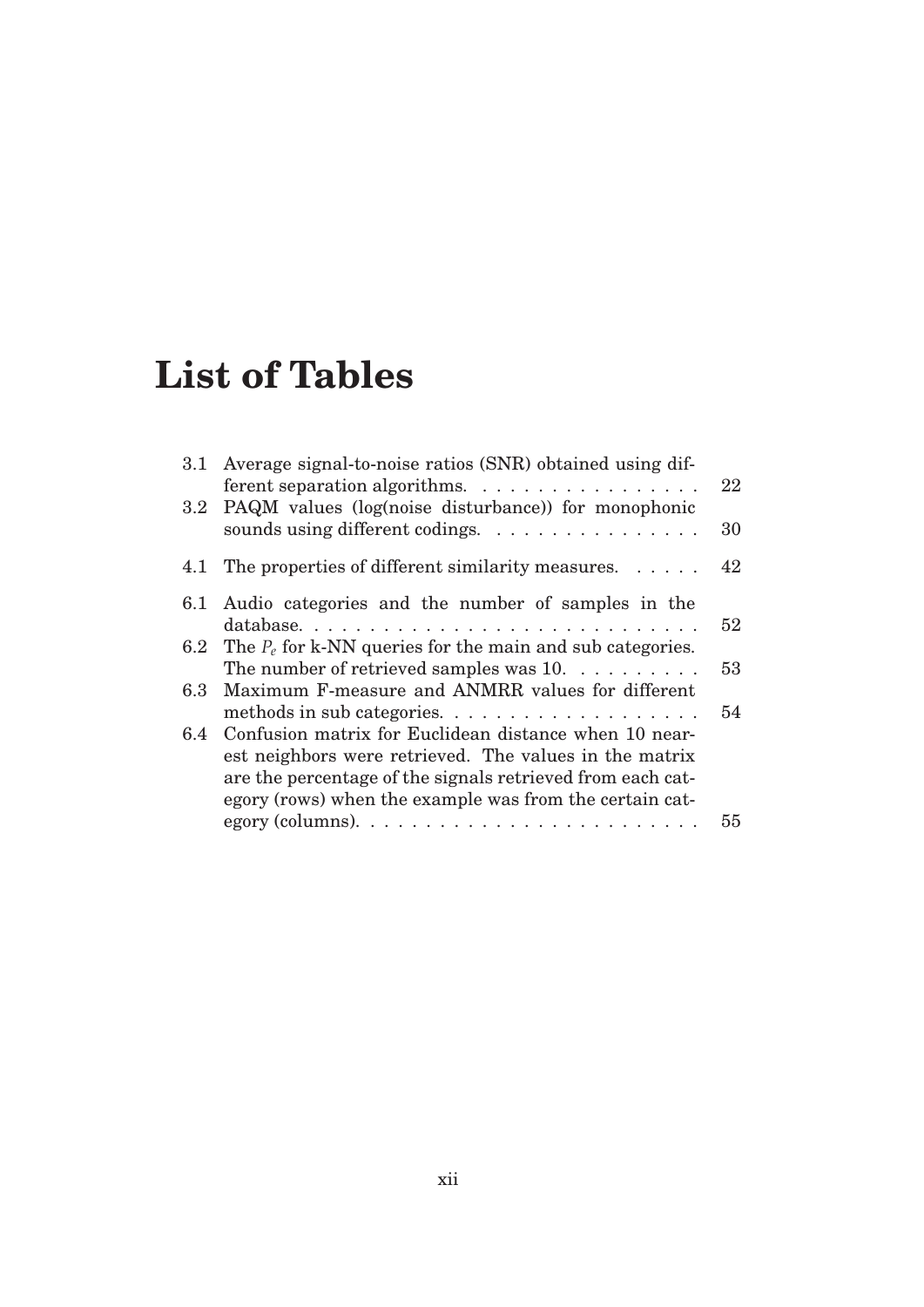# List of Tables

| | | |
|---|---|---|
| 3.1 | Average signal-to-noise ratios (SNR) obtained using different separation algorithms. | 22 |
| 3.2 | PAQM values (log(noise disturbance)) for monophonic sounds using different codings. | 30 |
| 4.1 | The properties of different similarity measures. | 42 |
| 6.1 | Audio categories and the number of samples in the database. | 52 |
| 6.2 | The $P_e$ for k-NN queries for the main and sub categories. The number of retrieved samples was 10. | 53 |
| 6.3 | Maximum F-measure and ANMRR values for different methods in sub categories. | 54 |
| 6.4 | Confusion matrix for Euclidean distance when 10 nearest neighbors were retrieved. The values in the matrix are the percentage of the signals retrieved from each category (rows) when the example was from the certain category (columns). | 55 |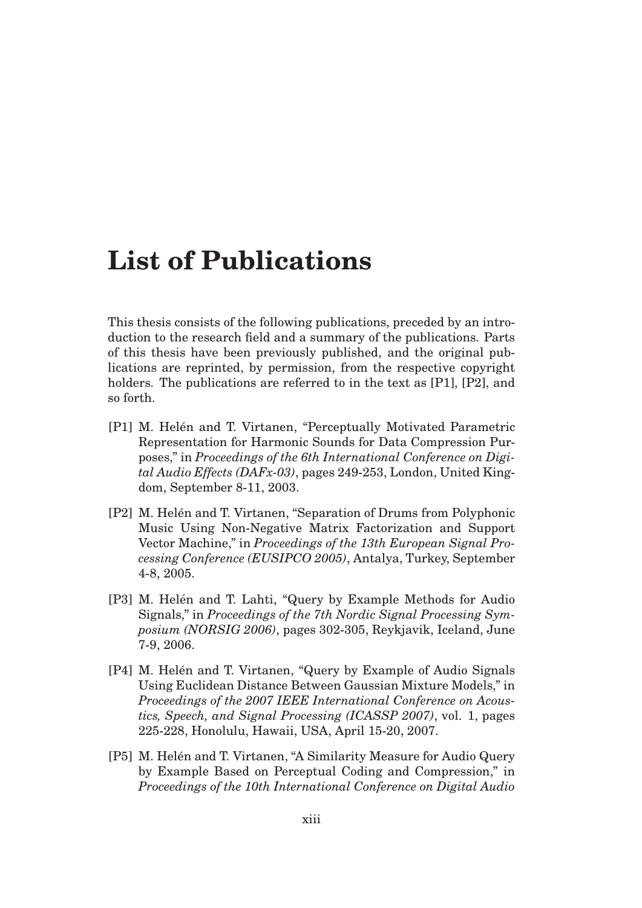# List of Publications

This thesis consists of the following publications, preceded by an introduction to the research field and a summary of the publications. Parts of this thesis have been previously published, and the original publications are reprinted, by permission, from the respective copyright holders. The publications are referred to in the text as [P1], [P2], and so forth.

[P1] M. Helén and T. Virtanen, "Perceptually Motivated Parametric Representation for Harmonic Sounds for Data Compression Purposes," in *Proceedings of the 6th International Conference on Digital Audio Effects (DAFx-03)*, pages 249-253, London, United Kingdom, September 8-11, 2003.

[P2] M. Helén and T. Virtanen, "Separation of Drums from Polyphonic Music Using Non-Negative Matrix Factorization and Support Vector Machine," in *Proceedings of the 13th European Signal Processing Conference (EUSIPCO 2005)*, Antalya, Turkey, September 4-8, 2005.

[P3] M. Helén and T. Lahti, "Query by Example Methods for Audio Signals," in *Proceedings of the 7th Nordic Signal Processing Symposium (NORSIG 2006)*, pages 302-305, Reykjavik, Iceland, June 7-9, 2006.

[P4] M. Helén and T. Virtanen, "Query by Example of Audio Signals Using Euclidean Distance Between Gaussian Mixture Models," in *Proceedings of the 2007 IEEE International Conference on Acoustics, Speech, and Signal Processing (ICASSP 2007)*, vol. 1, pages 225-228, Honolulu, Hawaii, USA, April 15-20, 2007.

[P5] M. Helén and T. Virtanen, "A Similarity Measure for Audio Query by Example Based on Perceptual Coding and Compression," in *Proceedings of the 10th International Conference on Digital Audio*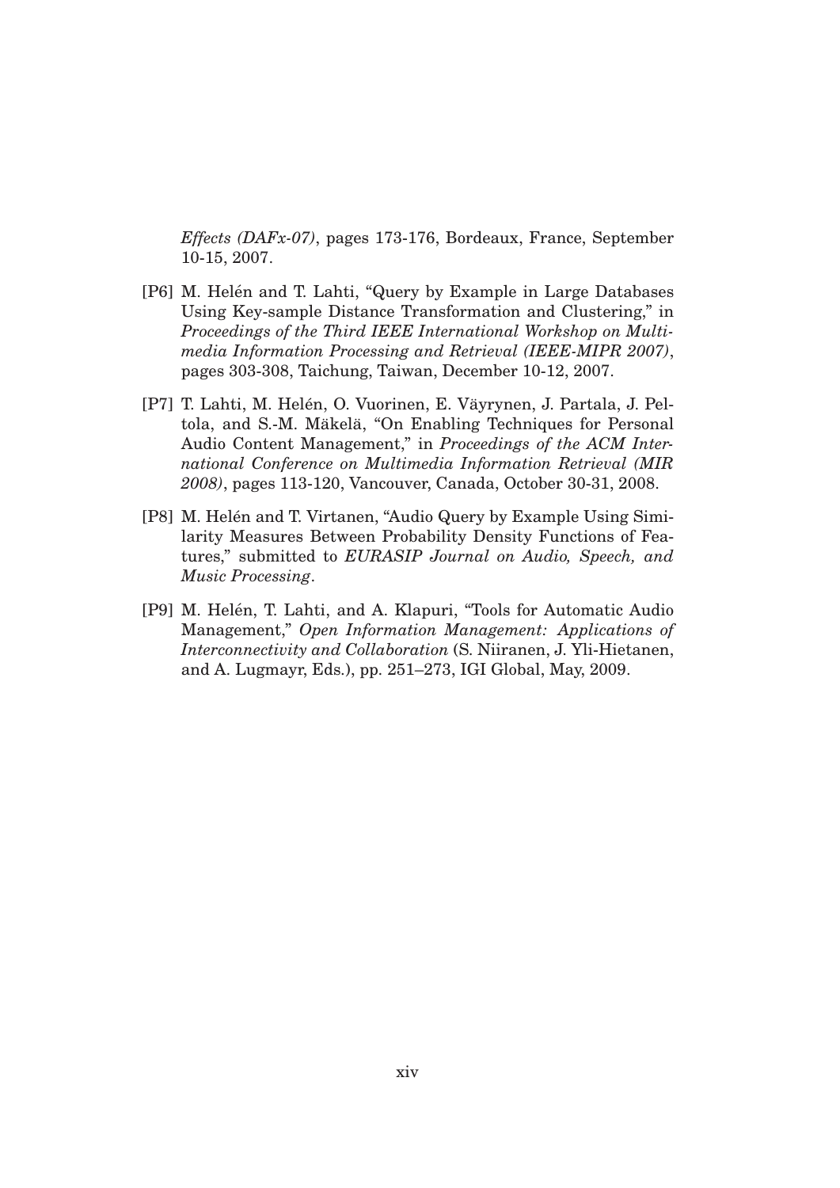*Effects (DAFx-07)*, pages 173-176, Bordeaux, France, September 10-15, 2007.

[P6] M. Helén and T. Lahti, "Query by Example in Large Databases Using Key-sample Distance Transformation and Clustering," in *Proceedings of the Third IEEE International Workshop on Multimedia Information Processing and Retrieval (IEEE-MIPR 2007)*, pages 303-308, Taichung, Taiwan, December 10-12, 2007.

[P7] T. Lahti, M. Helén, O. Vuorinen, E. Väyrynen, J. Partala, J. Peltola, and S.-M. Mäkelä, "On Enabling Techniques for Personal Audio Content Management," in *Proceedings of the ACM International Conference on Multimedia Information Retrieval (MIR 2008)*, pages 113-120, Vancouver, Canada, October 30-31, 2008.

[P8] M. Helén and T. Virtanen, "Audio Query by Example Using Similarity Measures Between Probability Density Functions of Features," submitted to *EURASIP Journal on Audio, Speech, and Music Processing*.

[P9] M. Helén, T. Lahti, and A. Klapuri, "Tools for Automatic Audio Management," *Open Information Management: Applications of Interconnectivity and Collaboration* (S. Niiranen, J. Yli-Hietanen, and A. Lugmayr, Eds.), pp. 251–273, IGI Global, May, 2009.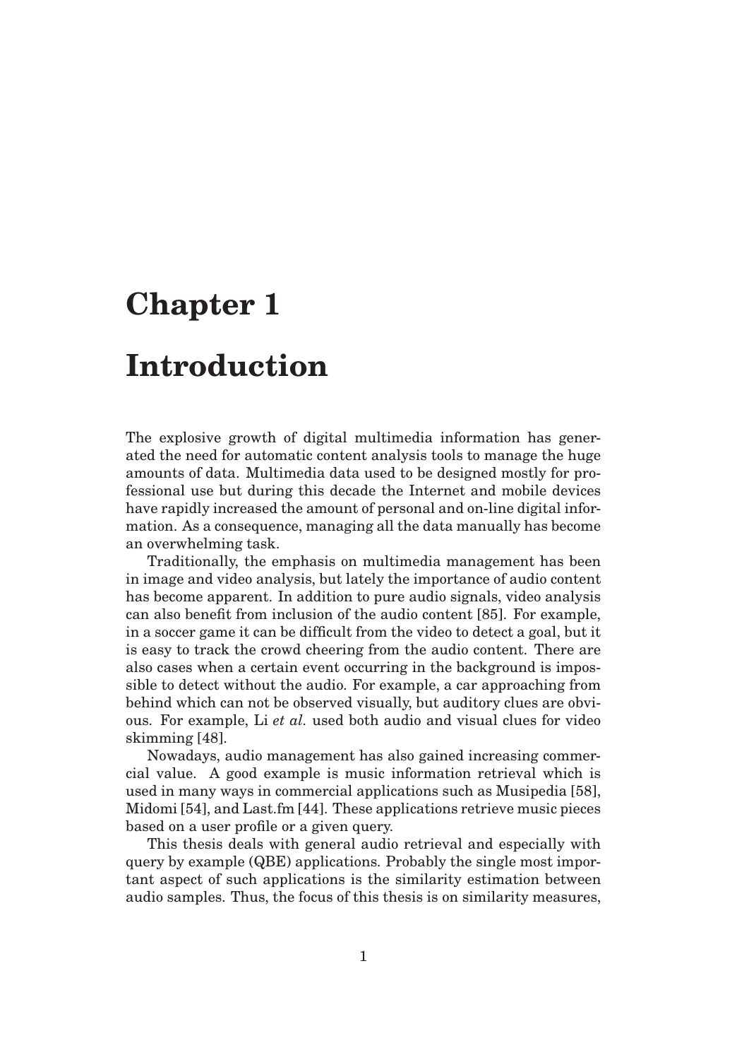# Chapter 1

# Introduction

The explosive growth of digital multimedia information has generated the need for automatic content analysis tools to manage the huge amounts of data. Multimedia data used to be designed mostly for professional use but during this decade the Internet and mobile devices have rapidly increased the amount of personal and on-line digital information. As a consequence, managing all the data manually has become an overwhelming task.

Traditionally, the emphasis on multimedia management has been in image and video analysis, but lately the importance of audio content has become apparent. In addition to pure audio signals, video analysis can also benefit from inclusion of the audio content [85]. For example, in a soccer game it can be difficult from the video to detect a goal, but it is easy to track the crowd cheering from the audio content. There are also cases when a certain event occurring in the background is impossible to detect without the audio. For example, a car approaching from behind which can not be observed visually, but auditory clues are obvious. For example, Li *et al.* used both audio and visual clues for video skimming [48].

Nowadays, audio management has also gained increasing commercial value. A good example is music information retrieval which is used in many ways in commercial applications such as Musipedia [58], Midomi [54], and Last.fm [44]. These applications retrieve music pieces based on a user profile or a given query.

This thesis deals with general audio retrieval and especially with query by example (QBE) applications. Probably the single most important aspect of such applications is the similarity estimation between audio samples. Thus, the focus of this thesis is on similarity measures,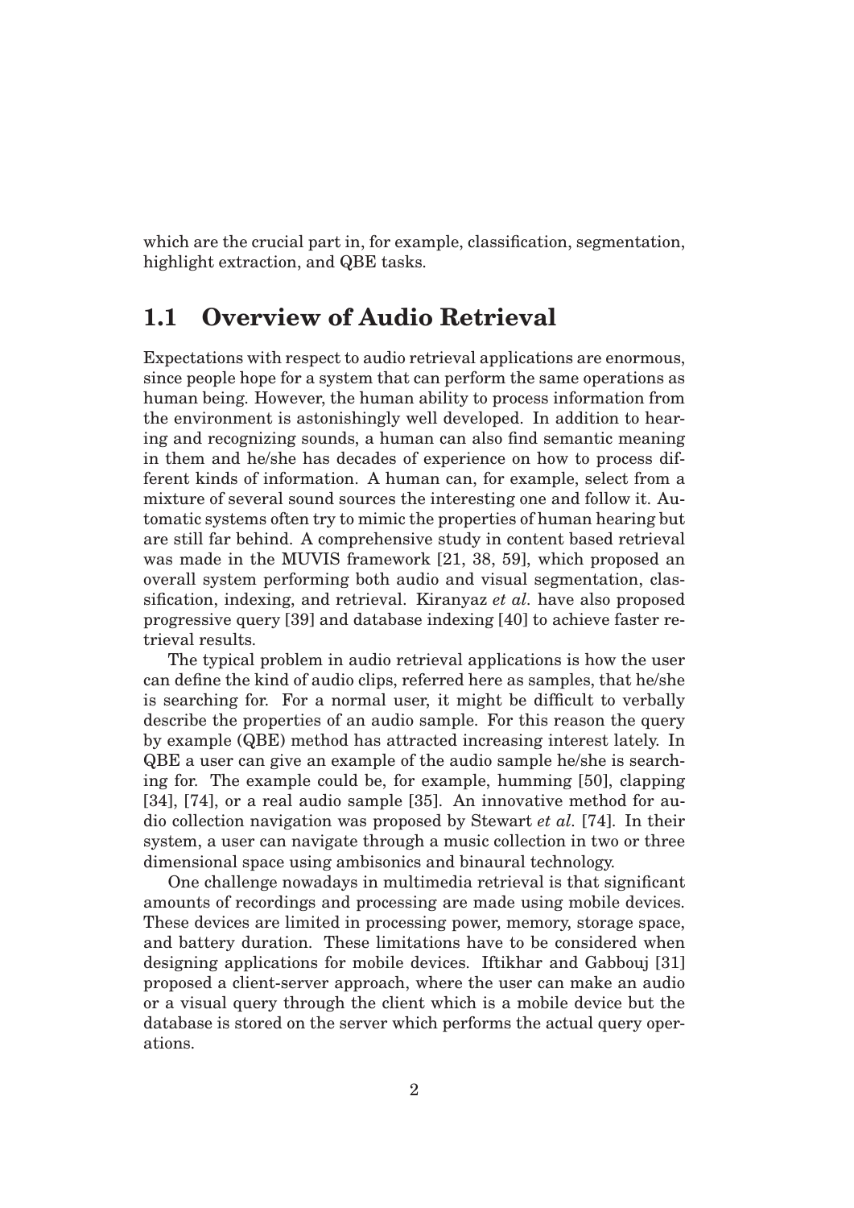which are the crucial part in, for example, classification, segmentation, highlight extraction, and QBE tasks.

## 1.1 Overview of Audio Retrieval

Expectations with respect to audio retrieval applications are enormous, since people hope for a system that can perform the same operations as human being. However, the human ability to process information from the environment is astonishingly well developed. In addition to hearing and recognizing sounds, a human can also find semantic meaning in them and he/she has decades of experience on how to process different kinds of information. A human can, for example, select from a mixture of several sound sources the interesting one and follow it. Automatic systems often try to mimic the properties of human hearing but are still far behind. A comprehensive study in content based retrieval was made in the MUVIS framework [21, 38, 59], which proposed an overall system performing both audio and visual segmentation, classification, indexing, and retrieval. Kiranyaz *et al*. have also proposed progressive query [39] and database indexing [40] to achieve faster retrieval results.

The typical problem in audio retrieval applications is how the user can define the kind of audio clips, referred here as samples, that he/she is searching for. For a normal user, it might be difficult to verbally describe the properties of an audio sample. For this reason the query by example (QBE) method has attracted increasing interest lately. In QBE a user can give an example of the audio sample he/she is searching for. The example could be, for example, humming [50], clapping [34], [74], or a real audio sample [35]. An innovative method for audio collection navigation was proposed by Stewart *et al*. [74]. In their system, a user can navigate through a music collection in two or three dimensional space using ambisonics and binaural technology.

One challenge nowadays in multimedia retrieval is that significant amounts of recordings and processing are made using mobile devices. These devices are limited in processing power, memory, storage space, and battery duration. These limitations have to be considered when designing applications for mobile devices. Iftikhar and Gabbouj [31] proposed a client-server approach, where the user can make an audio or a visual query through the client which is a mobile device but the database is stored on the server which performs the actual query operations.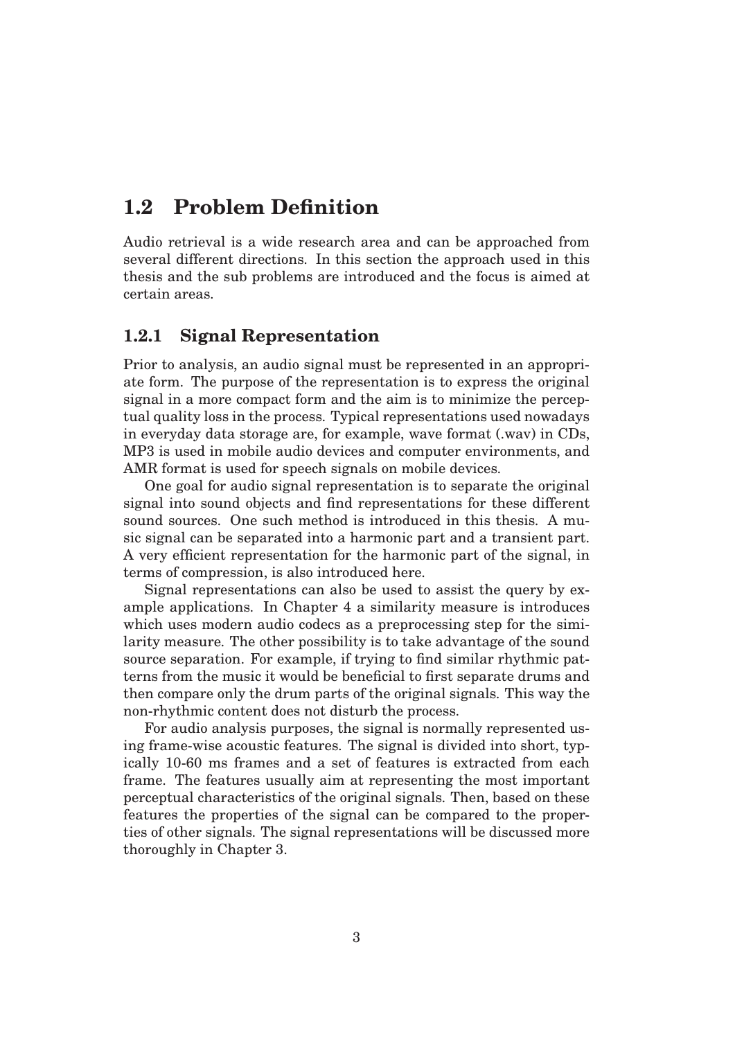## 1.2 Problem Definition

Audio retrieval is a wide research area and can be approached from several different directions. In this section the approach used in this thesis and the sub problems are introduced and the focus is aimed at certain areas.

### 1.2.1 Signal Representation

Prior to analysis, an audio signal must be represented in an appropriate form. The purpose of the representation is to express the original signal in a more compact form and the aim is to minimize the perceptual quality loss in the process. Typical representations used nowadays in everyday data storage are, for example, wave format (.wav) in CDs, MP3 is used in mobile audio devices and computer environments, and AMR format is used for speech signals on mobile devices.

One goal for audio signal representation is to separate the original signal into sound objects and find representations for these different sound sources. One such method is introduced in this thesis. A music signal can be separated into a harmonic part and a transient part. A very efficient representation for the harmonic part of the signal, in terms of compression, is also introduced here.

Signal representations can also be used to assist the query by example applications. In Chapter 4 a similarity measure is introduces which uses modern audio codecs as a preprocessing step for the similarity measure. The other possibility is to take advantage of the sound source separation. For example, if trying to find similar rhythmic patterns from the music it would be beneficial to first separate drums and then compare only the drum parts of the original signals. This way the non-rhythmic content does not disturb the process.

For audio analysis purposes, the signal is normally represented using frame-wise acoustic features. The signal is divided into short, typically 10-60 ms frames and a set of features is extracted from each frame. The features usually aim at representing the most important perceptual characteristics of the original signals. Then, based on these features the properties of the signal can be compared to the properties of other signals. The signal representations will be discussed more thoroughly in Chapter 3.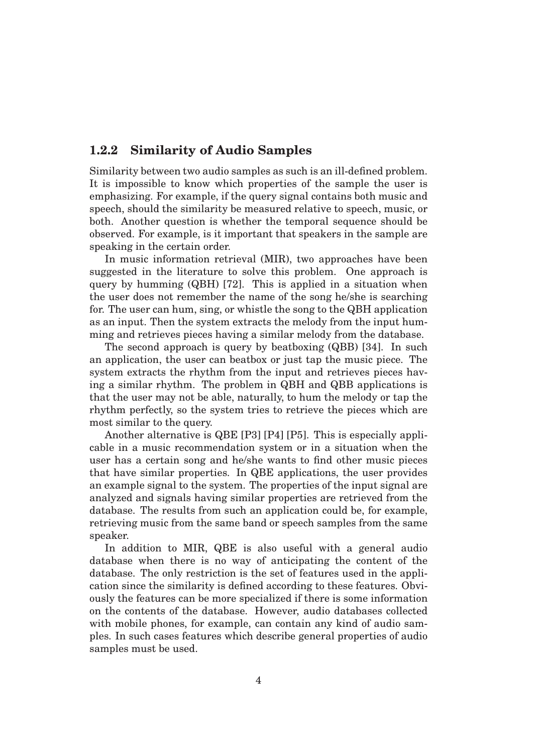### 1.2.2 Similarity of Audio Samples

Similarity between two audio samples as such is an ill-defined problem. It is impossible to know which properties of the sample the user is emphasizing. For example, if the query signal contains both music and speech, should the similarity be measured relative to speech, music, or both. Another question is whether the temporal sequence should be observed. For example, is it important that speakers in the sample are speaking in the certain order.

In music information retrieval (MIR), two approaches have been suggested in the literature to solve this problem. One approach is query by humming (QBH) [72]. This is applied in a situation when the user does not remember the name of the song he/she is searching for. The user can hum, sing, or whistle the song to the QBH application as an input. Then the system extracts the melody from the input humming and retrieves pieces having a similar melody from the database.

The second approach is query by beatboxing (QBB) [34]. In such an application, the user can beatbox or just tap the music piece. The system extracts the rhythm from the input and retrieves pieces having a similar rhythm. The problem in QBH and QBB applications is that the user may not be able, naturally, to hum the melody or tap the rhythm perfectly, so the system tries to retrieve the pieces which are most similar to the query.

Another alternative is QBE [P3] [P4] [P5]. This is especially applicable in a music recommendation system or in a situation when the user has a certain song and he/she wants to find other music pieces that have similar properties. In QBE applications, the user provides an example signal to the system. The properties of the input signal are analyzed and signals having similar properties are retrieved from the database. The results from such an application could be, for example, retrieving music from the same band or speech samples from the same speaker.

In addition to MIR, QBE is also useful with a general audio database when there is no way of anticipating the content of the database. The only restriction is the set of features used in the application since the similarity is defined according to these features. Obviously the features can be more specialized if there is some information on the contents of the database. However, audio databases collected with mobile phones, for example, can contain any kind of audio samples. In such cases features which describe general properties of audio samples must be used.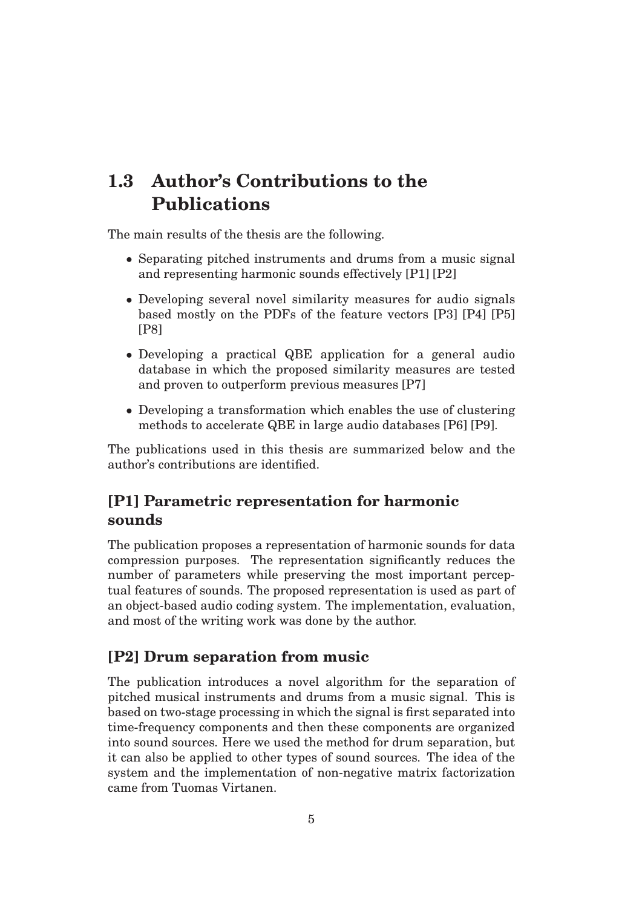## 1.3 Author's Contributions to the Publications

The main results of the thesis are the following.

- Separating pitched instruments and drums from a music signal and representing harmonic sounds effectively [P1] [P2]
- Developing several novel similarity measures for audio signals based mostly on the PDFs of the feature vectors [P3] [P4] [P5] [P8]
- Developing a practical QBE application for a general audio database in which the proposed similarity measures are tested and proven to outperform previous measures [P7]
- Developing a transformation which enables the use of clustering methods to accelerate QBE in large audio databases [P6] [P9].

The publications used in this thesis are summarized below and the author's contributions are identified.

### [P1] Parametric representation for harmonic sounds

The publication proposes a representation of harmonic sounds for data compression purposes. The representation significantly reduces the number of parameters while preserving the most important perceptual features of sounds. The proposed representation is used as part of an object-based audio coding system. The implementation, evaluation, and most of the writing work was done by the author.

### [P2] Drum separation from music

The publication introduces a novel algorithm for the separation of pitched musical instruments and drums from a music signal. This is based on two-stage processing in which the signal is first separated into time-frequency components and then these components are organized into sound sources. Here we used the method for drum separation, but it can also be applied to other types of sound sources. The idea of the system and the implementation of non-negative matrix factorization came from Tuomas Virtanen.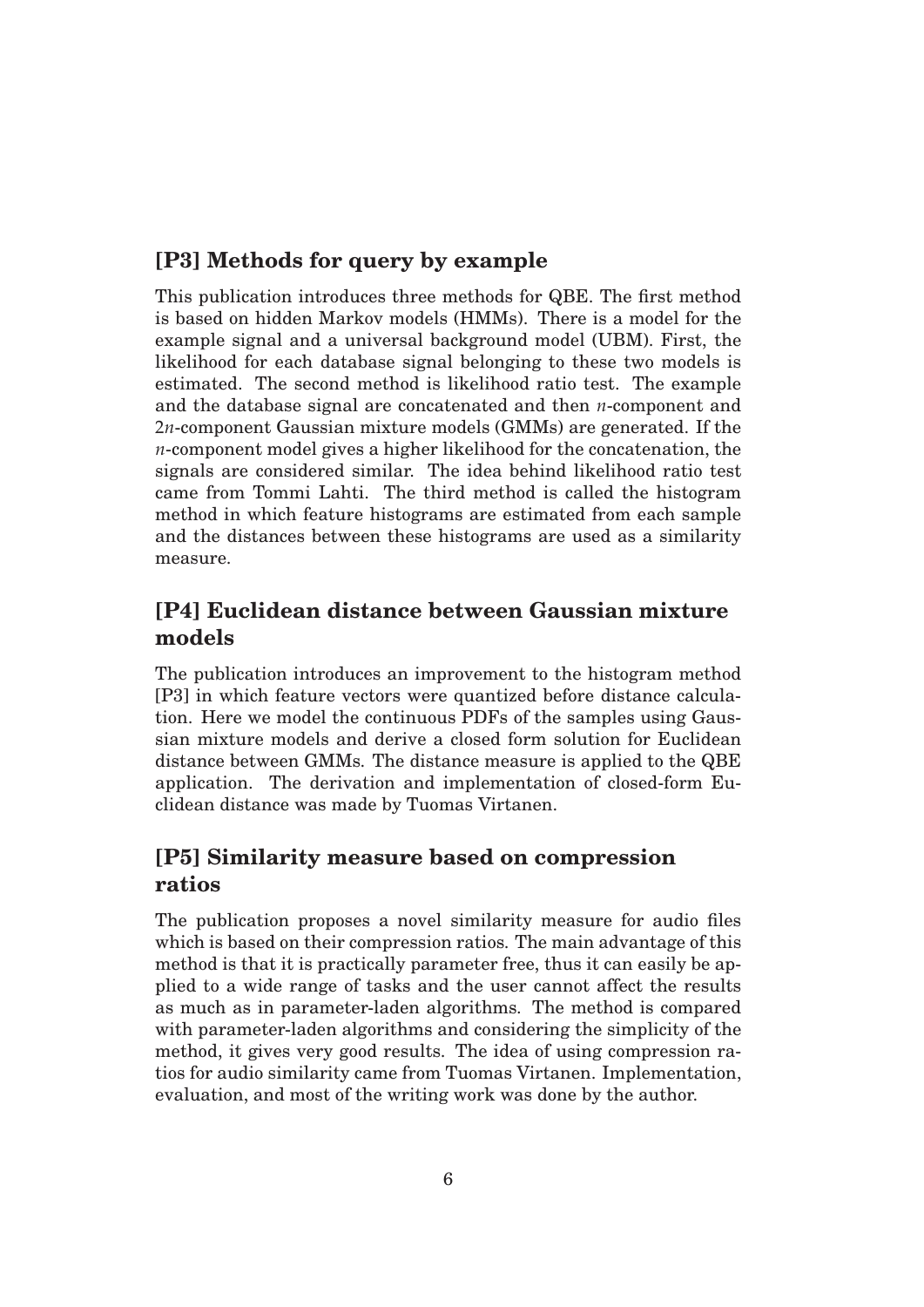## [P3] Methods for query by example

This publication introduces three methods for QBE. The first method is based on hidden Markov models (HMMs). There is a model for the example signal and a universal background model (UBM). First, the likelihood for each database signal belonging to these two models is estimated. The second method is likelihood ratio test. The example and the database signal are concatenated and then $n$-component and $2n$-component Gaussian mixture models (GMMs) are generated. If the $n$-component model gives a higher likelihood for the concatenation, the signals are considered similar. The idea behind likelihood ratio test came from Tommi Lahti. The third method is called the histogram method in which feature histograms are estimated from each sample and the distances between these histograms are used as a similarity measure.

## [P4] Euclidean distance between Gaussian mixture models

The publication introduces an improvement to the histogram method [P3] in which feature vectors were quantized before distance calculation. Here we model the continuous PDFs of the samples using Gaussian mixture models and derive a closed form solution for Euclidean distance between GMMs. The distance measure is applied to the QBE application. The derivation and implementation of closed-form Euclidean distance was made by Tuomas Virtanen.

## [P5] Similarity measure based on compression ratios

The publication proposes a novel similarity measure for audio files which is based on their compression ratios. The main advantage of this method is that it is practically parameter free, thus it can easily be applied to a wide range of tasks and the user cannot affect the results as much as in parameter-laden algorithms. The method is compared with parameter-laden algorithms and considering the simplicity of the method, it gives very good results. The idea of using compression ratios for audio similarity came from Tuomas Virtanen. Implementation, evaluation, and most of the writing work was done by the author.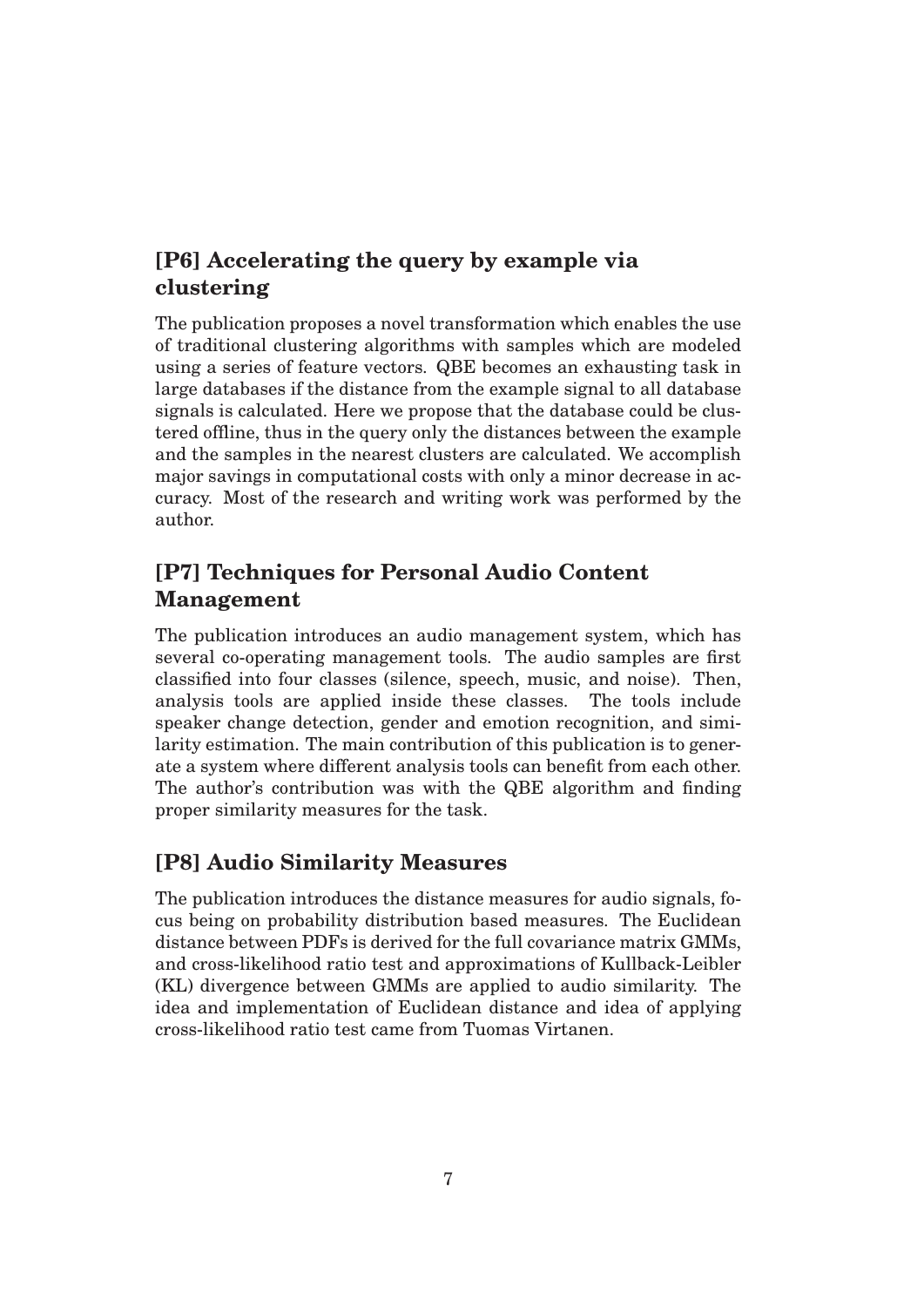## [P6] Accelerating the query by example via clustering

The publication proposes a novel transformation which enables the use of traditional clustering algorithms with samples which are modeled using a series of feature vectors. QBE becomes an exhausting task in large databases if the distance from the example signal to all database signals is calculated. Here we propose that the database could be clustered offline, thus in the query only the distances between the example and the samples in the nearest clusters are calculated. We accomplish major savings in computational costs with only a minor decrease in accuracy. Most of the research and writing work was performed by the author.

## [P7] Techniques for Personal Audio Content Management

The publication introduces an audio management system, which has several co-operating management tools. The audio samples are first classified into four classes (silence, speech, music, and noise). Then, analysis tools are applied inside these classes. The tools include speaker change detection, gender and emotion recognition, and similarity estimation. The main contribution of this publication is to generate a system where different analysis tools can benefit from each other. The author's contribution was with the QBE algorithm and finding proper similarity measures for the task.

## [P8] Audio Similarity Measures

The publication introduces the distance measures for audio signals, focus being on probability distribution based measures. The Euclidean distance between PDFs is derived for the full covariance matrix GMMs, and cross-likelihood ratio test and approximations of Kullback-Leibler (KL) divergence between GMMs are applied to audio similarity. The idea and implementation of Euclidean distance and idea of applying cross-likelihood ratio test came from Tuomas Virtanen.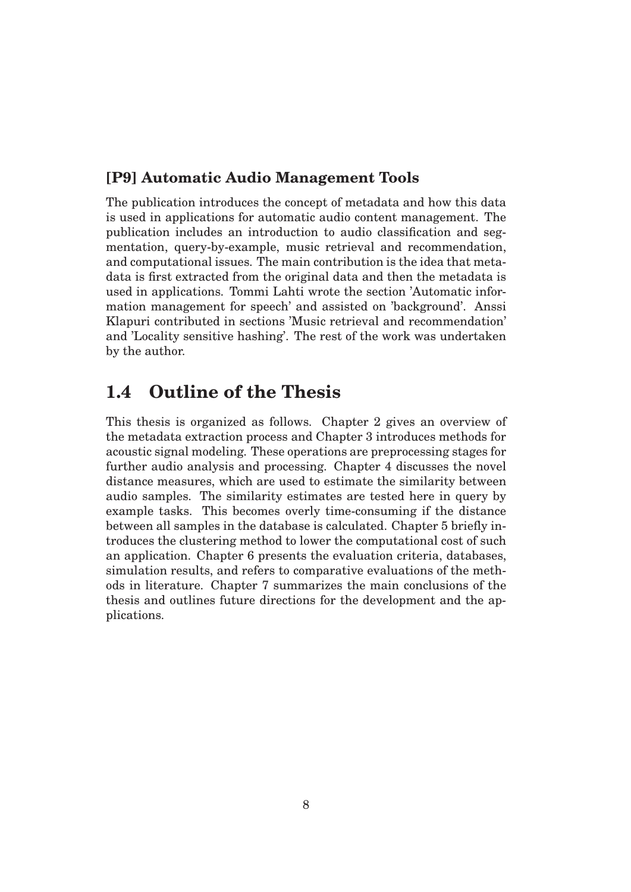### [P9] Automatic Audio Management Tools

The publication introduces the concept of metadata and how this data is used in applications for automatic audio content management. The publication includes an introduction to audio classification and segmentation, query-by-example, music retrieval and recommendation, and computational issues. The main contribution is the idea that metadata is first extracted from the original data and then the metadata is used in applications. Tommi Lahti wrote the section 'Automatic information management for speech' and assisted on 'background'. Anssi Klapuri contributed in sections 'Music retrieval and recommendation' and 'Locality sensitive hashing'. The rest of the work was undertaken by the author.

## 1.4 Outline of the Thesis

This thesis is organized as follows. Chapter 2 gives an overview of the metadata extraction process and Chapter 3 introduces methods for acoustic signal modeling. These operations are preprocessing stages for further audio analysis and processing. Chapter 4 discusses the novel distance measures, which are used to estimate the similarity between audio samples. The similarity estimates are tested here in query by example tasks. This becomes overly time-consuming if the distance between all samples in the database is calculated. Chapter 5 briefly introduces the clustering method to lower the computational cost of such an application. Chapter 6 presents the evaluation criteria, databases, simulation results, and refers to comparative evaluations of the methods in literature. Chapter 7 summarizes the main conclusions of the thesis and outlines future directions for the development and the applications.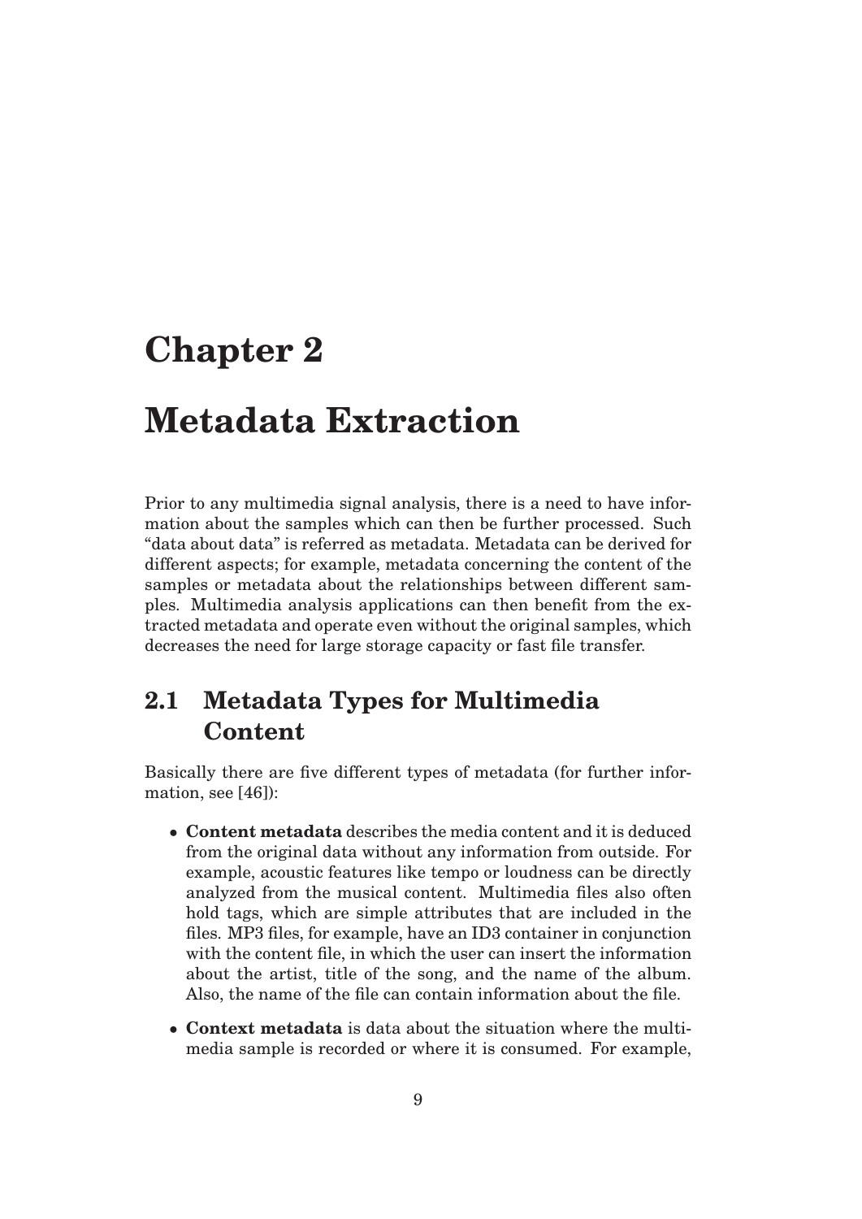# Chapter 2

# Metadata Extraction

Prior to any multimedia signal analysis, there is a need to have information about the samples which can then be further processed. Such "data about data" is referred as metadata. Metadata can be derived for different aspects; for example, metadata concerning the content of the samples or metadata about the relationships between different samples. Multimedia analysis applications can then benefit from the extracted metadata and operate even without the original samples, which decreases the need for large storage capacity or fast file transfer.

## 2.1 Metadata Types for Multimedia Content

Basically there are five different types of metadata (for further information, see [46]):

- **Content metadata** describes the media content and it is deduced from the original data without any information from outside. For example, acoustic features like tempo or loudness can be directly analyzed from the musical content. Multimedia files also often hold tags, which are simple attributes that are included in the files. MP3 files, for example, have an ID3 container in conjunction with the content file, in which the user can insert the information about the artist, title of the song, and the name of the album. Also, the name of the file can contain information about the file.
- **Context metadata** is data about the situation where the multimedia sample is recorded or where it is consumed. For example,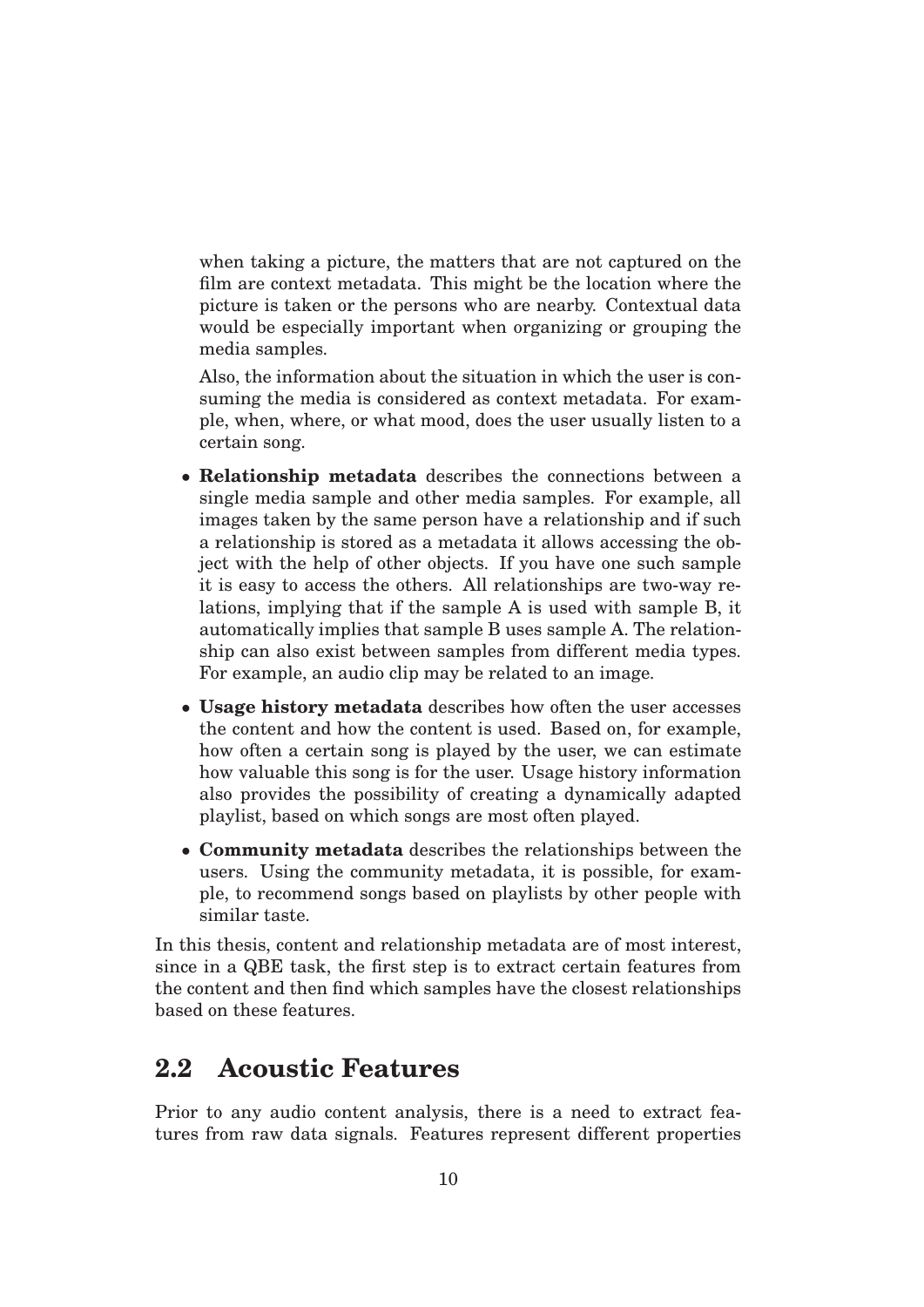when taking a picture, the matters that are not captured on the film are context metadata. This might be the location where the picture is taken or the persons who are nearby. Contextual data would be especially important when organizing or grouping the media samples.

Also, the information about the situation in which the user is consuming the media is considered as context metadata. For example, when, where, or what mood, does the user usually listen to a certain song.

- **Relationship metadata** describes the connections between a single media sample and other media samples. For example, all images taken by the same person have a relationship and if such a relationship is stored as a metadata it allows accessing the object with the help of other objects. If you have one such sample it is easy to access the others. All relationships are two-way relations, implying that if the sample A is used with sample B, it automatically implies that sample B uses sample A. The relationship can also exist between samples from different media types. For example, an audio clip may be related to an image.
- **Usage history metadata** describes how often the user accesses the content and how the content is used. Based on, for example, how often a certain song is played by the user, we can estimate how valuable this song is for the user. Usage history information also provides the possibility of creating a dynamically adapted playlist, based on which songs are most often played.
- **Community metadata** describes the relationships between the users. Using the community metadata, it is possible, for example, to recommend songs based on playlists by other people with similar taste.

In this thesis, content and relationship metadata are of most interest, since in a QBE task, the first step is to extract certain features from the content and then find which samples have the closest relationships based on these features.

## 2.2 Acoustic Features

Prior to any audio content analysis, there is a need to extract features from raw data signals. Features represent different properties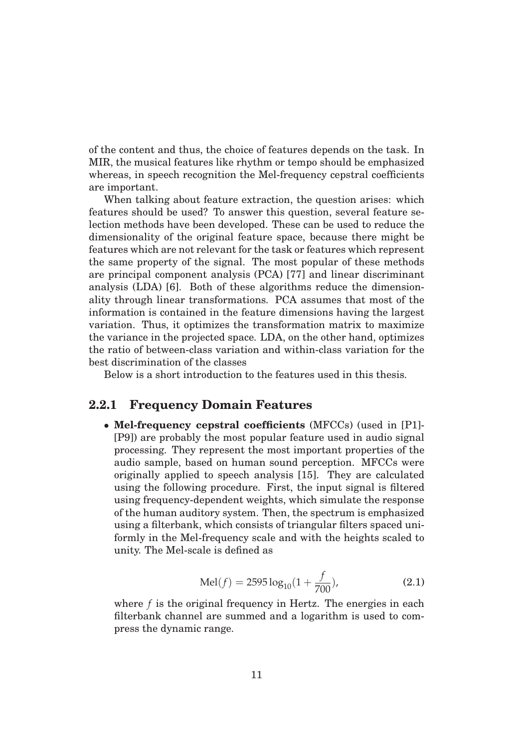of the content and thus, the choice of features depends on the task. In MIR, the musical features like rhythm or tempo should be emphasized whereas, in speech recognition the Mel-frequency cepstral coefficients are important.

When talking about feature extraction, the question arises: which features should be used? To answer this question, several feature selection methods have been developed. These can be used to reduce the dimensionality of the original feature space, because there might be features which are not relevant for the task or features which represent the same property of the signal. The most popular of these methods are principal component analysis (PCA) [77] and linear discriminant analysis (LDA) [6]. Both of these algorithms reduce the dimensionality through linear transformations. PCA assumes that most of the information is contained in the feature dimensions having the largest variation. Thus, it optimizes the transformation matrix to maximize the variance in the projected space. LDA, on the other hand, optimizes the ratio of between-class variation and within-class variation for the best discrimination of the classes

Below is a short introduction to the features used in this thesis.

### 2.2.1 Frequency Domain Features

- **Mel-frequency cepstral coefficients** (MFCCs) (used in [P1]-[P9]) are probably the most popular feature used in audio signal processing. They represent the most important properties of the audio sample, based on human sound perception. MFCCs were originally applied to speech analysis [15]. They are calculated using the following procedure. First, the input signal is filtered using frequency-dependent weights, which simulate the response of the human auditory system. Then, the spectrum is emphasized using a filterbank, which consists of triangular filters spaced uniformly in the Mel-frequency scale and with the heights scaled to unity. The Mel-scale is defined as

$$\text{Mel}(f) = 2595 \log_{10}(1 + \frac{f}{700}), \tag{2.1}$$

where $f$ is the original frequency in Hertz. The energies in each filterbank channel are summed and a logarithm is used to compress the dynamic range.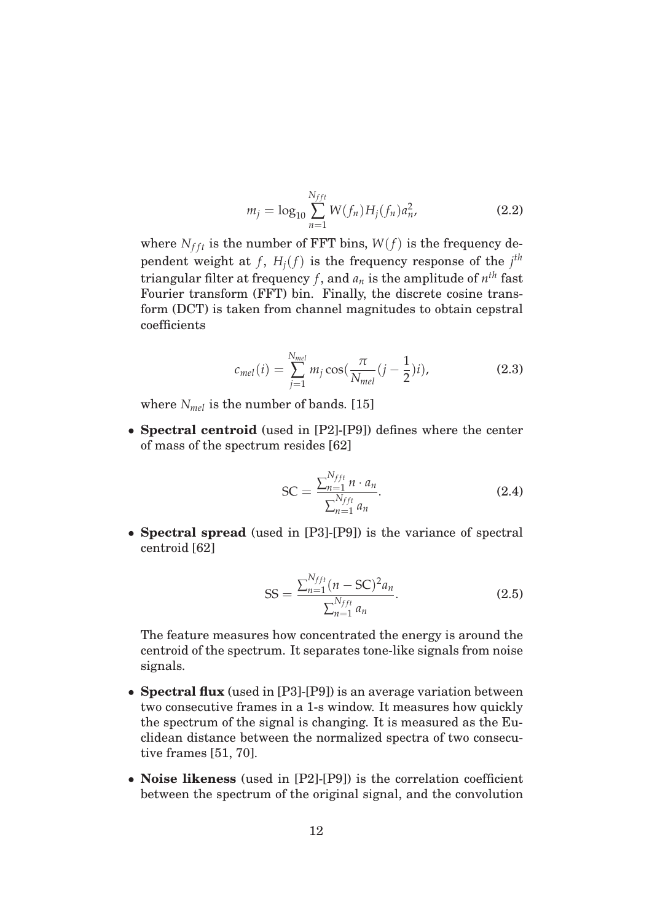$$m_j = \log_{10} \sum_{n=1}^{N_{fft}} W(f_n) H_j(f_n) a_n^2, \tag{2.2}$$

where $N_{fft}$ is the number of FFT bins, $W(f)$ is the frequency dependent weight at $f$, $H_j(f)$ is the frequency response of the $j^{th}$ triangular filter at frequency $f$, and $a_n$ is the amplitude of $n^{th}$ fast Fourier transform (FFT) bin. Finally, the discrete cosine transform (DCT) is taken from channel magnitudes to obtain cepstral coefficients

$$c_{mel}(i) = \sum_{j=1}^{N_{mel}} m_j \cos\left(\frac{\pi}{N_{mel}}\left(j - \frac{1}{2}\right)i\right), \tag{2.3}$$

where $N_{mel}$ is the number of bands. [15]

- **Spectral centroid** (used in [P2]-[P9]) defines where the center of mass of the spectrum resides [62]

$$\mathrm{SC} = \frac{\sum_{n=1}^{N_{fft}} n \cdot a_n}{\sum_{n=1}^{N_{fft}} a_n}. \tag{2.4}$$

- **Spectral spread** (used in [P3]-[P9]) is the variance of spectral centroid [62]

$$\mathrm{SS} = \frac{\sum_{n=1}^{N_{fft}} (n - \mathrm{SC})^2 a_n}{\sum_{n=1}^{N_{fft}} a_n}. \tag{2.5}$$

  The feature measures how concentrated the energy is around the centroid of the spectrum. It separates tone-like signals from noise signals.

- **Spectral flux** (used in [P3]-[P9]) is an average variation between two consecutive frames in a 1-s window. It measures how quickly the spectrum of the signal is changing. It is measured as the Euclidean distance between the normalized spectra of two consecutive frames [51, 70].

- **Noise likeness** (used in [P2]-[P9]) is the correlation coefficient between the spectrum of the original signal, and the convolution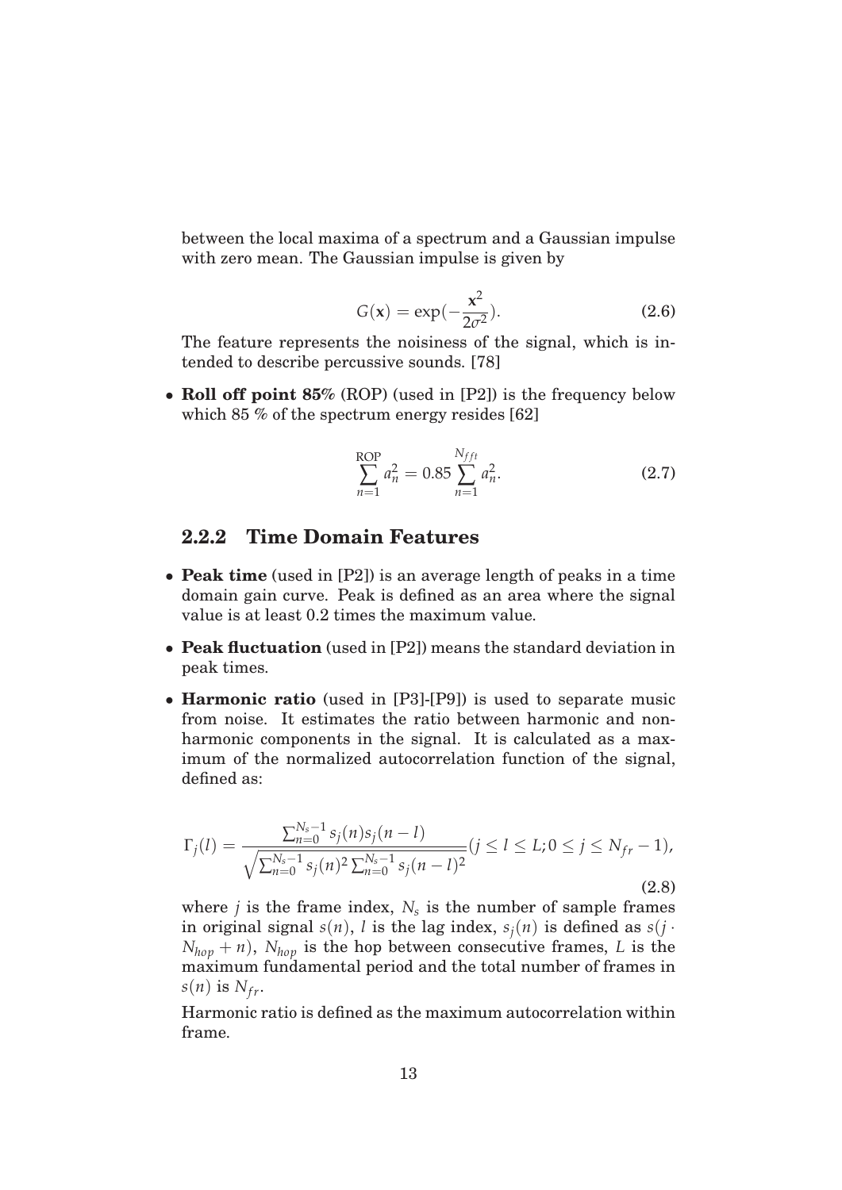between the local maxima of a spectrum and a Gaussian impulse with zero mean. The Gaussian impulse is given by

$$G(\mathbf{x}) = \exp(-\frac{\mathbf{x}^2}{2\sigma^2}). \tag{2.6}$$

The feature represents the noisiness of the signal, which is intended to describe percussive sounds. [78]

- **Roll off point 85%** (ROP) (used in [P2]) is the frequency below which 85 % of the spectrum energy resides [62]

$$\sum_{n=1}^{\text{ROP}} a_n^2 = 0.85 \sum_{n=1}^{N_{fft}} a_n^2. \tag{2.7}$$

### 2.2.2 Time Domain Features

- **Peak time** (used in [P2]) is an average length of peaks in a time domain gain curve. Peak is defined as an area where the signal value is at least 0.2 times the maximum value.
- **Peak fluctuation** (used in [P2]) means the standard deviation in peak times.
- **Harmonic ratio** (used in [P3]-[P9]) is used to separate music from noise. It estimates the ratio between harmonic and non-harmonic components in the signal. It is calculated as a maximum of the normalized autocorrelation function of the signal, defined as:

$$\Gamma_j(l) = \frac{\sum_{n=0}^{N_s-1} s_j(n) s_j(n-l)}{\sqrt{\sum_{n=0}^{N_s-1} s_j(n)^2 \sum_{n=0}^{N_s-1} s_j(n-l)^2}} (j \leq l \leq L; 0 \leq j \leq N_{fr} - 1), \tag{2.8}$$

where $j$ is the frame index, $N_s$ is the number of sample frames in original signal $s(n)$, $l$ is the lag index, $s_j(n)$ is defined as $s(j \cdot N_{hop} + n)$, $N_{hop}$ is the hop between consecutive frames, $L$ is the maximum fundamental period and the total number of frames in $s(n)$ is $N_{fr}$.

Harmonic ratio is defined as the maximum autocorrelation within frame.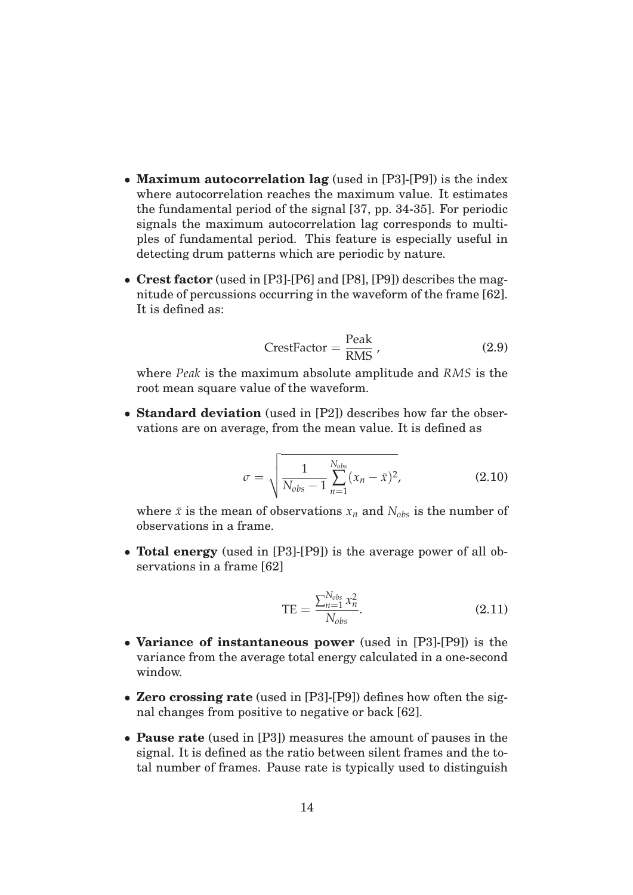- **Maximum autocorrelation lag** (used in [P3]-[P9]) is the index where autocorrelation reaches the maximum value. It estimates the fundamental period of the signal [37, pp. 34-35]. For periodic signals the maximum autocorrelation lag corresponds to multiples of fundamental period. This feature is especially useful in detecting drum patterns which are periodic by nature.

- **Crest factor** (used in [P3]-[P6] and [P8], [P9]) describes the magnitude of percussions occurring in the waveform of the frame [62]. It is defined as:

$$\text{CrestFactor} = \frac{\text{Peak}}{\text{RMS}}, \tag{2.9}$$

  where *Peak* is the maximum absolute amplitude and *RMS* is the root mean square value of the waveform.

- **Standard deviation** (used in [P2]) describes how far the observations are on average, from the mean value. It is defined as

$$\sigma = \sqrt{\frac{1}{N_{obs}-1}\sum_{n=1}^{N_{obs}}(x_n - \bar{x})^2}, \tag{2.10}$$

  where $\bar{x}$ is the mean of observations $x_n$ and $N_{obs}$ is the number of observations in a frame.

- **Total energy** (used in [P3]-[P9]) is the average power of all observations in a frame [62]

$$\text{TE} = \frac{\sum_{n=1}^{N_{obs}} x_n^2}{N_{obs}}. \tag{2.11}$$

- **Variance of instantaneous power** (used in [P3]-[P9]) is the variance from the average total energy calculated in a one-second window.

- **Zero crossing rate** (used in [P3]-[P9]) defines how often the signal changes from positive to negative or back [62].

- **Pause rate** (used in [P3]) measures the amount of pauses in the signal. It is defined as the ratio between silent frames and the total number of frames. Pause rate is typically used to distinguish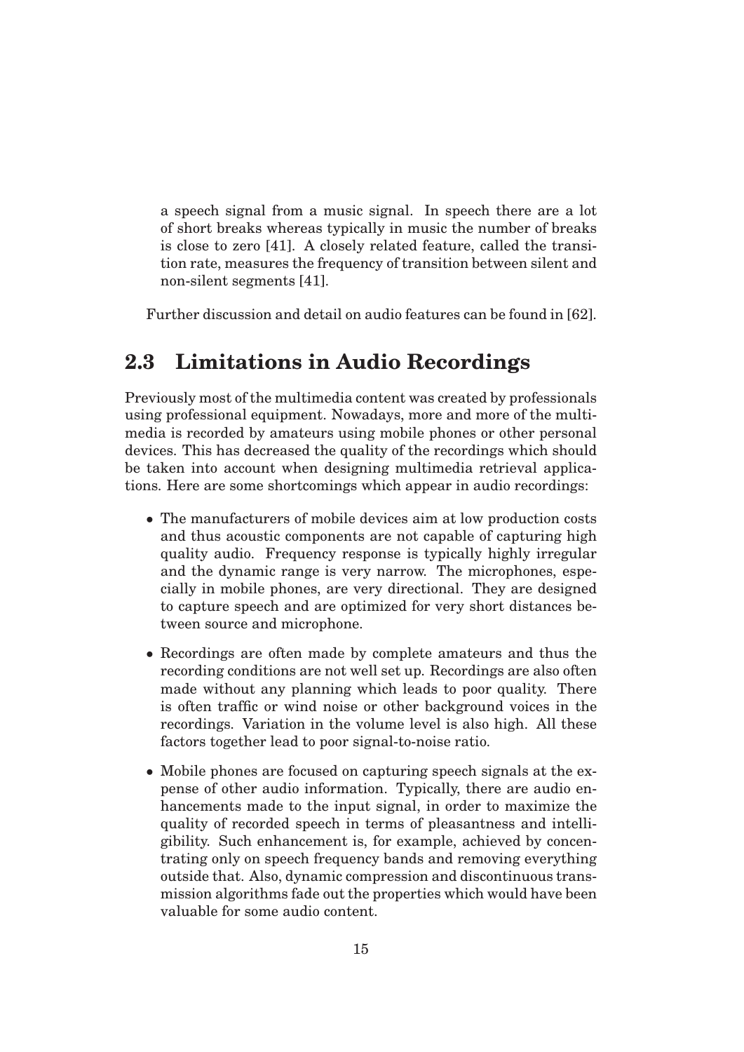a speech signal from a music signal. In speech there are a lot of short breaks whereas typically in music the number of breaks is close to zero [41]. A closely related feature, called the transition rate, measures the frequency of transition between silent and non-silent segments [41].

Further discussion and detail on audio features can be found in [62].

## 2.3 Limitations in Audio Recordings

Previously most of the multimedia content was created by professionals using professional equipment. Nowadays, more and more of the multimedia is recorded by amateurs using mobile phones or other personal devices. This has decreased the quality of the recordings which should be taken into account when designing multimedia retrieval applications. Here are some shortcomings which appear in audio recordings:

- The manufacturers of mobile devices aim at low production costs and thus acoustic components are not capable of capturing high quality audio. Frequency response is typically highly irregular and the dynamic range is very narrow. The microphones, especially in mobile phones, are very directional. They are designed to capture speech and are optimized for very short distances between source and microphone.
- Recordings are often made by complete amateurs and thus the recording conditions are not well set up. Recordings are also often made without any planning which leads to poor quality. There is often traffic or wind noise or other background voices in the recordings. Variation in the volume level is also high. All these factors together lead to poor signal-to-noise ratio.
- Mobile phones are focused on capturing speech signals at the expense of other audio information. Typically, there are audio enhancements made to the input signal, in order to maximize the quality of recorded speech in terms of pleasantness and intelligibility. Such enhancement is, for example, achieved by concentrating only on speech frequency bands and removing everything outside that. Also, dynamic compression and discontinuous transmission algorithms fade out the properties which would have been valuable for some audio content.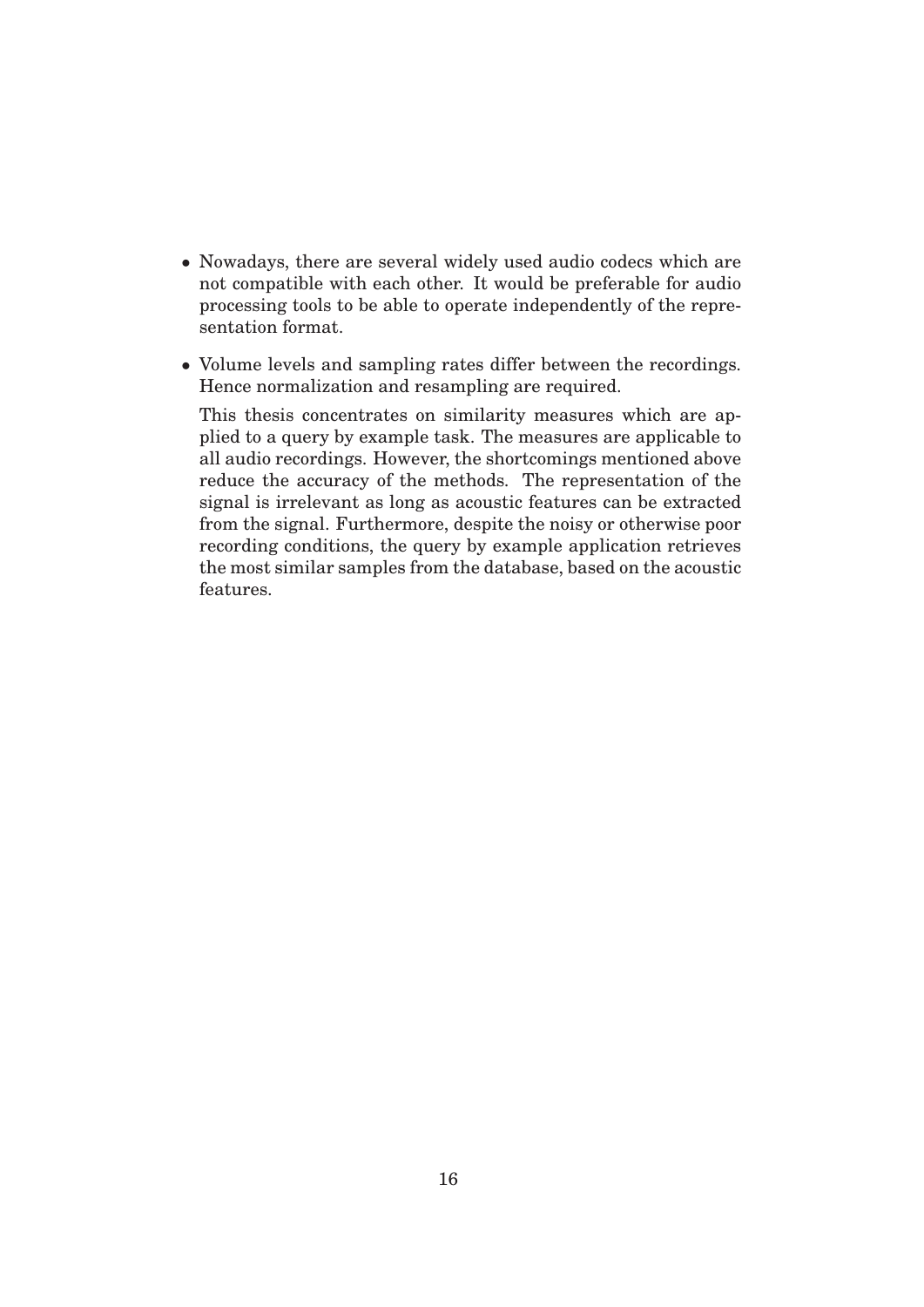- Nowadays, there are several widely used audio codecs which are not compatible with each other. It would be preferable for audio processing tools to be able to operate independently of the representation format.

- Volume levels and sampling rates differ between the recordings. Hence normalization and resampling are required.

  This thesis concentrates on similarity measures which are applied to a query by example task. The measures are applicable to all audio recordings. However, the shortcomings mentioned above reduce the accuracy of the methods. The representation of the signal is irrelevant as long as acoustic features can be extracted from the signal. Furthermore, despite the noisy or otherwise poor recording conditions, the query by example application retrieves the most similar samples from the database, based on the acoustic features.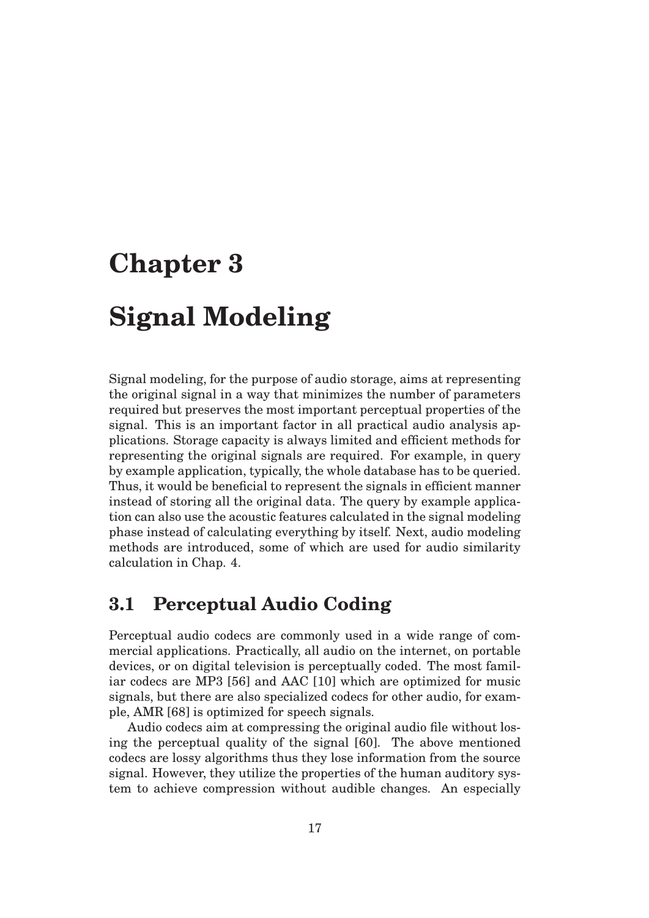# Chapter 3

# Signal Modeling

Signal modeling, for the purpose of audio storage, aims at representing the original signal in a way that minimizes the number of parameters required but preserves the most important perceptual properties of the signal. This is an important factor in all practical audio analysis applications. Storage capacity is always limited and efficient methods for representing the original signals are required. For example, in query by example application, typically, the whole database has to be queried. Thus, it would be beneficial to represent the signals in efficient manner instead of storing all the original data. The query by example application can also use the acoustic features calculated in the signal modeling phase instead of calculating everything by itself. Next, audio modeling methods are introduced, some of which are used for audio similarity calculation in Chap. 4.

## 3.1 Perceptual Audio Coding

Perceptual audio codecs are commonly used in a wide range of commercial applications. Practically, all audio on the internet, on portable devices, or on digital television is perceptually coded. The most familiar codecs are MP3 [56] and AAC [10] which are optimized for music signals, but there are also specialized codecs for other audio, for example, AMR [68] is optimized for speech signals.

Audio codecs aim at compressing the original audio file without losing the perceptual quality of the signal [60]. The above mentioned codecs are lossy algorithms thus they lose information from the source signal. However, they utilize the properties of the human auditory system to achieve compression without audible changes. An especially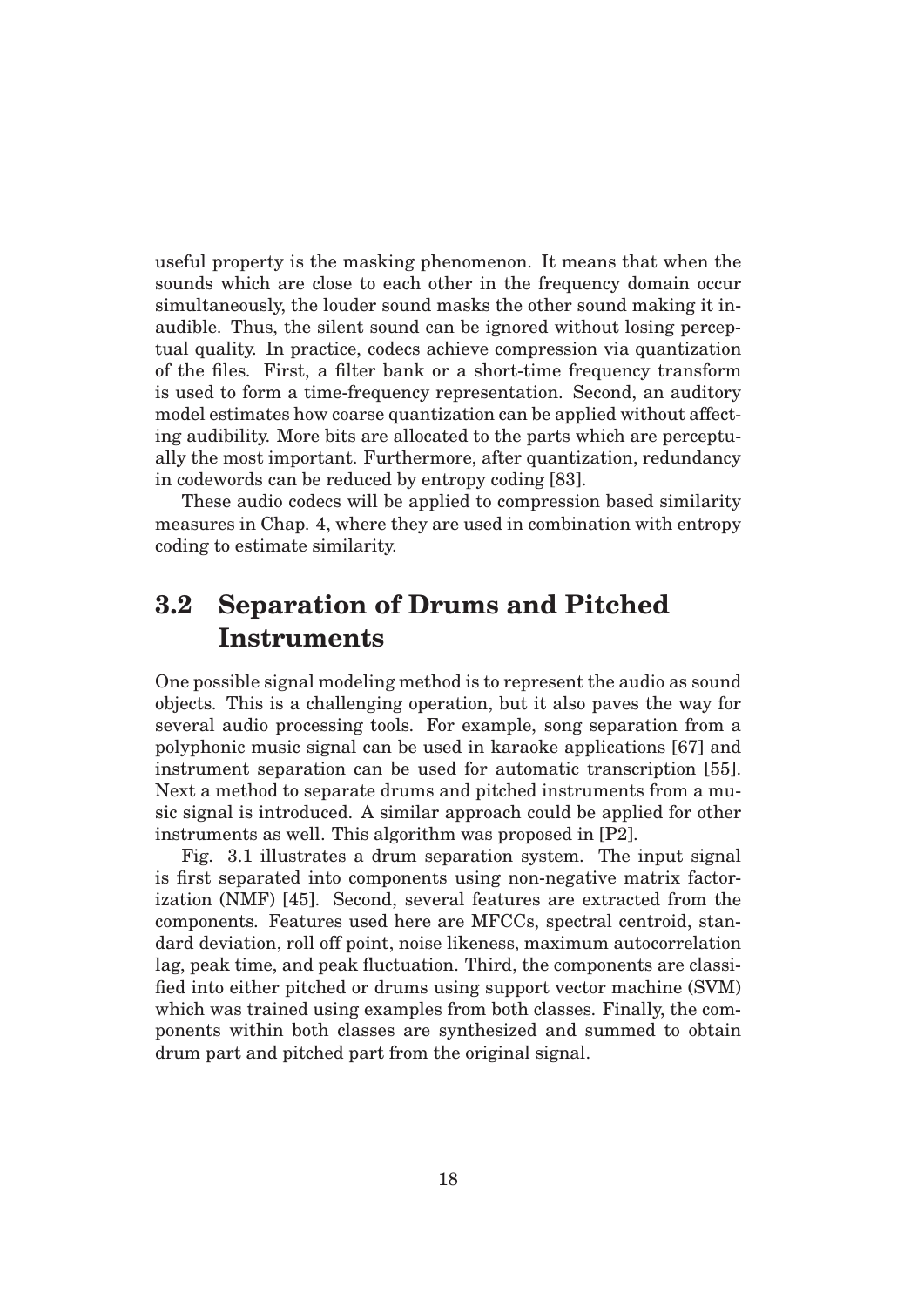useful property is the masking phenomenon. It means that when the sounds which are close to each other in the frequency domain occur simultaneously, the louder sound masks the other sound making it inaudible. Thus, the silent sound can be ignored without losing perceptual quality. In practice, codecs achieve compression via quantization of the files. First, a filter bank or a short-time frequency transform is used to form a time-frequency representation. Second, an auditory model estimates how coarse quantization can be applied without affecting audibility. More bits are allocated to the parts which are perceptually the most important. Furthermore, after quantization, redundancy in codewords can be reduced by entropy coding [83].

These audio codecs will be applied to compression based similarity measures in Chap. 4, where they are used in combination with entropy coding to estimate similarity.

## 3.2 Separation of Drums and Pitched Instruments

One possible signal modeling method is to represent the audio as sound objects. This is a challenging operation, but it also paves the way for several audio processing tools. For example, song separation from a polyphonic music signal can be used in karaoke applications [67] and instrument separation can be used for automatic transcription [55]. Next a method to separate drums and pitched instruments from a music signal is introduced. A similar approach could be applied for other instruments as well. This algorithm was proposed in [P2].

Fig. 3.1 illustrates a drum separation system. The input signal is first separated into components using non-negative matrix factorization (NMF) [45]. Second, several features are extracted from the components. Features used here are MFCCs, spectral centroid, standard deviation, roll off point, noise likeness, maximum autocorrelation lag, peak time, and peak fluctuation. Third, the components are classified into either pitched or drums using support vector machine (SVM) which was trained using examples from both classes. Finally, the components within both classes are synthesized and summed to obtain drum part and pitched part from the original signal.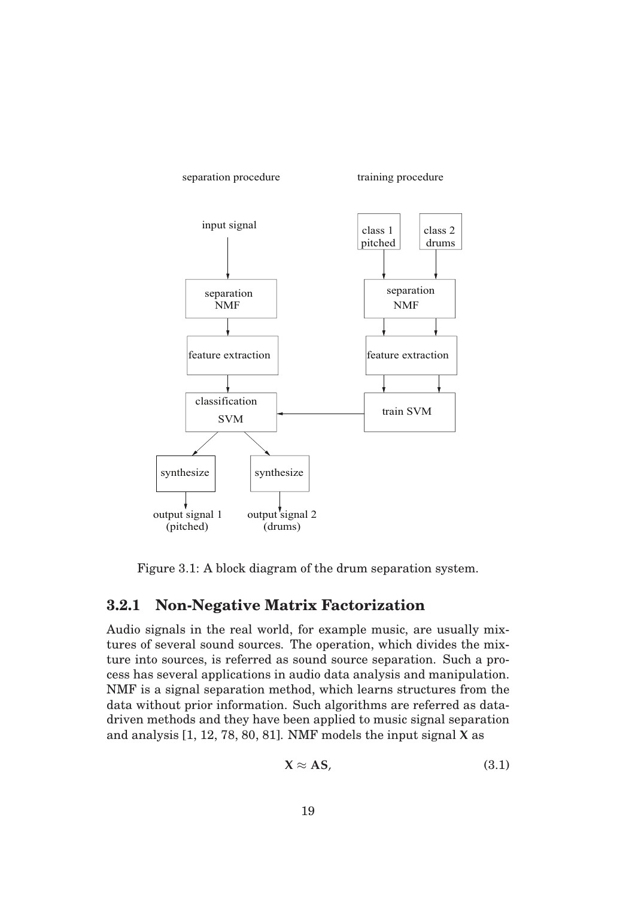Figure 3.1: A block diagram of the drum separation system.

### 3.2.1 Non-Negative Matrix Factorization

Audio signals in the real world, for example music, are usually mixtures of several sound sources. The operation, which divides the mixture into sources, is referred as sound source separation. Such a process has several applications in audio data analysis and manipulation. NMF is a signal separation method, which learns structures from the data without prior information. Such algorithms are referred as data-driven methods and they have been applied to music signal separation and analysis [1, 12, 78, 80, 81]. NMF models the input signal $\mathbf{X}$ as

$$\mathbf{X} \approx \mathbf{AS}, \tag{3.1}$$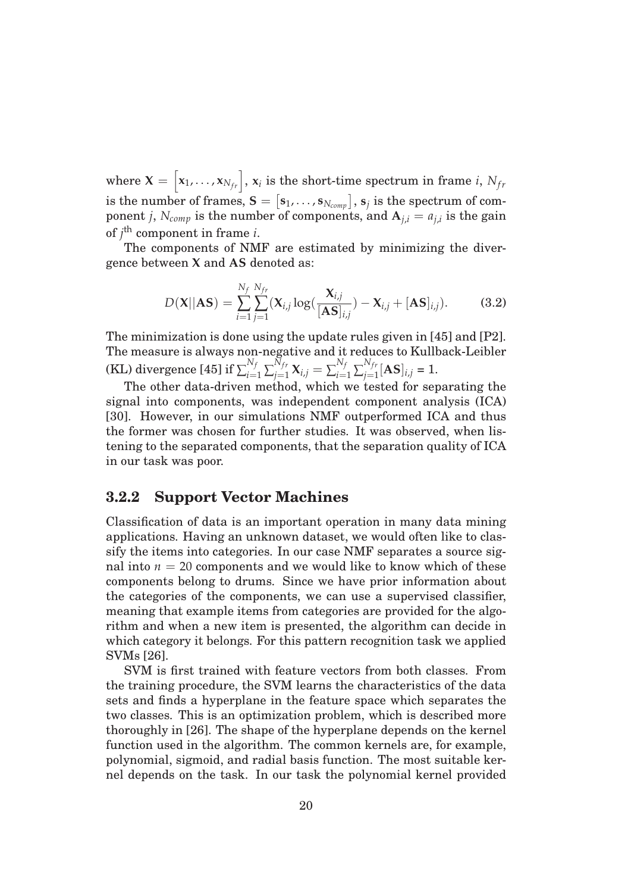where $\mathbf{X} = \left[\mathbf{x}_1, \ldots, \mathbf{x}_{N_{fr}}\right]$, $\mathbf{x}_i$ is the short-time spectrum in frame $i$, $N_{fr}$ is the number of frames, $\mathbf{S} = \left[\mathbf{s}_1, \ldots, \mathbf{s}_{N_{comp}}\right]$, $\mathbf{s}_j$ is the spectrum of component $j$, $N_{comp}$ is the number of components, and $\mathbf{A}_{j,i} = a_{j,i}$ is the gain of $j^{\text{th}}$ component in frame $i$.

The components of NMF are estimated by minimizing the divergence between $\mathbf{X}$ and $\mathbf{AS}$ denoted as:

$$D(\mathbf{X}||\mathbf{AS}) = \sum_{i=1}^{N_f} \sum_{j=1}^{N_{fr}} (\mathbf{X}_{i,j} \log(\frac{\mathbf{X}_{i,j}}{[\mathbf{AS}]_{i,j}}) - \mathbf{X}_{i,j} + [\mathbf{AS}]_{i,j}). \tag{3.2}$$

The minimization is done using the update rules given in [45] and [P2]. The measure is always non-negative and it reduces to Kullback-Leibler (KL) divergence [45] if $\sum_{i=1}^{N_f} \sum_{j=1}^{N_{fr}} \mathbf{X}_{i,j} = \sum_{i=1}^{N_f} \sum_{j=1}^{N_{fr}} [\mathbf{AS}]_{i,j} = 1$.

The other data-driven method, which we tested for separating the signal into components, was independent component analysis (ICA) [30]. However, in our simulations NMF outperformed ICA and thus the former was chosen for further studies. It was observed, when listening to the separated components, that the separation quality of ICA in our task was poor.

### 3.2.2 Support Vector Machines

Classification of data is an important operation in many data mining applications. Having an unknown dataset, we would often like to classify the items into categories. In our case NMF separates a source signal into $n = 20$ components and we would like to know which of these components belong to drums. Since we have prior information about the categories of the components, we can use a supervised classifier, meaning that example items from categories are provided for the algorithm and when a new item is presented, the algorithm can decide in which category it belongs. For this pattern recognition task we applied SVMs [26].

SVM is first trained with feature vectors from both classes. From the training procedure, the SVM learns the characteristics of the data sets and finds a hyperplane in the feature space which separates the two classes. This is an optimization problem, which is described more thoroughly in [26]. The shape of the hyperplane depends on the kernel function used in the algorithm. The common kernels are, for example, polynomial, sigmoid, and radial basis function. The most suitable kernel depends on the task. In our task the polynomial kernel provided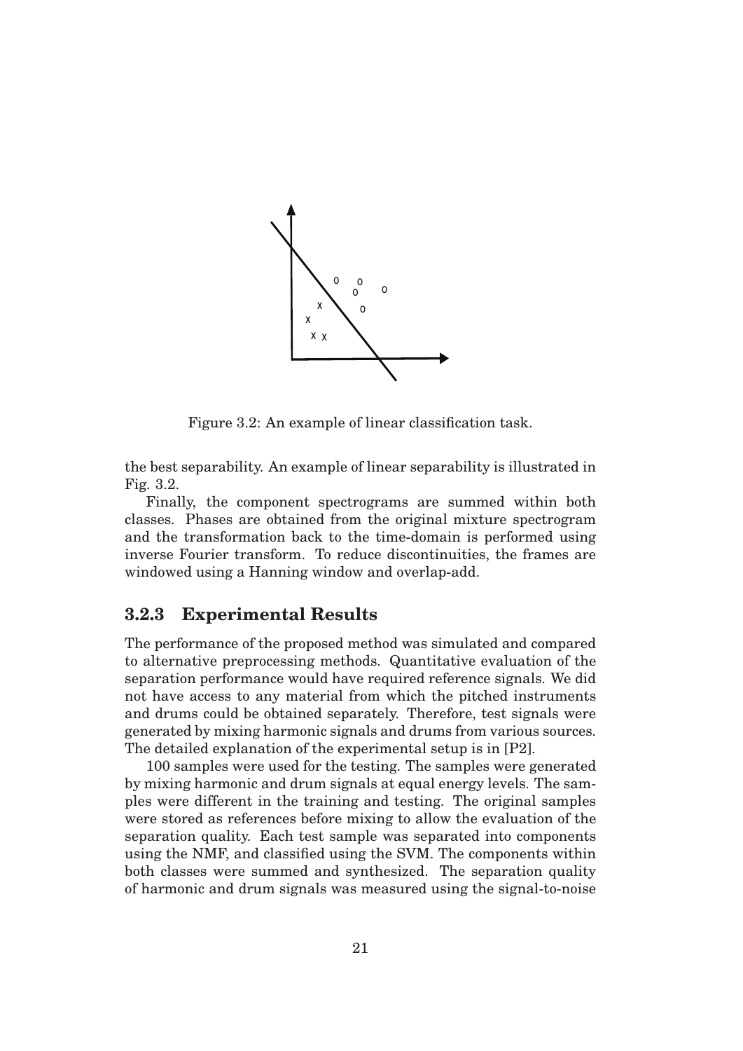Figure 3.2: An example of linear classification task.

the best separability. An example of linear separability is illustrated in Fig. 3.2.

Finally, the component spectrograms are summed within both classes. Phases are obtained from the original mixture spectrogram and the transformation back to the time-domain is performed using inverse Fourier transform. To reduce discontinuities, the frames are windowed using a Hanning window and overlap-add.

### 3.2.3 Experimental Results

The performance of the proposed method was simulated and compared to alternative preprocessing methods. Quantitative evaluation of the separation performance would have required reference signals. We did not have access to any material from which the pitched instruments and drums could be obtained separately. Therefore, test signals were generated by mixing harmonic signals and drums from various sources. The detailed explanation of the experimental setup is in [P2].

100 samples were used for the testing. The samples were generated by mixing harmonic and drum signals at equal energy levels. The samples were different in the training and testing. The original samples were stored as references before mixing to allow the evaluation of the separation quality. Each test sample was separated into components using the NMF, and classified using the SVM. The components within both classes were summed and synthesized. The separation quality of harmonic and drum signals was measured using the signal-to-noise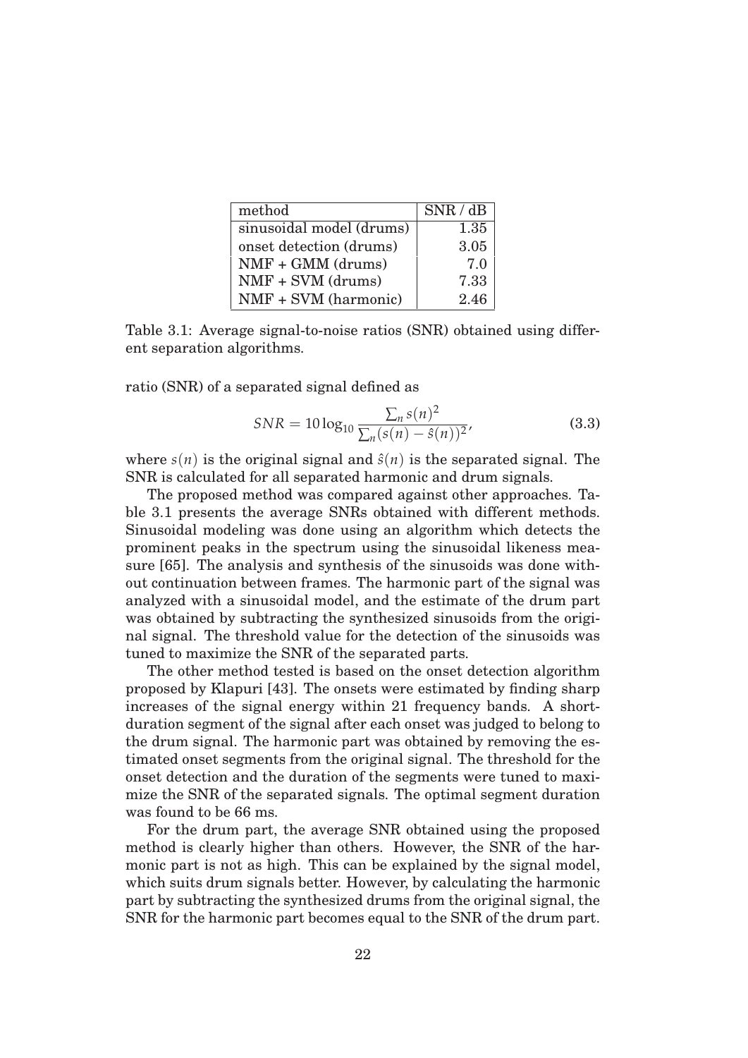| method | SNR / dB |
|---|---|
| sinusoidal model (drums) | 1.35 |
| onset detection (drums) | 3.05 |
| NMF + GMM (drums) | 7.0 |
| NMF + SVM (drums) | 7.33 |
| NMF + SVM (harmonic) | 2.46 |

Table 3.1: Average signal-to-noise ratios (SNR) obtained using different separation algorithms.

ratio (SNR) of a separated signal defined as

$$SNR = 10 \log_{10} \frac{\sum_n s(n)^2}{\sum_n (s(n) - \hat{s}(n))^2}, \tag{3.3}$$

where $s(n)$ is the original signal and $\hat{s}(n)$ is the separated signal. The SNR is calculated for all separated harmonic and drum signals.

The proposed method was compared against other approaches. Table 3.1 presents the average SNRs obtained with different methods. Sinusoidal modeling was done using an algorithm which detects the prominent peaks in the spectrum using the sinusoidal likeness measure [65]. The analysis and synthesis of the sinusoids was done without continuation between frames. The harmonic part of the signal was analyzed with a sinusoidal model, and the estimate of the drum part was obtained by subtracting the synthesized sinusoids from the original signal. The threshold value for the detection of the sinusoids was tuned to maximize the SNR of the separated parts.

The other method tested is based on the onset detection algorithm proposed by Klapuri [43]. The onsets were estimated by finding sharp increases of the signal energy within 21 frequency bands. A short-duration segment of the signal after each onset was judged to belong to the drum signal. The harmonic part was obtained by removing the estimated onset segments from the original signal. The threshold for the onset detection and the duration of the segments were tuned to maximize the SNR of the separated signals. The optimal segment duration was found to be 66 ms.

For the drum part, the average SNR obtained using the proposed method is clearly higher than others. However, the SNR of the harmonic part is not as high. This can be explained by the signal model, which suits drum signals better. However, by calculating the harmonic part by subtracting the synthesized drums from the original signal, the SNR for the harmonic part becomes equal to the SNR of the drum part.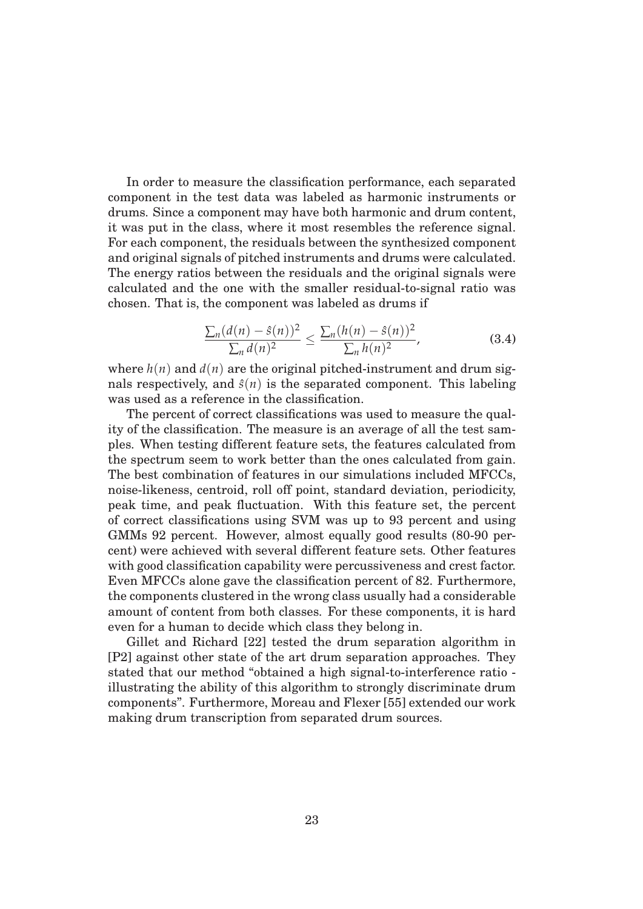In order to measure the classification performance, each separated component in the test data was labeled as harmonic instruments or drums. Since a component may have both harmonic and drum content, it was put in the class, where it most resembles the reference signal. For each component, the residuals between the synthesized component and original signals of pitched instruments and drums were calculated. The energy ratios between the residuals and the original signals were calculated and the one with the smaller residual-to-signal ratio was chosen. That is, the component was labeled as drums if

$$\frac{\sum_n (d(n) - \hat{s}(n))^2}{\sum_n d(n)^2} \leq \frac{\sum_n (h(n) - \hat{s}(n))^2}{\sum_n h(n)^2}, \tag{3.4}$$

where $h(n)$ and $d(n)$ are the original pitched-instrument and drum signals respectively, and $\hat{s}(n)$ is the separated component. This labeling was used as a reference in the classification.

The percent of correct classifications was used to measure the quality of the classification. The measure is an average of all the test samples. When testing different feature sets, the features calculated from the spectrum seem to work better than the ones calculated from gain. The best combination of features in our simulations included MFCCs, noise-likeness, centroid, roll off point, standard deviation, periodicity, peak time, and peak fluctuation. With this feature set, the percent of correct classifications using SVM was up to 93 percent and using GMMs 92 percent. However, almost equally good results (80-90 percent) were achieved with several different feature sets. Other features with good classification capability were percussiveness and crest factor. Even MFCCs alone gave the classification percent of 82. Furthermore, the components clustered in the wrong class usually had a considerable amount of content from both classes. For these components, it is hard even for a human to decide which class they belong in.

Gillet and Richard [22] tested the drum separation algorithm in [P2] against other state of the art drum separation approaches. They stated that our method "obtained a high signal-to-interference ratio - illustrating the ability of this algorithm to strongly discriminate drum components". Furthermore, Moreau and Flexer [55] extended our work making drum transcription from separated drum sources.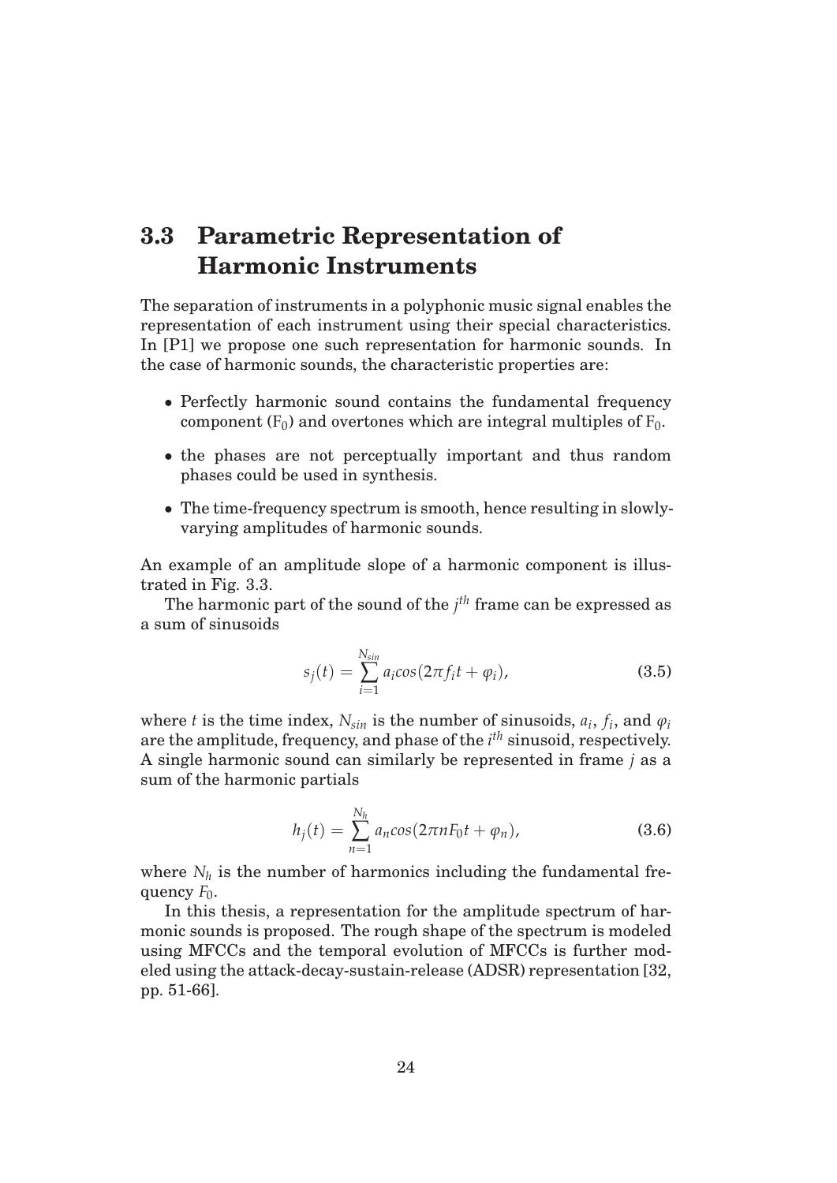## 3.3 Parametric Representation of Harmonic Instruments

The separation of instruments in a polyphonic music signal enables the representation of each instrument using their special characteristics. In [P1] we propose one such representation for harmonic sounds. In the case of harmonic sounds, the characteristic properties are:

- Perfectly harmonic sound contains the fundamental frequency component ($F_0$) and overtones which are integral multiples of $F_0$.
- the phases are not perceptually important and thus random phases could be used in synthesis.
- The time-frequency spectrum is smooth, hence resulting in slowly-varying amplitudes of harmonic sounds.

An example of an amplitude slope of a harmonic component is illustrated in Fig. 3.3.

The harmonic part of the sound of the $j^{th}$ frame can be expressed as a sum of sinusoids

$$s_j(t) = \sum_{i=1}^{N_{sin}} a_i cos(2\pi f_i t + \varphi_i), \tag{3.5}$$

where $t$ is the time index, $N_{sin}$ is the number of sinusoids, $a_i$, $f_i$, and $\varphi_i$ are the amplitude, frequency, and phase of the $i^{th}$ sinusoid, respectively. A single harmonic sound can similarly be represented in frame $j$ as a sum of the harmonic partials

$$h_j(t) = \sum_{n=1}^{N_h} a_n cos(2\pi n F_0 t + \varphi_n), \tag{3.6}$$

where $N_h$ is the number of harmonics including the fundamental frequency $F_0$.

In this thesis, a representation for the amplitude spectrum of harmonic sounds is proposed. The rough shape of the spectrum is modeled using MFCCs and the temporal evolution of MFCCs is further modeled using the attack-decay-sustain-release (ADSR) representation [32, pp. 51-66].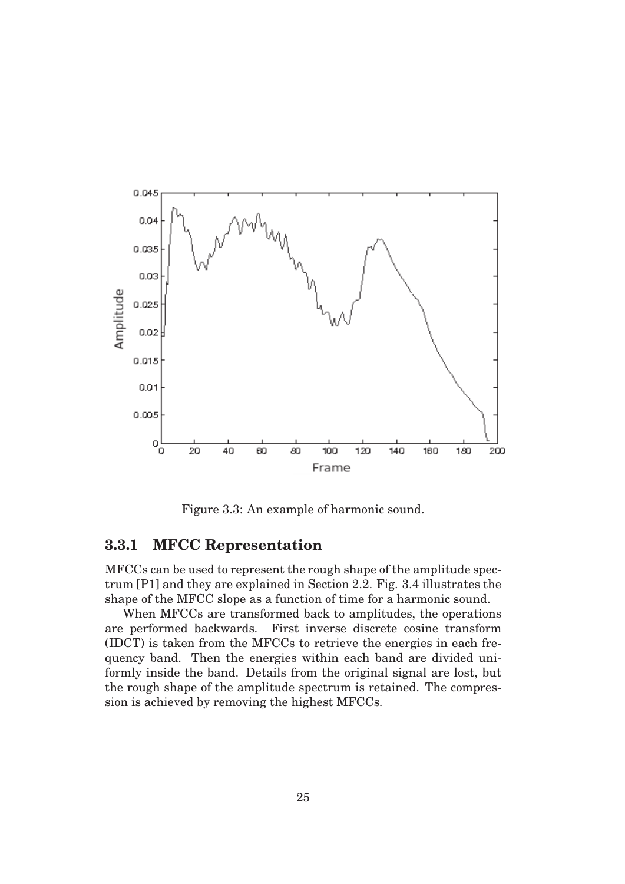Figure 3.3: An example of harmonic sound.

### 3.3.1 MFCC Representation

MFCCs can be used to represent the rough shape of the amplitude spectrum [P1] and they are explained in Section 2.2. Fig. 3.4 illustrates the shape of the MFCC slope as a function of time for a harmonic sound.

When MFCCs are transformed back to amplitudes, the operations are performed backwards. First inverse discrete cosine transform (IDCT) is taken from the MFCCs to retrieve the energies in each frequency band. Then the energies within each band are divided uniformly inside the band. Details from the original signal are lost, but the rough shape of the amplitude spectrum is retained. The compression is achieved by removing the highest MFCCs.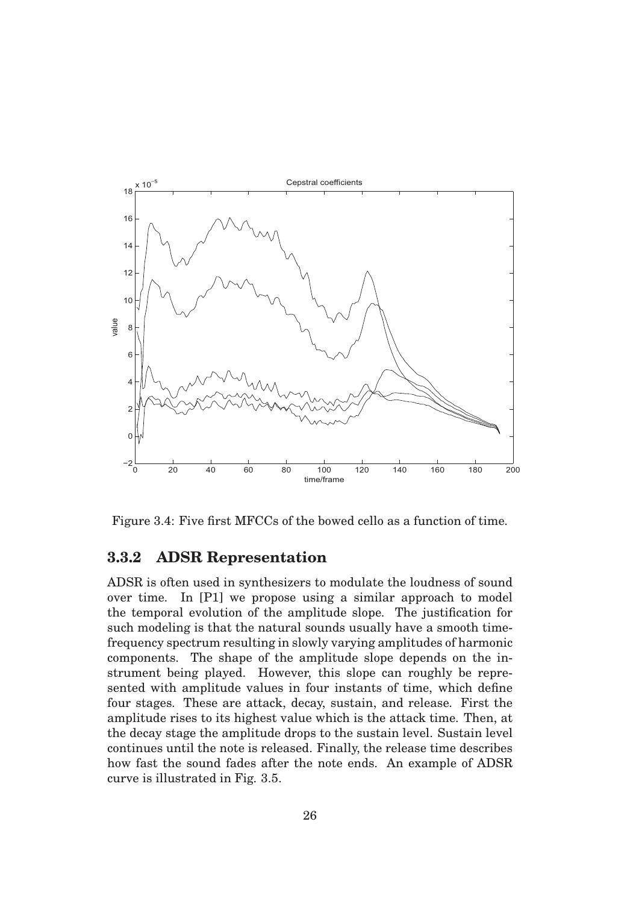Figure 3.4: Five first MFCCs of the bowed cello as a function of time.

### 3.3.2 ADSR Representation

ADSR is often used in synthesizers to modulate the loudness of sound over time. In [P1] we propose using a similar approach to model the temporal evolution of the amplitude slope. The justification for such modeling is that the natural sounds usually have a smooth time-frequency spectrum resulting in slowly varying amplitudes of harmonic components. The shape of the amplitude slope depends on the instrument being played. However, this slope can roughly be represented with amplitude values in four instants of time, which define four stages. These are attack, decay, sustain, and release. First the amplitude rises to its highest value which is the attack time. Then, at the decay stage the amplitude drops to the sustain level. Sustain level continues until the note is released. Finally, the release time describes how fast the sound fades after the note ends. An example of ADSR curve is illustrated in Fig. 3.5.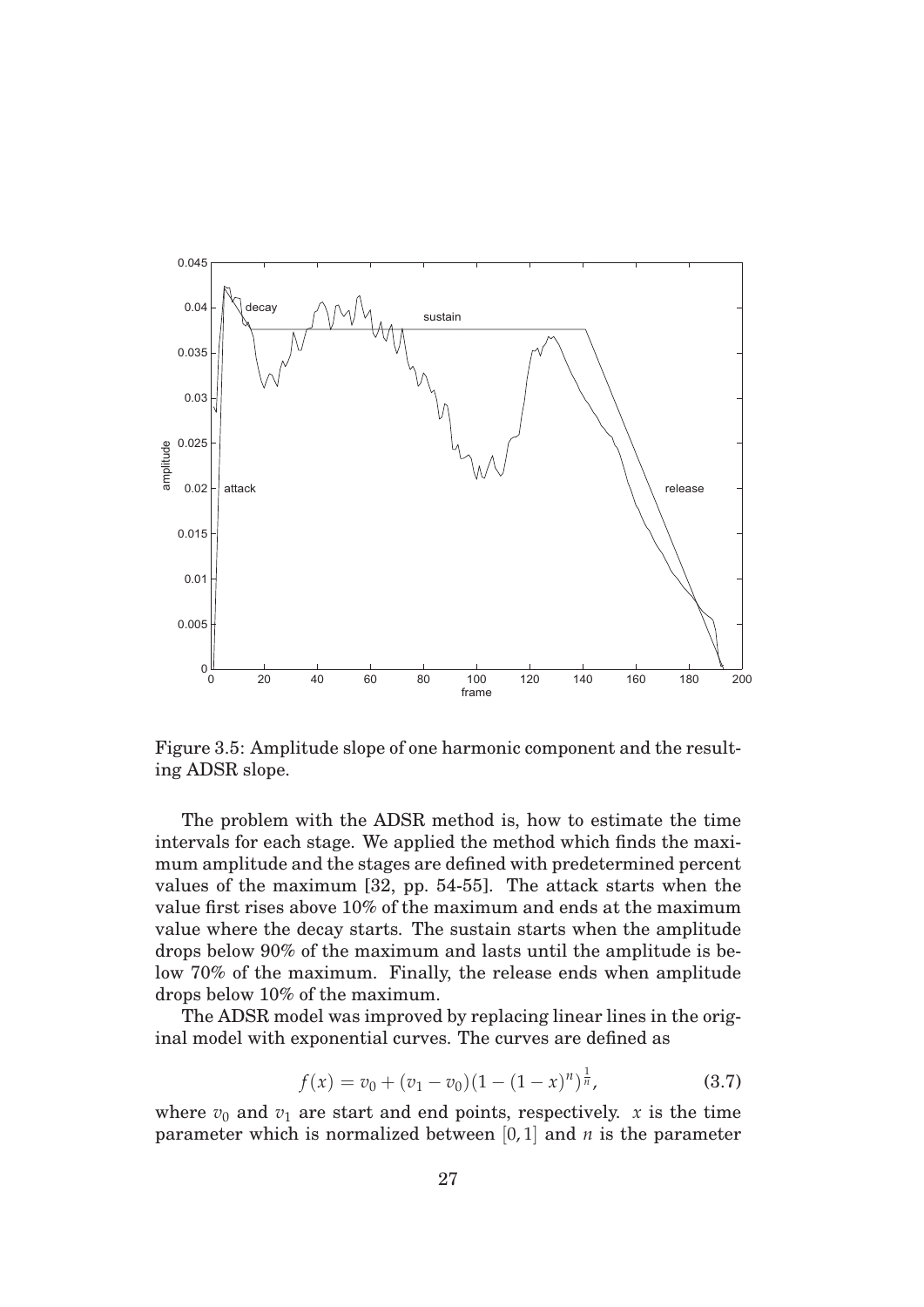Figure 3.5: Amplitude slope of one harmonic component and the resulting ADSR slope.

The problem with the ADSR method is, how to estimate the time intervals for each stage. We applied the method which finds the maximum amplitude and the stages are defined with predetermined percent values of the maximum [32, pp. 54-55]. The attack starts when the value first rises above 10% of the maximum and ends at the maximum value where the decay starts. The sustain starts when the amplitude drops below 90% of the maximum and lasts until the amplitude is below 70% of the maximum. Finally, the release ends when amplitude drops below 10% of the maximum.

The ADSR model was improved by replacing linear lines in the original model with exponential curves. The curves are defined as

$$f(x) = v_0 + (v_1 - v_0)(1 - (1 - x)^n)^{\frac{1}{n}}, \tag{3.7}$$

where $v_0$ and $v_1$ are start and end points, respectively. $x$ is the time parameter which is normalized between $[0, 1]$ and $n$ is the parameter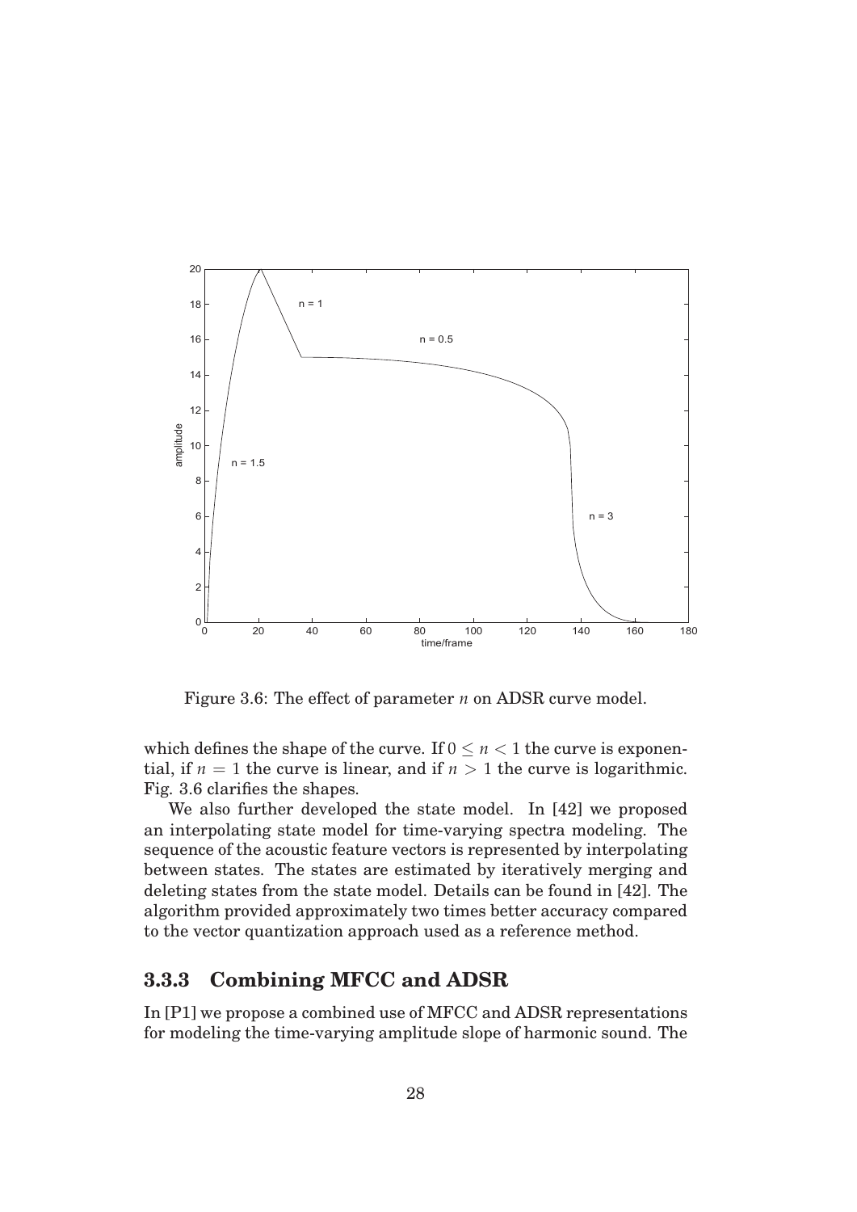Figure 3.6: The effect of parameter $n$ on ADSR curve model.

which defines the shape of the curve. If $0 \leq n < 1$ the curve is exponential, if $n = 1$ the curve is linear, and if $n > 1$ the curve is logarithmic. Fig. 3.6 clarifies the shapes.

We also further developed the state model. In [42] we proposed an interpolating state model for time-varying spectra modeling. The sequence of the acoustic feature vectors is represented by interpolating between states. The states are estimated by iteratively merging and deleting states from the state model. Details can be found in [42]. The algorithm provided approximately two times better accuracy compared to the vector quantization approach used as a reference method.

### 3.3.3 Combining MFCC and ADSR

In [P1] we propose a combined use of MFCC and ADSR representations for modeling the time-varying amplitude slope of harmonic sound. The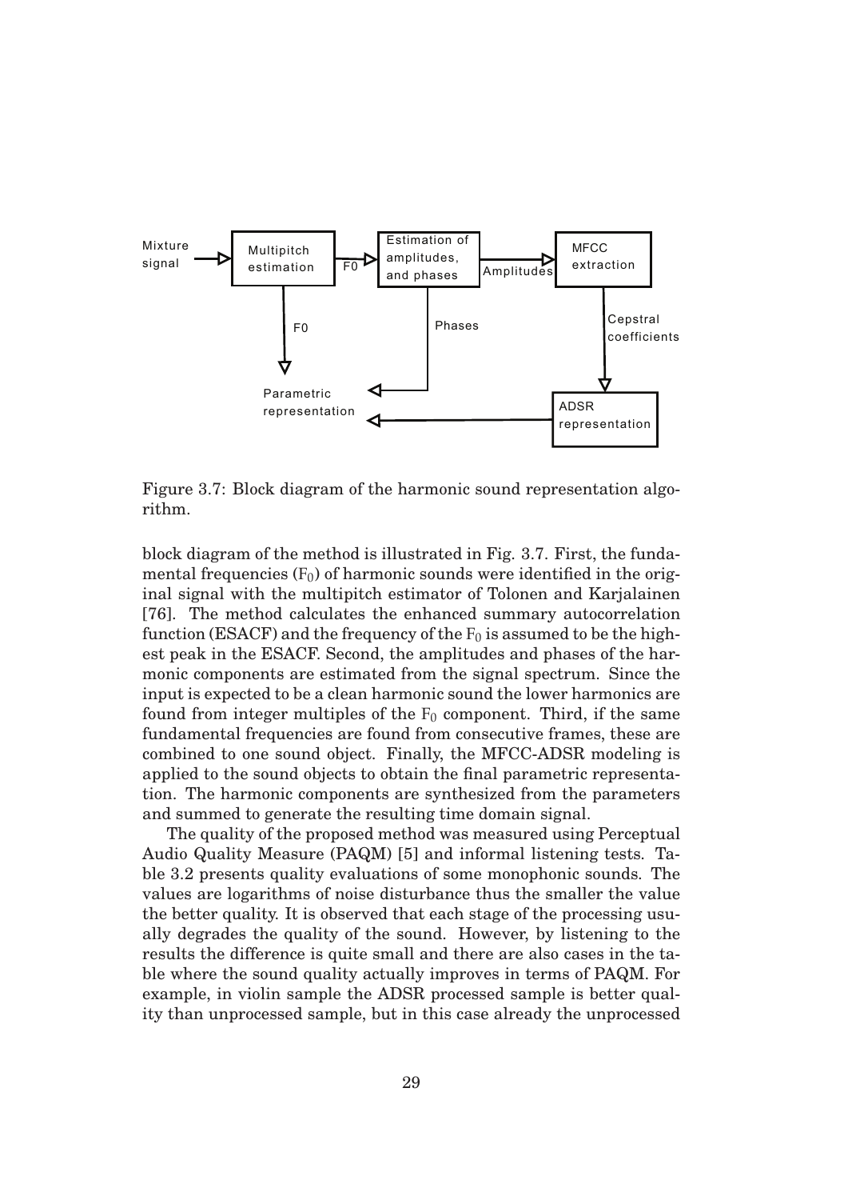Figure 3.7: Block diagram of the harmonic sound representation algorithm.

block diagram of the method is illustrated in Fig. 3.7. First, the fundamental frequencies ($F_0$) of harmonic sounds were identified in the original signal with the multipitch estimator of Tolonen and Karjalainen [76]. The method calculates the enhanced summary autocorrelation function (ESACF) and the frequency of the $F_0$ is assumed to be the highest peak in the ESACF. Second, the amplitudes and phases of the harmonic components are estimated from the signal spectrum. Since the input is expected to be a clean harmonic sound the lower harmonics are found from integer multiples of the $F_0$ component. Third, if the same fundamental frequencies are found from consecutive frames, these are combined to one sound object. Finally, the MFCC-ADSR modeling is applied to the sound objects to obtain the final parametric representation. The harmonic components are synthesized from the parameters and summed to generate the resulting time domain signal.

The quality of the proposed method was measured using Perceptual Audio Quality Measure (PAQM) [5] and informal listening tests. Table 3.2 presents quality evaluations of some monophonic sounds. The values are logarithms of noise disturbance thus the smaller the value the better quality. It is observed that each stage of the processing usually degrades the quality of the sound. However, by listening to the results the difference is quite small and there are also cases in the table where the sound quality actually improves in terms of PAQM. For example, in violin sample the ADSR processed sample is better quality than unprocessed sample, but in this case already the unprocessed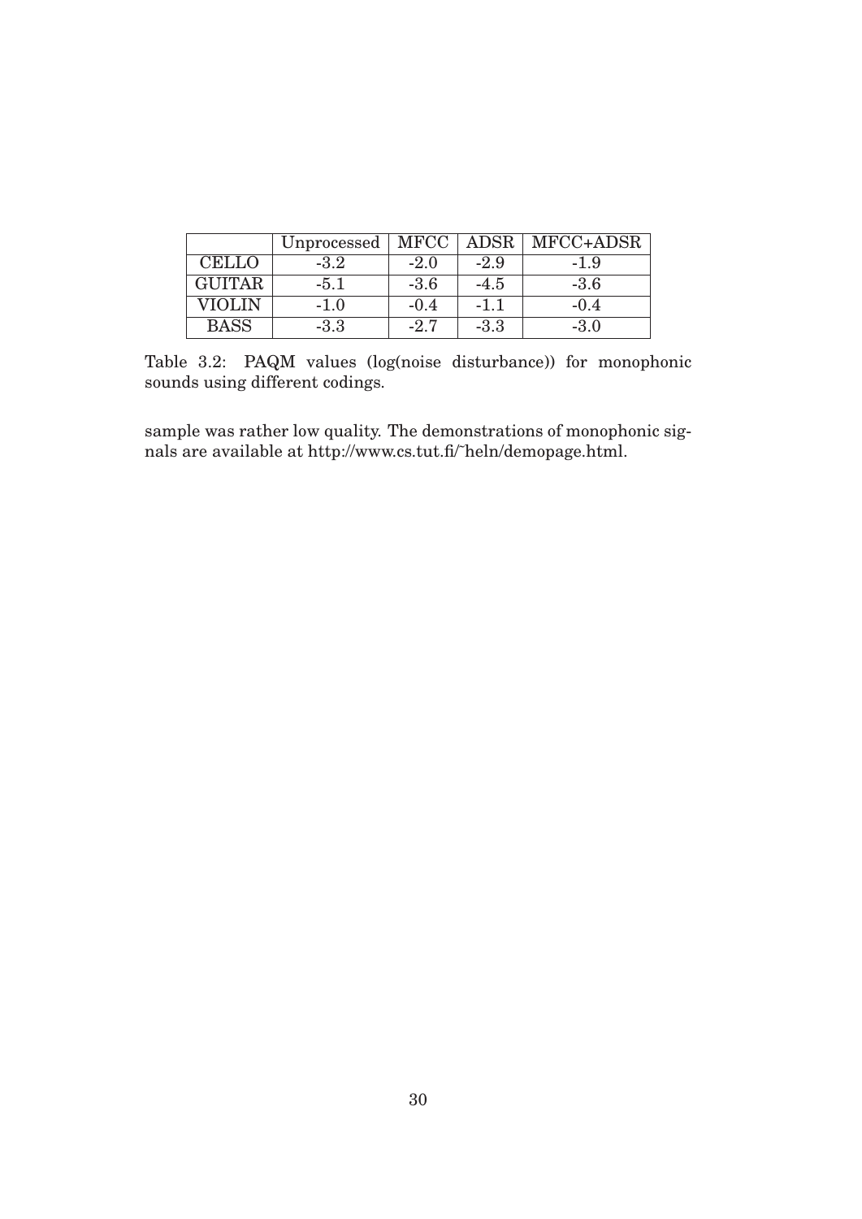|  | Unprocessed | MFCC | ADSR | MFCC+ADSR |
| --- | --- | --- | --- | --- |
| CELLO | -3.2 | -2.0 | -2.9 | -1.9 |
| GUITAR | -5.1 | -3.6 | -4.5 | -3.6 |
| VIOLIN | -1.0 | -0.4 | -1.1 | -0.4 |
| BASS | -3.3 | -2.7 | -3.3 | -3.0 |

Table 3.2: PAQM values (log(noise disturbance)) for monophonic sounds using different codings.

sample was rather low quality. The demonstrations of monophonic signals are available at http://www.cs.tut.fi/~heln/demopage.html.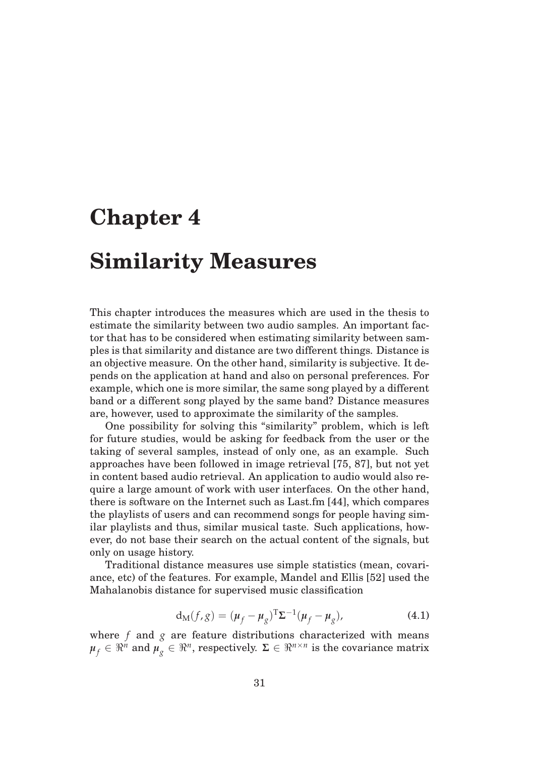# Chapter 4

# Similarity Measures

This chapter introduces the measures which are used in the thesis to estimate the similarity between two audio samples. An important factor that has to be considered when estimating similarity between samples is that similarity and distance are two different things. Distance is an objective measure. On the other hand, similarity is subjective. It depends on the application at hand and also on personal preferences. For example, which one is more similar, the same song played by a different band or a different song played by the same band? Distance measures are, however, used to approximate the similarity of the samples.

One possibility for solving this "similarity" problem, which is left for future studies, would be asking for feedback from the user or the taking of several samples, instead of only one, as an example. Such approaches have been followed in image retrieval [75, 87], but not yet in content based audio retrieval. An application to audio would also require a large amount of work with user interfaces. On the other hand, there is software on the Internet such as Last.fm [44], which compares the playlists of users and can recommend songs for people having similar playlists and thus, similar musical taste. Such applications, however, do not base their search on the actual content of the signals, but only on usage history.

Traditional distance measures use simple statistics (mean, covariance, etc) of the features. For example, Mandel and Ellis [52] used the Mahalanobis distance for supervised music classification

$$\mathrm{d_M}(f,g) = (\boldsymbol{\mu}_f - \boldsymbol{\mu}_g)^{\mathrm{T}}\boldsymbol{\Sigma}^{-1}(\boldsymbol{\mu}_f - \boldsymbol{\mu}_g), \tag{4.1}$$

where $f$ and $g$ are feature distributions characterized with means $\boldsymbol{\mu}_f \in \Re^n$ and $\boldsymbol{\mu}_g \in \Re^n$, respectively. $\boldsymbol{\Sigma} \in \Re^{n \times n}$ is the covariance matrix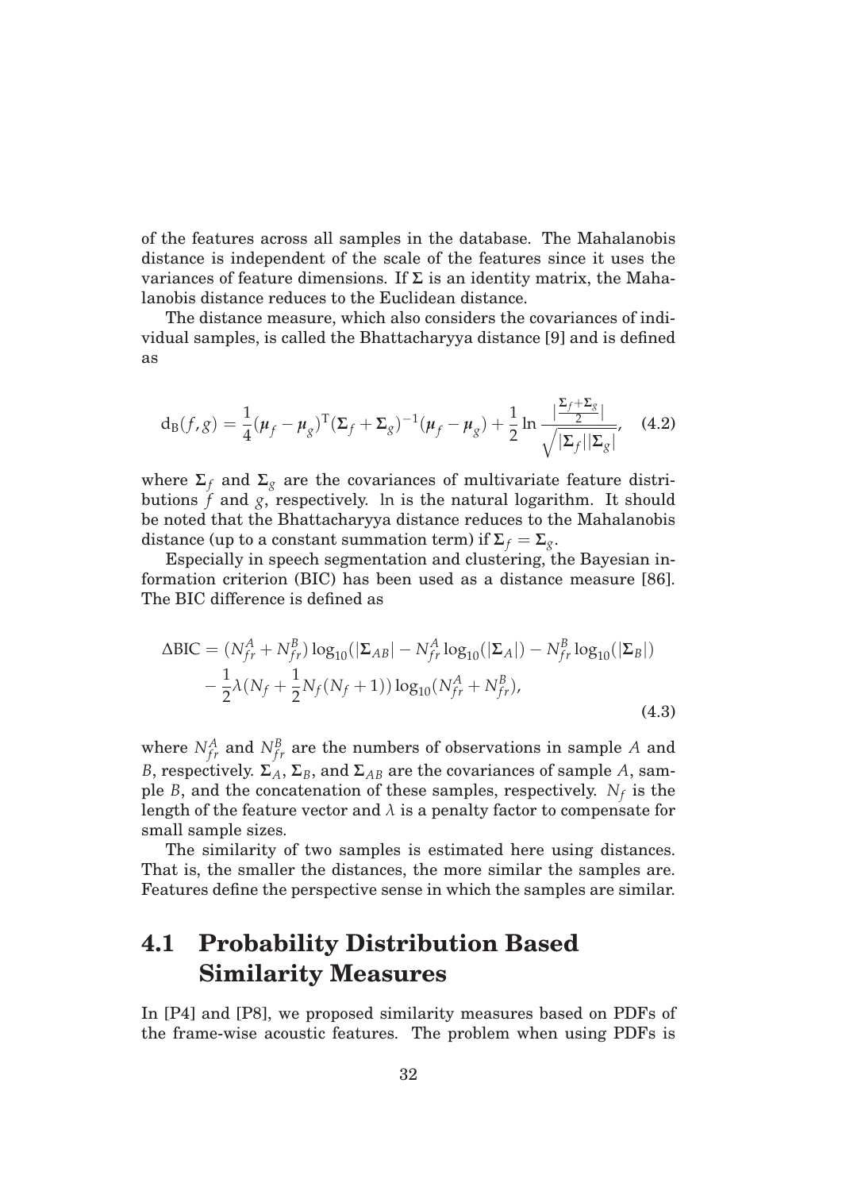of the features across all samples in the database. The Mahalanobis distance is independent of the scale of the features since it uses the variances of feature dimensions. If $\mathbf{\Sigma}$ is an identity matrix, the Mahalanobis distance reduces to the Euclidean distance.

The distance measure, which also considers the covariances of individual samples, is called the Bhattacharyya distance [9] and is defined as

$$\mathrm{d_B}(f,g) = \frac{1}{4}(\boldsymbol{\mu}_f - \boldsymbol{\mu}_g)^{\mathrm{T}}(\mathbf{\Sigma}_f + \mathbf{\Sigma}_g)^{-1}(\boldsymbol{\mu}_f - \boldsymbol{\mu}_g) + \frac{1}{2}\ln\frac{|\frac{\mathbf{\Sigma}_f+\mathbf{\Sigma}_g}{2}|}{\sqrt{|\mathbf{\Sigma}_f||\mathbf{\Sigma}_g|}}, \quad (4.2)$$

where $\mathbf{\Sigma}_f$ and $\mathbf{\Sigma}_g$ are the covariances of multivariate feature distributions $f$ and $g$, respectively. ln is the natural logarithm. It should be noted that the Bhattacharyya distance reduces to the Mahalanobis distance (up to a constant summation term) if $\mathbf{\Sigma}_f = \mathbf{\Sigma}_g$.

Especially in speech segmentation and clustering, the Bayesian information criterion (BIC) has been used as a distance measure [86]. The BIC difference is defined as

$$\begin{aligned}\Delta\mathrm{BIC} = &(N_{fr}^A + N_{fr}^B)\log_{10}(|\mathbf{\Sigma}_{AB}| - N_{fr}^A\log_{10}(|\mathbf{\Sigma}_A|) - N_{fr}^B\log_{10}(|\mathbf{\Sigma}_B|) \\ &- \frac{1}{2}\lambda(N_f + \frac{1}{2}N_f(N_f+1))\log_{10}(N_{fr}^A + N_{fr}^B),\end{aligned} \quad (4.3)$$

where $N_{fr}^A$ and $N_{fr}^B$ are the numbers of observations in sample $A$ and $B$, respectively. $\mathbf{\Sigma}_A$, $\mathbf{\Sigma}_B$, and $\mathbf{\Sigma}_{AB}$ are the covariances of sample $A$, sample $B$, and the concatenation of these samples, respectively. $N_f$ is the length of the feature vector and $\lambda$ is a penalty factor to compensate for small sample sizes.

The similarity of two samples is estimated here using distances. That is, the smaller the distances, the more similar the samples are. Features define the perspective sense in which the samples are similar.

## 4.1 Probability Distribution Based Similarity Measures

In [P4] and [P8], we proposed similarity measures based on PDFs of the frame-wise acoustic features. The problem when using PDFs is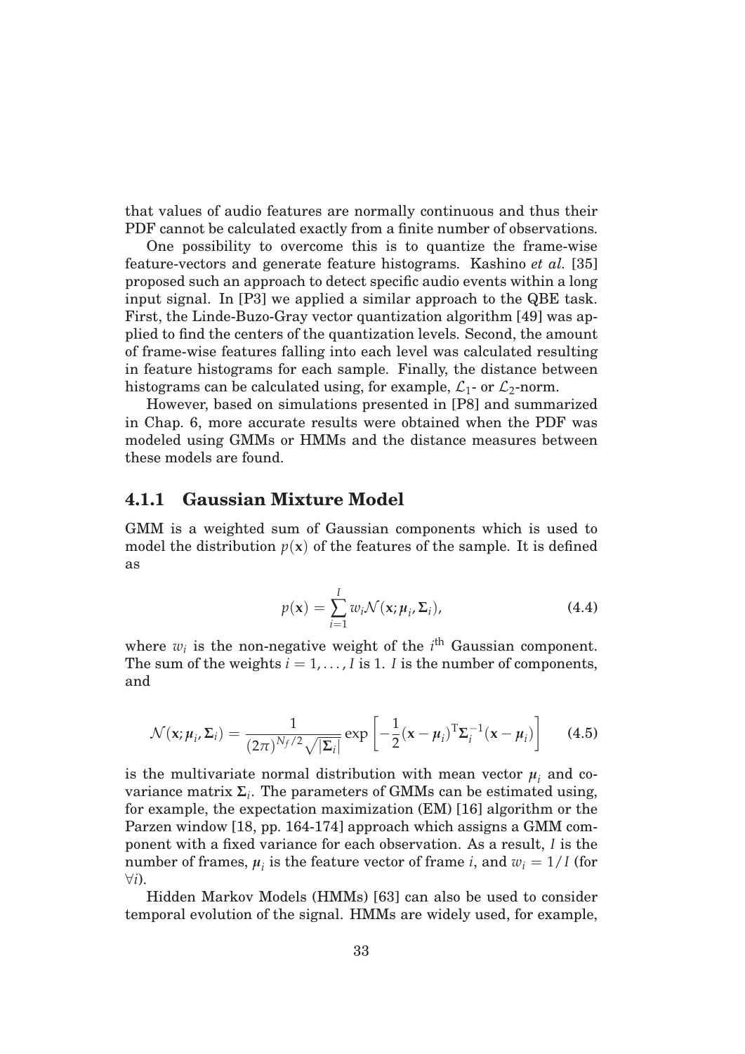that values of audio features are normally continuous and thus their PDF cannot be calculated exactly from a finite number of observations.

One possibility to overcome this is to quantize the frame-wise feature-vectors and generate feature histograms. Kashino *et al.* [35] proposed such an approach to detect specific audio events within a long input signal. In [P3] we applied a similar approach to the QBE task. First, the Linde-Buzo-Gray vector quantization algorithm [49] was applied to find the centers of the quantization levels. Second, the amount of frame-wise features falling into each level was calculated resulting in feature histograms for each sample. Finally, the distance between histograms can be calculated using, for example, $\mathcal{L}_1$- or $\mathcal{L}_2$-norm.

However, based on simulations presented in [P8] and summarized in Chap. 6, more accurate results were obtained when the PDF was modeled using GMMs or HMMs and the distance measures between these models are found.

### 4.1.1 Gaussian Mixture Model

GMM is a weighted sum of Gaussian components which is used to model the distribution $p(\mathbf{x})$ of the features of the sample. It is defined as

$$p(\mathbf{x}) = \sum_{i=1}^{I} w_i \mathcal{N}(\mathbf{x}; \boldsymbol{\mu}_i, \boldsymbol{\Sigma}_i), \tag{4.4}$$

where $w_i$ is the non-negative weight of the $i^{\text{th}}$ Gaussian component. The sum of the weights $i = 1, \ldots, I$ is 1. $I$ is the number of components, and

$$\mathcal{N}(\mathbf{x}; \boldsymbol{\mu}_i, \boldsymbol{\Sigma}_i) = \frac{1}{(2\pi)^{N_f/2}\sqrt{|\boldsymbol{\Sigma}_i|}} \exp\left[-\frac{1}{2}(\mathbf{x} - \boldsymbol{\mu}_i)^{\mathrm{T}} \boldsymbol{\Sigma}_i^{-1} (\mathbf{x} - \boldsymbol{\mu}_i)\right] \tag{4.5}$$

is the multivariate normal distribution with mean vector $\boldsymbol{\mu}_i$ and covariance matrix $\boldsymbol{\Sigma}_i$. The parameters of GMMs can be estimated using, for example, the expectation maximization (EM) [16] algorithm or the Parzen window [18, pp. 164-174] approach which assigns a GMM component with a fixed variance for each observation. As a result, $I$ is the number of frames, $\boldsymbol{\mu}_i$ is the feature vector of frame $i$, and $w_i = 1/I$ (for $\forall i$).

Hidden Markov Models (HMMs) [63] can also be used to consider temporal evolution of the signal. HMMs are widely used, for example,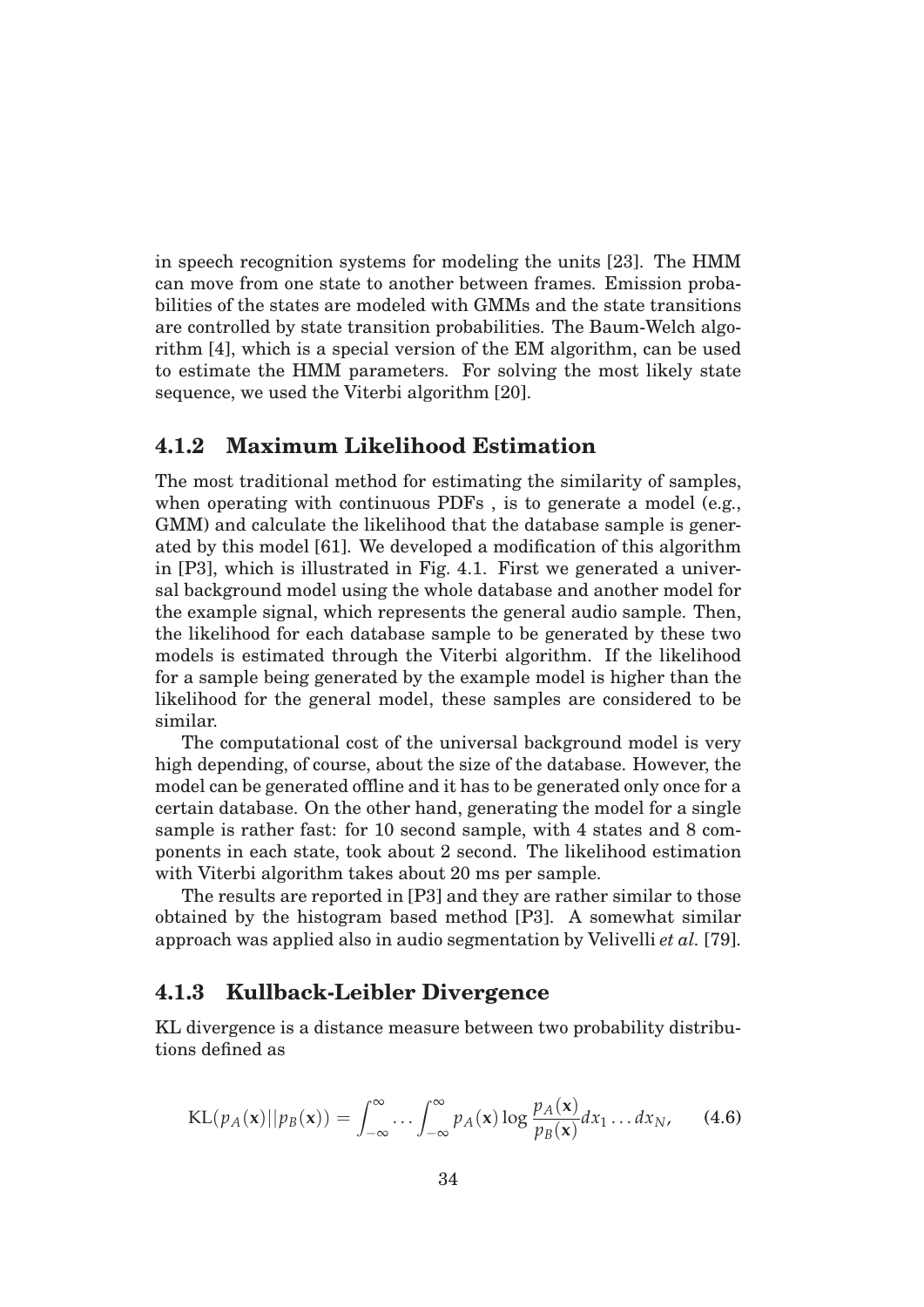in speech recognition systems for modeling the units [23]. The HMM can move from one state to another between frames. Emission probabilities of the states are modeled with GMMs and the state transitions are controlled by state transition probabilities. The Baum-Welch algorithm [4], which is a special version of the EM algorithm, can be used to estimate the HMM parameters. For solving the most likely state sequence, we used the Viterbi algorithm [20].

### 4.1.2 Maximum Likelihood Estimation

The most traditional method for estimating the similarity of samples, when operating with continuous PDFs , is to generate a model (e.g., GMM) and calculate the likelihood that the database sample is generated by this model [61]. We developed a modification of this algorithm in [P3], which is illustrated in Fig. 4.1. First we generated a universal background model using the whole database and another model for the example signal, which represents the general audio sample. Then, the likelihood for each database sample to be generated by these two models is estimated through the Viterbi algorithm. If the likelihood for a sample being generated by the example model is higher than the likelihood for the general model, these samples are considered to be similar.

The computational cost of the universal background model is very high depending, of course, about the size of the database. However, the model can be generated offline and it has to be generated only once for a certain database. On the other hand, generating the model for a single sample is rather fast: for 10 second sample, with 4 states and 8 components in each state, took about 2 second. The likelihood estimation with Viterbi algorithm takes about 20 ms per sample.

The results are reported in [P3] and they are rather similar to those obtained by the histogram based method [P3]. A somewhat similar approach was applied also in audio segmentation by Velivelli *et al.* [79].

### 4.1.3 Kullback-Leibler Divergence

KL divergence is a distance measure between two probability distributions defined as

$$\mathrm{KL}(p_A(\mathbf{x})||p_B(\mathbf{x})) = \int_{-\infty}^{\infty} \dots \int_{-\infty}^{\infty} p_A(\mathbf{x}) \log \frac{p_A(\mathbf{x})}{p_B(\mathbf{x})} dx_1 \dots dx_N, \qquad (4.6)$$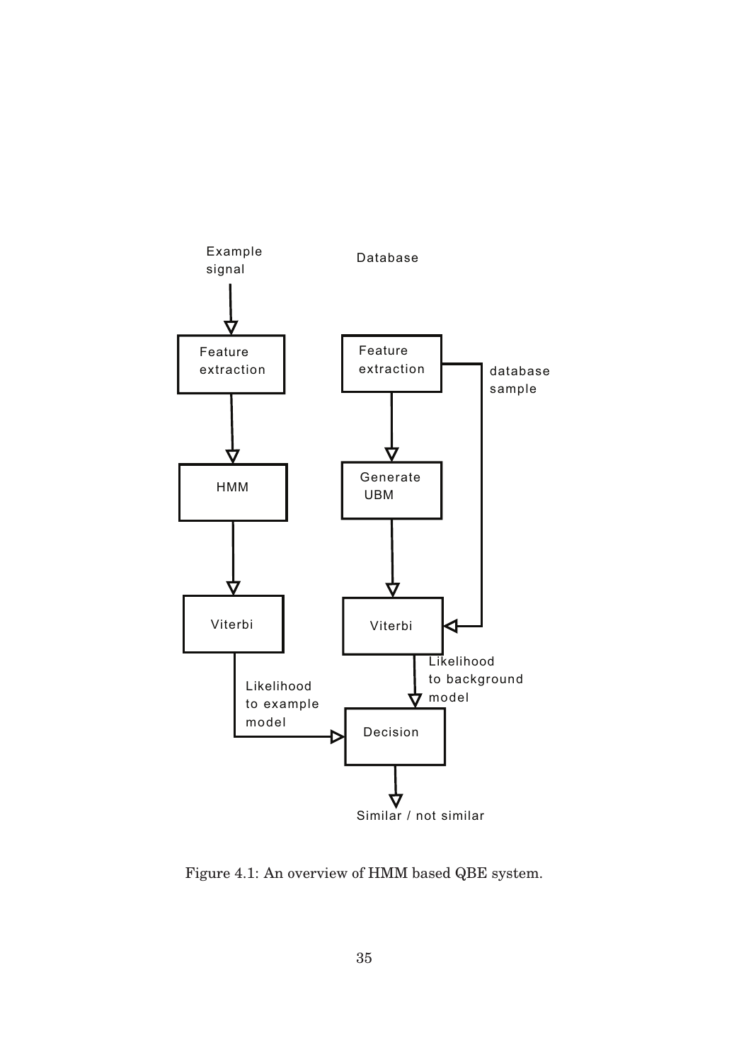Figure 4.1: An overview of HMM based QBE system.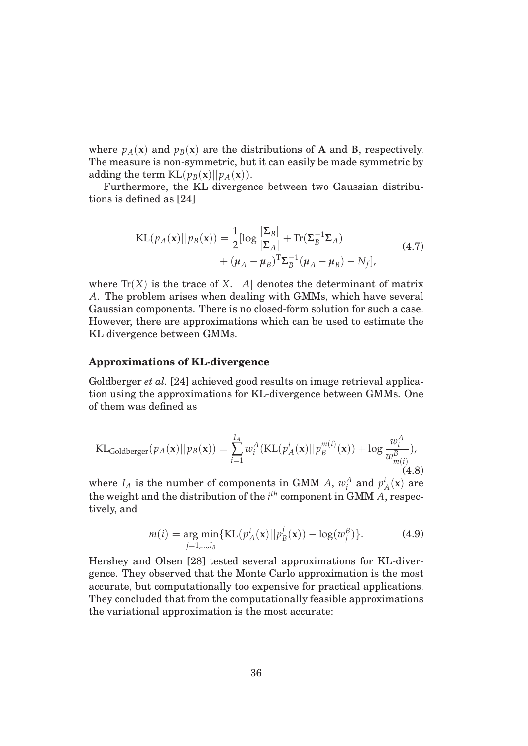where $p_A(\mathbf{x})$ and $p_B(\mathbf{x})$ are the distributions of **A** and **B**, respectively. The measure is non-symmetric, but it can easily be made symmetric by adding the term $\mathrm{KL}(p_B(\mathbf{x})||p_A(\mathbf{x}))$.

Furthermore, the KL divergence between two Gaussian distributions is defined as [24]

$$
\begin{aligned}
\mathrm{KL}(p_A(\mathbf{x})||p_B(\mathbf{x})) = \frac{1}{2}[\log \frac{|\mathbf{\Sigma}_B|}{|\mathbf{\Sigma}_A|} + \mathrm{Tr}(\mathbf{\Sigma}_B^{-1}\mathbf{\Sigma}_A) \\
+ (\boldsymbol{\mu}_A - \boldsymbol{\mu}_B)^{\mathrm{T}}\mathbf{\Sigma}_B^{-1}(\boldsymbol{\mu}_A - \boldsymbol{\mu}_B) - N_f],
\end{aligned}
\tag{4.7}
$$

where $\mathrm{Tr}(X)$ is the trace of $X$. $|A|$ denotes the determinant of matrix $A$. The problem arises when dealing with GMMs, which have several Gaussian components. There is no closed-form solution for such a case. However, there are approximations which can be used to estimate the KL divergence between GMMs.

### Approximations of KL-divergence

Goldberger *et al.* [24] achieved good results on image retrieval application using the approximations for KL-divergence between GMMs. One of them was defined as

$$
\mathrm{KL}_{\mathrm{Goldberger}}(p_A(\mathbf{x})||p_B(\mathbf{x})) = \sum_{i=1}^{I_A} w_i^A (\mathrm{KL}(p_A^i(\mathbf{x})||p_B^{m(i)}(\mathbf{x})) + \log \frac{w_i^A}{w_{m(i)}^B}),
\tag{4.8}
$$

where $I_A$ is the number of components in GMM $A$, $w_i^A$ and $p_A^i(\mathbf{x})$ are the weight and the distribution of the $i^{th}$ component in GMM $A$, respectively, and

$$
m(i) = \underset{j=1,\ldots,I_B}{\arg\min}\{\mathrm{KL}(p_A^i(\mathbf{x})||p_B^j(\mathbf{x})) - \log(w_j^B)\}.
\tag{4.9}
$$

Hershey and Olsen [28] tested several approximations for KL-divergence. They observed that the Monte Carlo approximation is the most accurate, but computationally too expensive for practical applications. They concluded that from the computationally feasible approximations the variational approximation is the most accurate: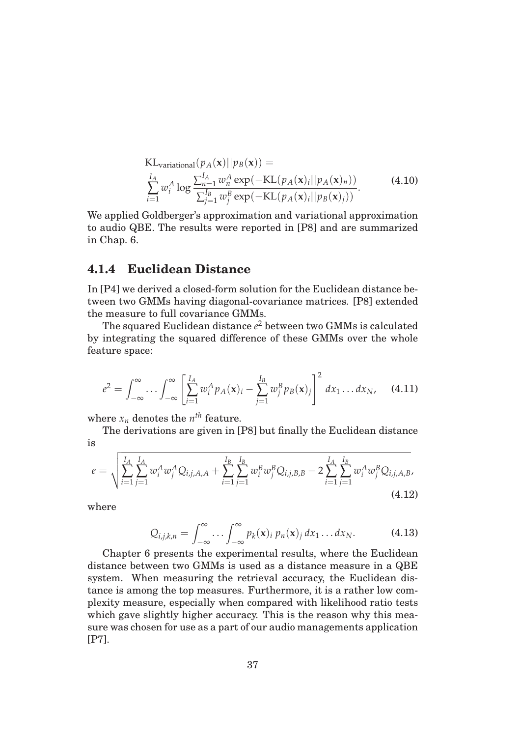$$
\begin{aligned}
&\mathrm{KL}_{\mathrm{variational}}(p_A(\mathbf{x})||p_B(\mathbf{x})) = \\
&\sum_{i=1}^{I_A} w_i^A \log \frac{\sum_{n=1}^{I_A} w_n^A \exp(-\mathrm{KL}(p_A(\mathbf{x})_i||p_A(\mathbf{x})_n))}{\sum_{j=1}^{I_B} w_j^B \exp(-\mathrm{KL}(p_A(\mathbf{x})_i||p_B(\mathbf{x})_j))}.
\end{aligned}
\tag{4.10}
$$

We applied Goldberger's approximation and variational approximation to audio QBE. The results were reported in [P8] and are summarized in Chap. 6.

### 4.1.4 Euclidean Distance

In [P4] we derived a closed-form solution for the Euclidean distance between two GMMs having diagonal-covariance matrices. [P8] extended the measure to full covariance GMMs.

The squared Euclidean distance $e^2$ between two GMMs is calculated by integrating the squared difference of these GMMs over the whole feature space:

$$
e^2 = \int_{-\infty}^{\infty} \dots \int_{-\infty}^{\infty} \left[ \sum_{i=1}^{I_A} w_i^A p_A(\mathbf{x})_i - \sum_{j=1}^{I_B} w_j^B p_B(\mathbf{x})_j \right]^2 dx_1 \dots dx_N, \tag{4.11}
$$

where $x_n$ denotes the $n^{th}$ feature.

The derivations are given in [P8] but finally the Euclidean distance is

$$
e = \sqrt{\sum_{i=1}^{I_A} \sum_{j=1}^{I_A} w_i^A w_j^A Q_{i,j,A,A} + \sum_{i=1}^{I_B} \sum_{j=1}^{I_B} w_i^B w_j^B Q_{i,j,B,B} - 2 \sum_{i=1}^{I_A} \sum_{j=1}^{I_B} w_i^A w_j^B Q_{i,j,A,B}}, \tag{4.12}
$$

where

$$
Q_{i,j,k,n} = \int_{-\infty}^{\infty} \dots \int_{-\infty}^{\infty} p_k(\mathbf{x})_i \, p_n(\mathbf{x})_j \, dx_1 \dots dx_N. \tag{4.13}
$$

Chapter 6 presents the experimental results, where the Euclidean distance between two GMMs is used as a distance measure in a QBE system. When measuring the retrieval accuracy, the Euclidean distance is among the top measures. Furthermore, it is a rather low complexity measure, especially when compared with likelihood ratio tests which gave slightly higher accuracy. This is the reason why this measure was chosen for use as a part of our audio managements application [P7].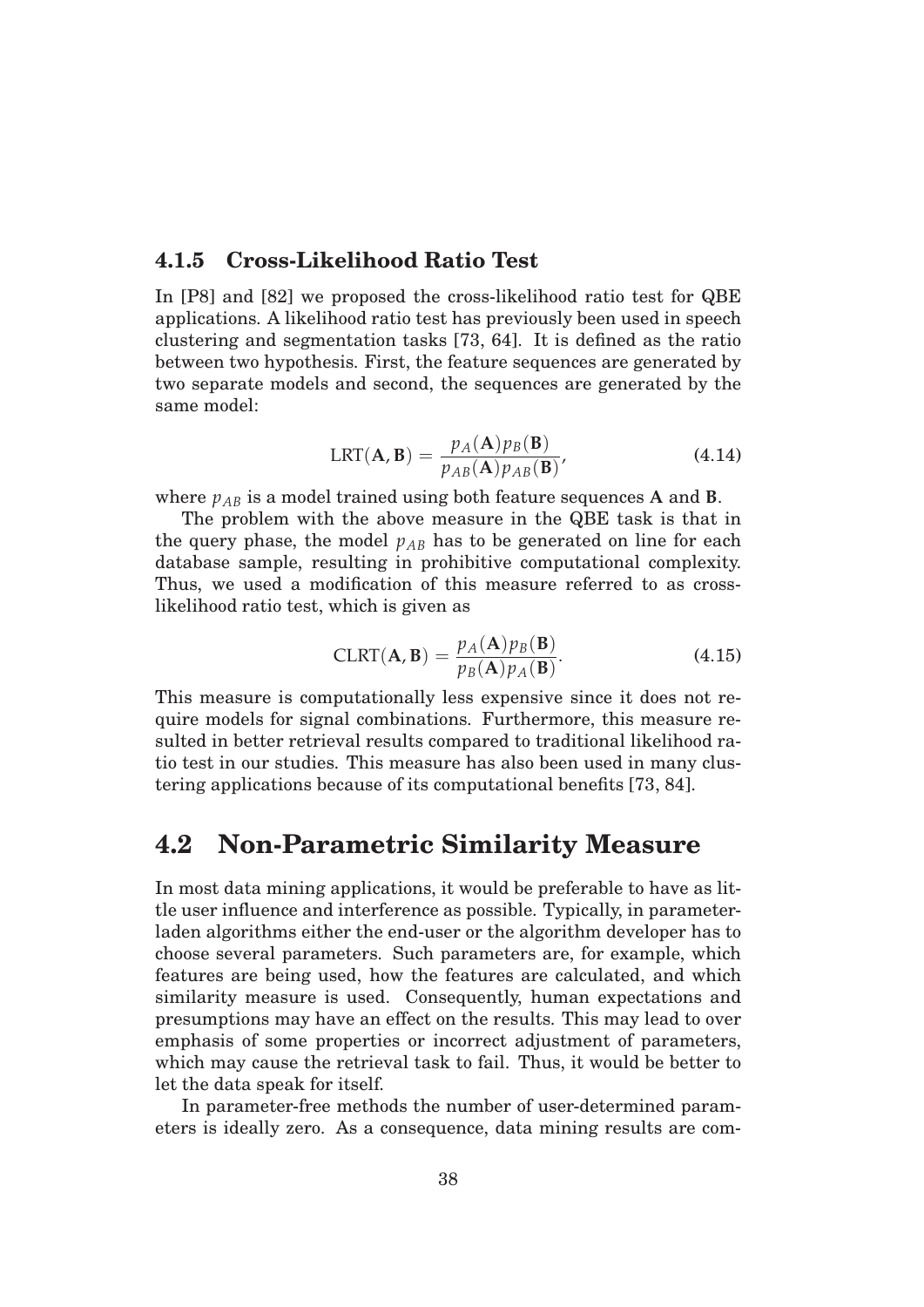### 4.1.5 Cross-Likelihood Ratio Test

In [P8] and [82] we proposed the cross-likelihood ratio test for QBE applications. A likelihood ratio test has previously been used in speech clustering and segmentation tasks [73, 64]. It is defined as the ratio between two hypothesis. First, the feature sequences are generated by two separate models and second, the sequences are generated by the same model:

$$\mathrm{LRT}(\mathbf{A}, \mathbf{B}) = \frac{p_A(\mathbf{A}) p_B(\mathbf{B})}{p_{AB}(\mathbf{A}) p_{AB}(\mathbf{B})}, \tag{4.14}$$

where $p_{AB}$ is a model trained using both feature sequences $\mathbf{A}$ and $\mathbf{B}$.

The problem with the above measure in the QBE task is that in the query phase, the model $p_{AB}$ has to be generated on line for each database sample, resulting in prohibitive computational complexity. Thus, we used a modification of this measure referred to as cross-likelihood ratio test, which is given as

$$\mathrm{CLRT}(\mathbf{A}, \mathbf{B}) = \frac{p_A(\mathbf{A}) p_B(\mathbf{B})}{p_B(\mathbf{A}) p_A(\mathbf{B})}. \tag{4.15}$$

This measure is computationally less expensive since it does not require models for signal combinations. Furthermore, this measure resulted in better retrieval results compared to traditional likelihood ratio test in our studies. This measure has also been used in many clustering applications because of its computational benefits [73, 84].

## 4.2 Non-Parametric Similarity Measure

In most data mining applications, it would be preferable to have as little user influence and interference as possible. Typically, in parameter-laden algorithms either the end-user or the algorithm developer has to choose several parameters. Such parameters are, for example, which features are being used, how the features are calculated, and which similarity measure is used. Consequently, human expectations and presumptions may have an effect on the results. This may lead to over emphasis of some properties or incorrect adjustment of parameters, which may cause the retrieval task to fail. Thus, it would be better to let the data speak for itself.

In parameter-free methods the number of user-determined parameters is ideally zero. As a consequence, data mining results are com-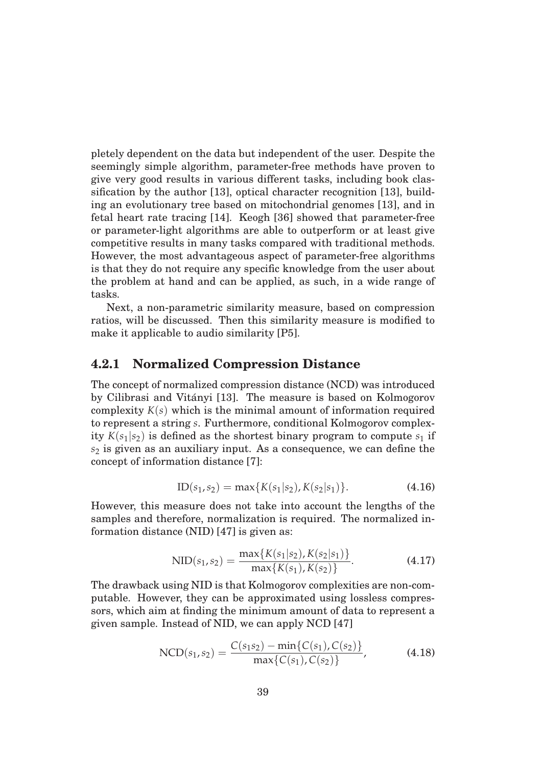pletely dependent on the data but independent of the user. Despite the seemingly simple algorithm, parameter-free methods have proven to give very good results in various different tasks, including book classification by the author [13], optical character recognition [13], building an evolutionary tree based on mitochondrial genomes [13], and in fetal heart rate tracing [14]. Keogh [36] showed that parameter-free or parameter-light algorithms are able to outperform or at least give competitive results in many tasks compared with traditional methods. However, the most advantageous aspect of parameter-free algorithms is that they do not require any specific knowledge from the user about the problem at hand and can be applied, as such, in a wide range of tasks.

Next, a non-parametric similarity measure, based on compression ratios, will be discussed. Then this similarity measure is modified to make it applicable to audio similarity [P5].

### 4.2.1 Normalized Compression Distance

The concept of normalized compression distance (NCD) was introduced by Cilibrasi and Vitányi [13]. The measure is based on Kolmogorov complexity $K(s)$ which is the minimal amount of information required to represent a string $s$. Furthermore, conditional Kolmogorov complexity $K(s_1|s_2)$ is defined as the shortest binary program to compute $s_1$ if $s_2$ is given as an auxiliary input. As a consequence, we can define the concept of information distance [7]:

$$\mathrm{ID}(s_1, s_2) = \max\{K(s_1|s_2), K(s_2|s_1)\}. \tag{4.16}$$

However, this measure does not take into account the lengths of the samples and therefore, normalization is required. The normalized information distance (NID) [47] is given as:

$$\mathrm{NID}(s_1, s_2) = \frac{\max\{K(s_1|s_2), K(s_2|s_1)\}}{\max\{K(s_1), K(s_2)\}}. \tag{4.17}$$

The drawback using NID is that Kolmogorov complexities are non-computable. However, they can be approximated using lossless compressors, which aim at finding the minimum amount of data to represent a given sample. Instead of NID, we can apply NCD [47]

$$\mathrm{NCD}(s_1, s_2) = \frac{C(s_1 s_2) - \min\{C(s_1), C(s_2)\}}{\max\{C(s_1), C(s_2)\}}, \tag{4.18}$$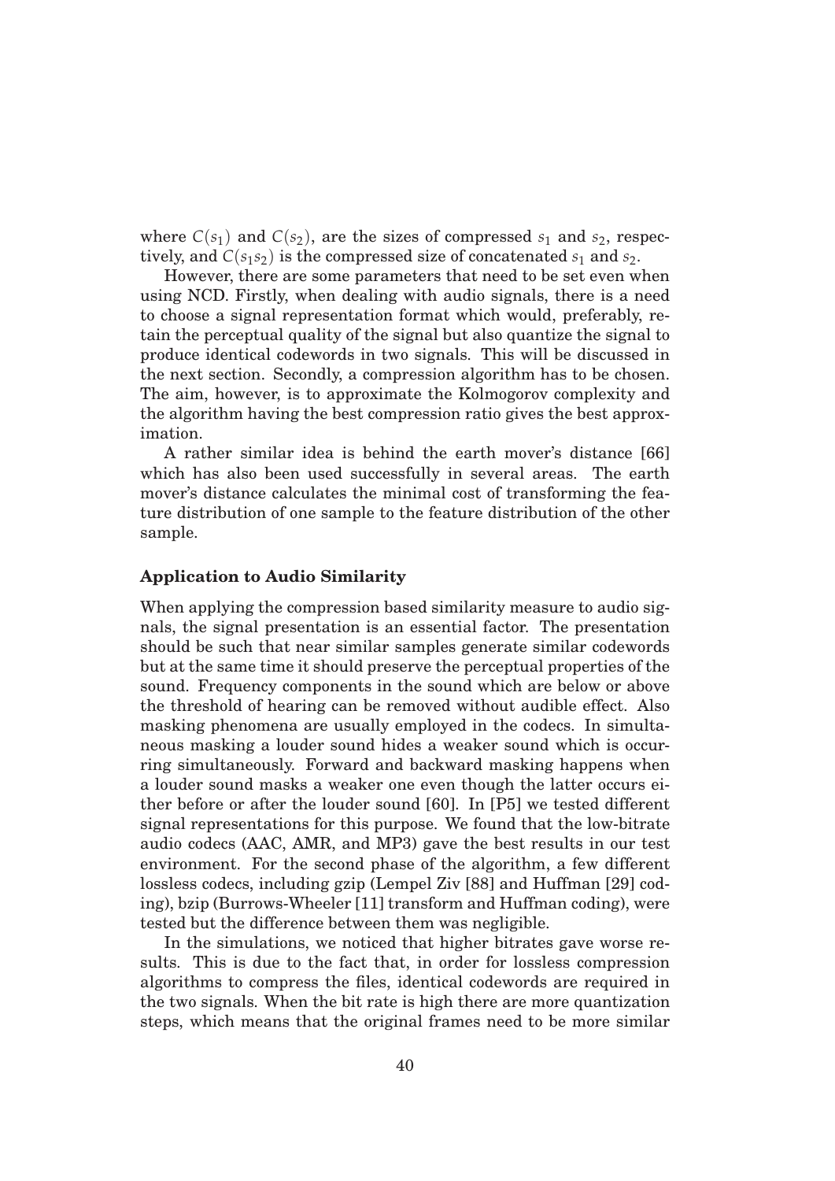where $C(s_1)$ and $C(s_2)$, are the sizes of compressed $s_1$ and $s_2$, respectively, and $C(s_1 s_2)$ is the compressed size of concatenated $s_1$ and $s_2$.

However, there are some parameters that need to be set even when using NCD. Firstly, when dealing with audio signals, there is a need to choose a signal representation format which would, preferably, retain the perceptual quality of the signal but also quantize the signal to produce identical codewords in two signals. This will be discussed in the next section. Secondly, a compression algorithm has to be chosen. The aim, however, is to approximate the Kolmogorov complexity and the algorithm having the best compression ratio gives the best approximation.

A rather similar idea is behind the earth mover's distance [66] which has also been used successfully in several areas. The earth mover's distance calculates the minimal cost of transforming the feature distribution of one sample to the feature distribution of the other sample.

### Application to Audio Similarity

When applying the compression based similarity measure to audio signals, the signal presentation is an essential factor. The presentation should be such that near similar samples generate similar codewords but at the same time it should preserve the perceptual properties of the sound. Frequency components in the sound which are below or above the threshold of hearing can be removed without audible effect. Also masking phenomena are usually employed in the codecs. In simultaneous masking a louder sound hides a weaker sound which is occurring simultaneously. Forward and backward masking happens when a louder sound masks a weaker one even though the latter occurs either before or after the louder sound [60]. In [P5] we tested different signal representations for this purpose. We found that the low-bitrate audio codecs (AAC, AMR, and MP3) gave the best results in our test environment. For the second phase of the algorithm, a few different lossless codecs, including gzip (Lempel Ziv [88] and Huffman [29] coding), bzip (Burrows-Wheeler [11] transform and Huffman coding), were tested but the difference between them was negligible.

In the simulations, we noticed that higher bitrates gave worse results. This is due to the fact that, in order for lossless compression algorithms to compress the files, identical codewords are required in the two signals. When the bit rate is high there are more quantization steps, which means that the original frames need to be more similar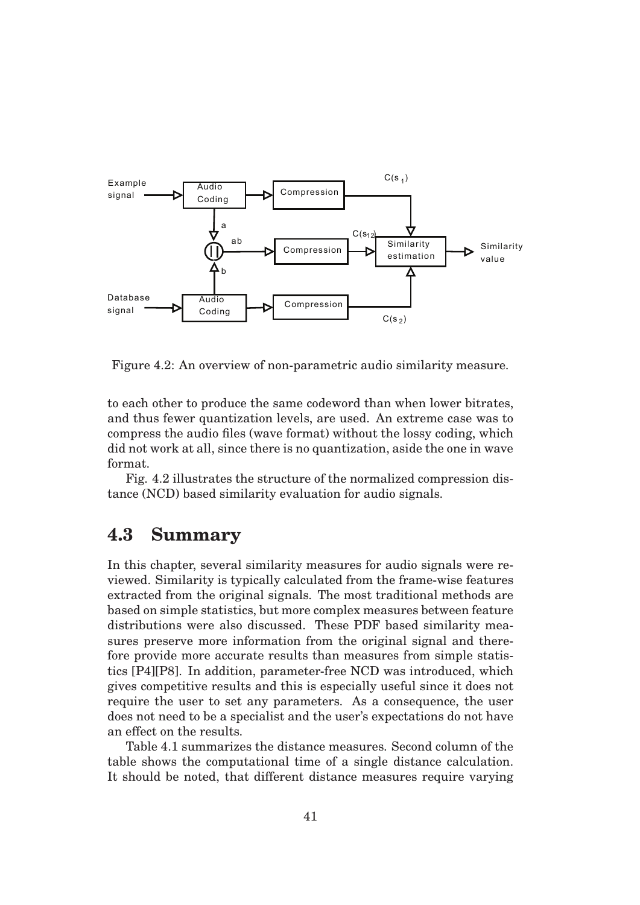Figure 4.2: An overview of non-parametric audio similarity measure.

to each other to produce the same codeword than when lower bitrates, and thus fewer quantization levels, are used. An extreme case was to compress the audio files (wave format) without the lossy coding, which did not work at all, since there is no quantization, aside the one in wave format.

Fig. 4.2 illustrates the structure of the normalized compression distance (NCD) based similarity evaluation for audio signals.

## 4.3 Summary

In this chapter, several similarity measures for audio signals were reviewed. Similarity is typically calculated from the frame-wise features extracted from the original signals. The most traditional methods are based on simple statistics, but more complex measures between feature distributions were also discussed. These PDF based similarity measures preserve more information from the original signal and therefore provide more accurate results than measures from simple statistics [P4][P8]. In addition, parameter-free NCD was introduced, which gives competitive results and this is especially useful since it does not require the user to set any parameters. As a consequence, the user does not need to be a specialist and the user's expectations do not have an effect on the results.

Table 4.1 summarizes the distance measures. Second column of the table shows the computational time of a single distance calculation. It should be noted, that different distance measures require varying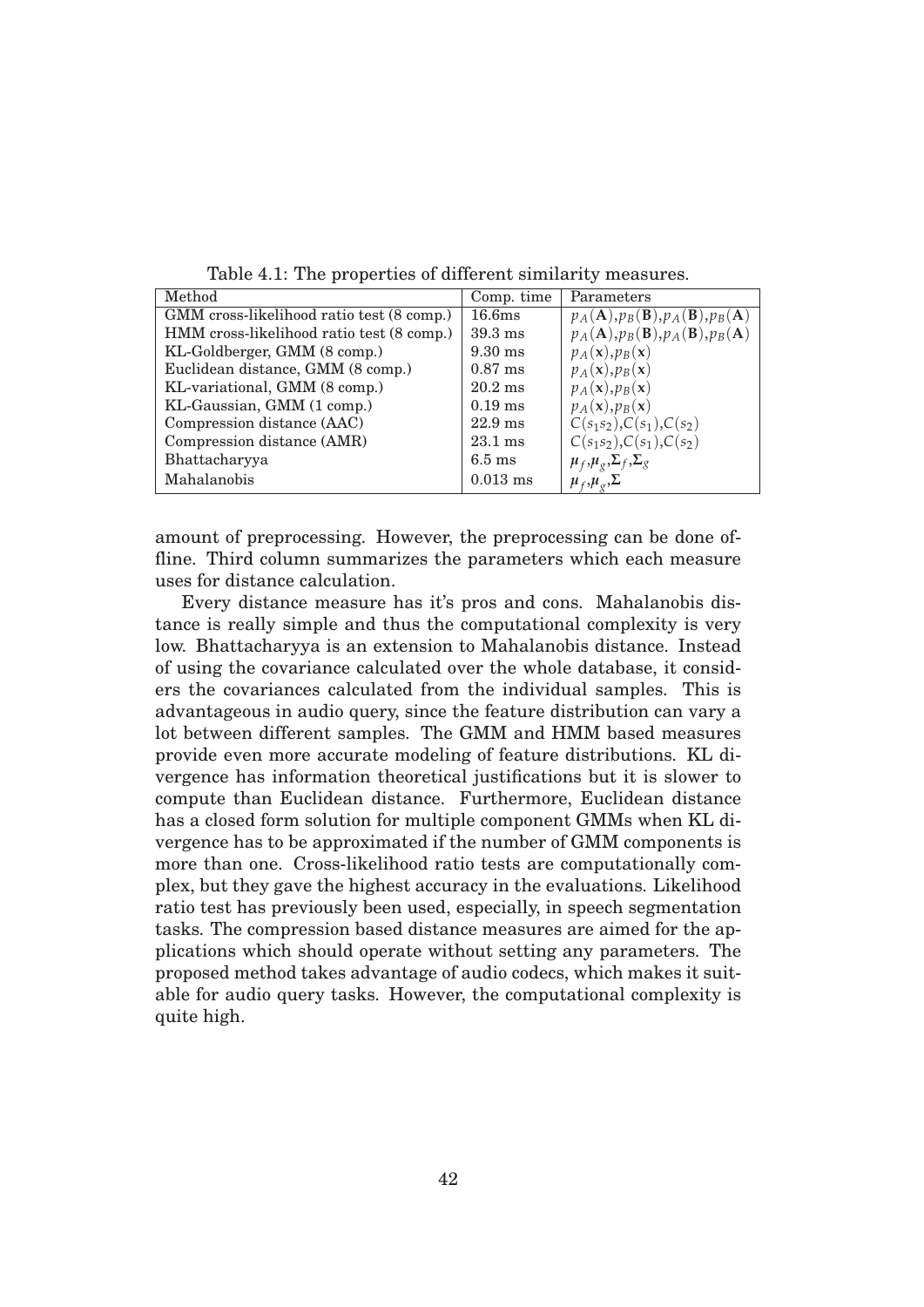Table 4.1: The properties of different similarity measures.

| Method | Comp. time | Parameters |
|---|---|---|
| GMM cross-likelihood ratio test (8 comp.) | 16.6ms | $p_A(\mathbf{A})$,$p_B(\mathbf{B})$,$p_A(\mathbf{B})$,$p_B(\mathbf{A})$ |
| HMM cross-likelihood ratio test (8 comp.) | 39.3 ms | $p_A(\mathbf{A})$,$p_B(\mathbf{B})$,$p_A(\mathbf{B})$,$p_B(\mathbf{A})$ |
| KL-Goldberger, GMM (8 comp.) | 9.30 ms | $p_A(\mathbf{x})$,$p_B(\mathbf{x})$ |
| Euclidean distance, GMM (8 comp.) | 0.87 ms | $p_A(\mathbf{x})$,$p_B(\mathbf{x})$ |
| KL-variational, GMM (8 comp.) | 20.2 ms | $p_A(\mathbf{x})$,$p_B(\mathbf{x})$ |
| KL-Gaussian, GMM (1 comp.) | 0.19 ms | $p_A(\mathbf{x})$,$p_B(\mathbf{x})$ |
| Compression distance (AAC) | 22.9 ms | $C(s_1s_2)$,$C(s_1)$,$C(s_2)$ |
| Compression distance (AMR) | 23.1 ms | $C(s_1s_2)$,$C(s_1)$,$C(s_2)$ |
| Bhattacharyya | 6.5 ms | $\boldsymbol{\mu}_f$,$\boldsymbol{\mu}_g$,$\boldsymbol{\Sigma}_f$,$\boldsymbol{\Sigma}_g$ |
| Mahalanobis | 0.013 ms | $\boldsymbol{\mu}_f$,$\boldsymbol{\mu}_g$,$\boldsymbol{\Sigma}$ |

amount of preprocessing. However, the preprocessing can be done offline. Third column summarizes the parameters which each measure uses for distance calculation.

Every distance measure has it's pros and cons. Mahalanobis distance is really simple and thus the computational complexity is very low. Bhattacharyya is an extension to Mahalanobis distance. Instead of using the covariance calculated over the whole database, it considers the covariances calculated from the individual samples. This is advantageous in audio query, since the feature distribution can vary a lot between different samples. The GMM and HMM based measures provide even more accurate modeling of feature distributions. KL divergence has information theoretical justifications but it is slower to compute than Euclidean distance. Furthermore, Euclidean distance has a closed form solution for multiple component GMMs when KL divergence has to be approximated if the number of GMM components is more than one. Cross-likelihood ratio tests are computationally complex, but they gave the highest accuracy in the evaluations. Likelihood ratio test has previously been used, especially, in speech segmentation tasks. The compression based distance measures are aimed for the applications which should operate without setting any parameters. The proposed method takes advantage of audio codecs, which makes it suitable for audio query tasks. However, the computational complexity is quite high.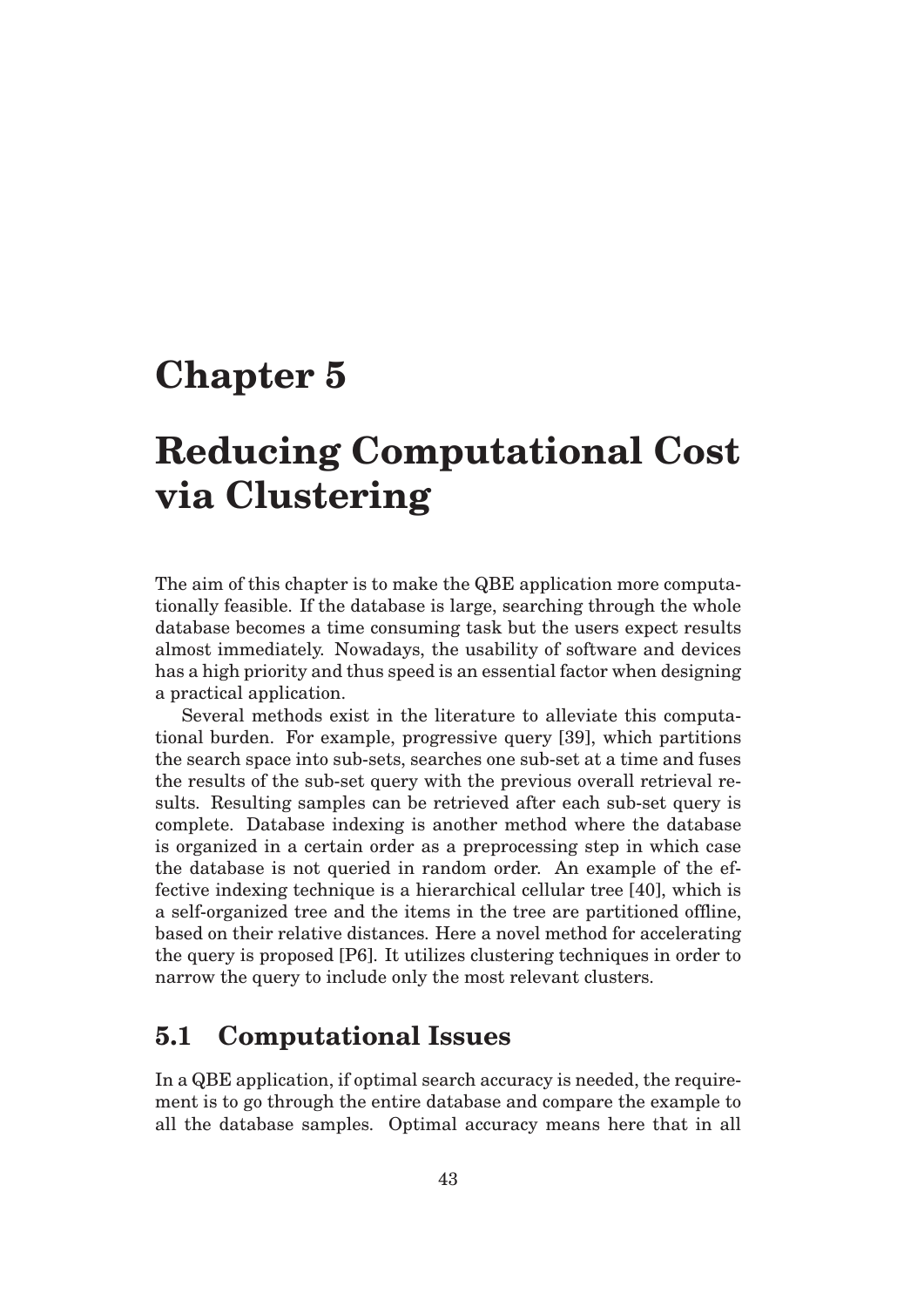# Chapter 5

# Reducing Computational Cost via Clustering

The aim of this chapter is to make the QBE application more computationally feasible. If the database is large, searching through the whole database becomes a time consuming task but the users expect results almost immediately. Nowadays, the usability of software and devices has a high priority and thus speed is an essential factor when designing a practical application.

Several methods exist in the literature to alleviate this computational burden. For example, progressive query [39], which partitions the search space into sub-sets, searches one sub-set at a time and fuses the results of the sub-set query with the previous overall retrieval results. Resulting samples can be retrieved after each sub-set query is complete. Database indexing is another method where the database is organized in a certain order as a preprocessing step in which case the database is not queried in random order. An example of the effective indexing technique is a hierarchical cellular tree [40], which is a self-organized tree and the items in the tree are partitioned offline, based on their relative distances. Here a novel method for accelerating the query is proposed [P6]. It utilizes clustering techniques in order to narrow the query to include only the most relevant clusters.

## 5.1 Computational Issues

In a QBE application, if optimal search accuracy is needed, the requirement is to go through the entire database and compare the example to all the database samples. Optimal accuracy means here that in all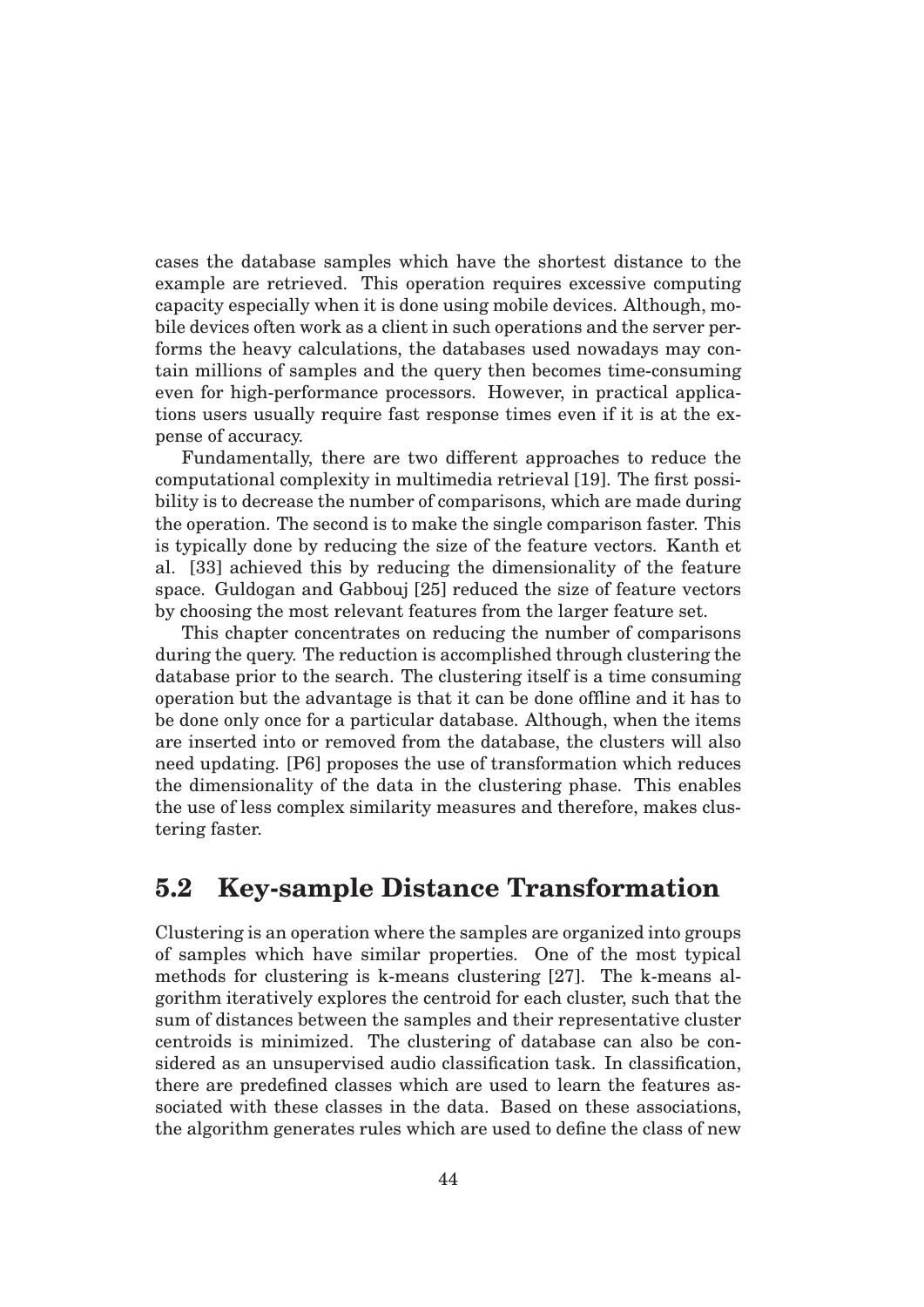cases the database samples which have the shortest distance to the example are retrieved. This operation requires excessive computing capacity especially when it is done using mobile devices. Although, mobile devices often work as a client in such operations and the server performs the heavy calculations, the databases used nowadays may contain millions of samples and the query then becomes time-consuming even for high-performance processors. However, in practical applications users usually require fast response times even if it is at the expense of accuracy.

Fundamentally, there are two different approaches to reduce the computational complexity in multimedia retrieval [19]. The first possibility is to decrease the number of comparisons, which are made during the operation. The second is to make the single comparison faster. This is typically done by reducing the size of the feature vectors. Kanth et al. [33] achieved this by reducing the dimensionality of the feature space. Guldogan and Gabbouj [25] reduced the size of feature vectors by choosing the most relevant features from the larger feature set.

This chapter concentrates on reducing the number of comparisons during the query. The reduction is accomplished through clustering the database prior to the search. The clustering itself is a time consuming operation but the advantage is that it can be done offline and it has to be done only once for a particular database. Although, when the items are inserted into or removed from the database, the clusters will also need updating. [P6] proposes the use of transformation which reduces the dimensionality of the data in the clustering phase. This enables the use of less complex similarity measures and therefore, makes clustering faster.

## 5.2 Key-sample Distance Transformation

Clustering is an operation where the samples are organized into groups of samples which have similar properties. One of the most typical methods for clustering is k-means clustering [27]. The k-means algorithm iteratively explores the centroid for each cluster, such that the sum of distances between the samples and their representative cluster centroids is minimized. The clustering of database can also be considered as an unsupervised audio classification task. In classification, there are predefined classes which are used to learn the features associated with these classes in the data. Based on these associations, the algorithm generates rules which are used to define the class of new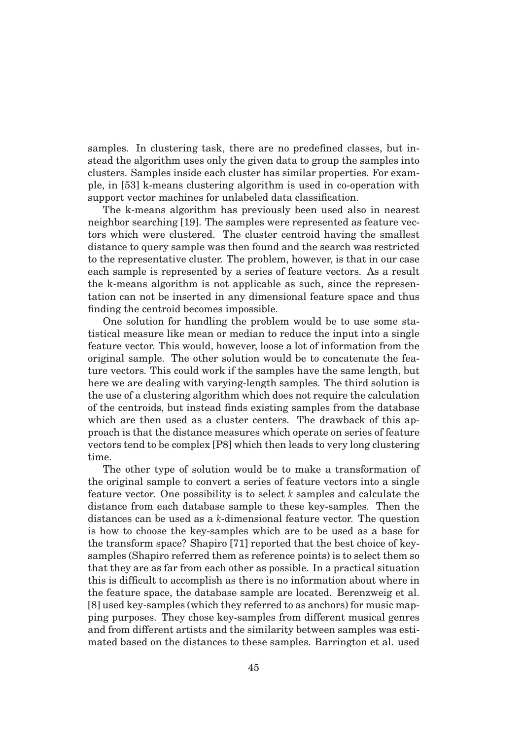samples. In clustering task, there are no predefined classes, but instead the algorithm uses only the given data to group the samples into clusters. Samples inside each cluster has similar properties. For example, in [53] k-means clustering algorithm is used in co-operation with support vector machines for unlabeled data classification.

The k-means algorithm has previously been used also in nearest neighbor searching [19]. The samples were represented as feature vectors which were clustered. The cluster centroid having the smallest distance to query sample was then found and the search was restricted to the representative cluster. The problem, however, is that in our case each sample is represented by a series of feature vectors. As a result the k-means algorithm is not applicable as such, since the representation can not be inserted in any dimensional feature space and thus finding the centroid becomes impossible.

One solution for handling the problem would be to use some statistical measure like mean or median to reduce the input into a single feature vector. This would, however, loose a lot of information from the original sample. The other solution would be to concatenate the feature vectors. This could work if the samples have the same length, but here we are dealing with varying-length samples. The third solution is the use of a clustering algorithm which does not require the calculation of the centroids, but instead finds existing samples from the database which are then used as a cluster centers. The drawback of this approach is that the distance measures which operate on series of feature vectors tend to be complex [P8] which then leads to very long clustering time.

The other type of solution would be to make a transformation of the original sample to convert a series of feature vectors into a single feature vector. One possibility is to select $k$ samples and calculate the distance from each database sample to these key-samples. Then the distances can be used as a $k$-dimensional feature vector. The question is how to choose the key-samples which are to be used as a base for the transform space? Shapiro [71] reported that the best choice of key-samples (Shapiro referred them as reference points) is to select them so that they are as far from each other as possible. In a practical situation this is difficult to accomplish as there is no information about where in the feature space, the database sample are located. Berenzweig et al. [8] used key-samples (which they referred to as anchors) for music mapping purposes. They chose key-samples from different musical genres and from different artists and the similarity between samples was estimated based on the distances to these samples. Barrington et al. used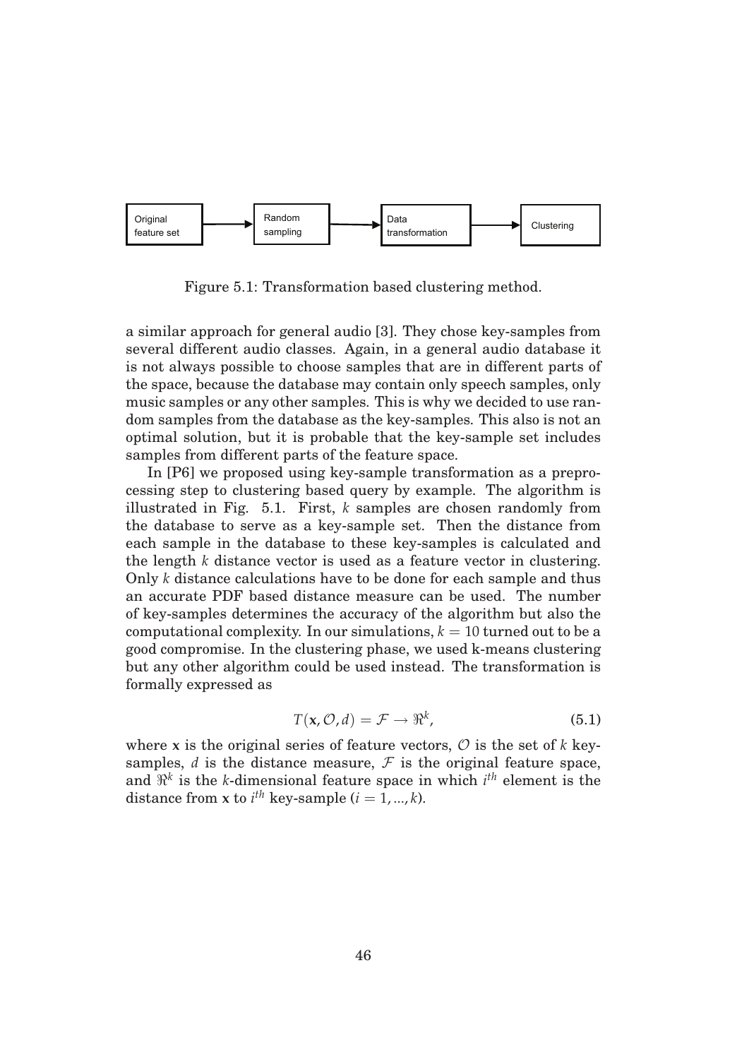Original feature set → Random sampling → Data transformation → Clustering

Figure 5.1: Transformation based clustering method.

a similar approach for general audio [3]. They chose key-samples from several different audio classes. Again, in a general audio database it is not always possible to choose samples that are in different parts of the space, because the database may contain only speech samples, only music samples or any other samples. This is why we decided to use random samples from the database as the key-samples. This also is not an optimal solution, but it is probable that the key-sample set includes samples from different parts of the feature space.

In [P6] we proposed using key-sample transformation as a preprocessing step to clustering based query by example. The algorithm is illustrated in Fig. 5.1. First, $k$ samples are chosen randomly from the database to serve as a key-sample set. Then the distance from each sample in the database to these key-samples is calculated and the length $k$ distance vector is used as a feature vector in clustering. Only $k$ distance calculations have to be done for each sample and thus an accurate PDF based distance measure can be used. The number of key-samples determines the accuracy of the algorithm but also the computational complexity. In our simulations, $k = 10$ turned out to be a good compromise. In the clustering phase, we used k-means clustering but any other algorithm could be used instead. The transformation is formally expressed as

$$T(\mathbf{x}, \mathcal{O}, d) = \mathcal{F} \rightarrow \Re^k, \tag{5.1}$$

where $\mathbf{x}$ is the original series of feature vectors, $\mathcal{O}$ is the set of $k$ key-samples, $d$ is the distance measure, $\mathcal{F}$ is the original feature space, and $\Re^k$ is the $k$-dimensional feature space in which $i^{th}$ element is the distance from $\mathbf{x}$ to $i^{th}$ key-sample ($i = 1, ..., k$).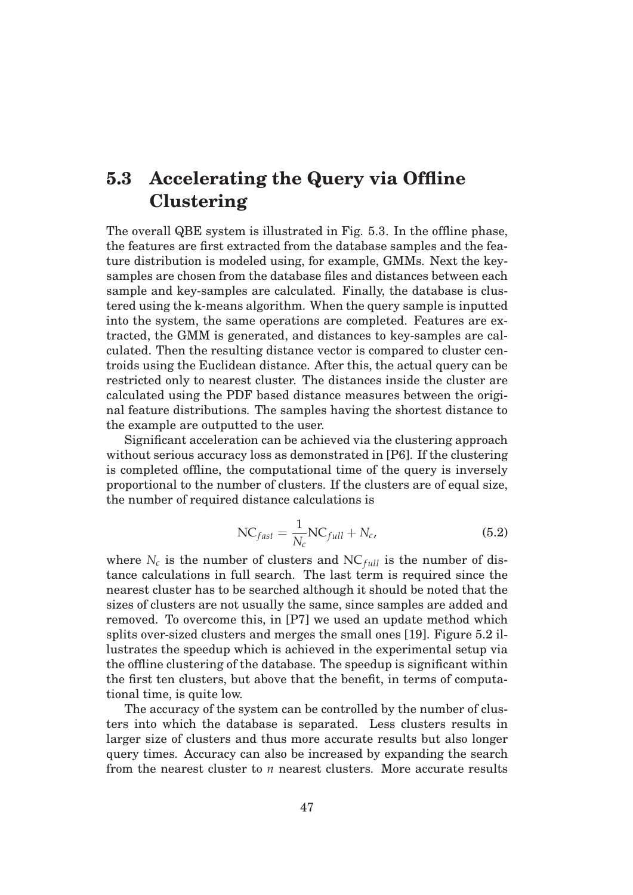## 5.3 Accelerating the Query via Offline Clustering

The overall QBE system is illustrated in Fig. 5.3. In the offline phase, the features are first extracted from the database samples and the feature distribution is modeled using, for example, GMMs. Next the key-samples are chosen from the database files and distances between each sample and key-samples are calculated. Finally, the database is clustered using the k-means algorithm. When the query sample is inputted into the system, the same operations are completed. Features are extracted, the GMM is generated, and distances to key-samples are calculated. Then the resulting distance vector is compared to cluster centroids using the Euclidean distance. After this, the actual query can be restricted only to nearest cluster. The distances inside the cluster are calculated using the PDF based distance measures between the original feature distributions. The samples having the shortest distance to the example are outputted to the user.

Significant acceleration can be achieved via the clustering approach without serious accuracy loss as demonstrated in [P6]. If the clustering is completed offline, the computational time of the query is inversely proportional to the number of clusters. If the clusters are of equal size, the number of required distance calculations is

$$\mathrm{NC}_{fast} = \frac{1}{N_c}\mathrm{NC}_{full} + N_c, \tag{5.2}$$

where $N_c$ is the number of clusters and $\mathrm{NC}_{full}$ is the number of distance calculations in full search. The last term is required since the nearest cluster has to be searched although it should be noted that the sizes of clusters are not usually the same, since samples are added and removed. To overcome this, in [P7] we used an update method which splits over-sized clusters and merges the small ones [19]. Figure 5.2 illustrates the speedup which is achieved in the experimental setup via the offline clustering of the database. The speedup is significant within the first ten clusters, but above that the benefit, in terms of computational time, is quite low.

The accuracy of the system can be controlled by the number of clusters into which the database is separated. Less clusters results in larger size of clusters and thus more accurate results but also longer query times. Accuracy can also be increased by expanding the search from the nearest cluster to $n$ nearest clusters. More accurate results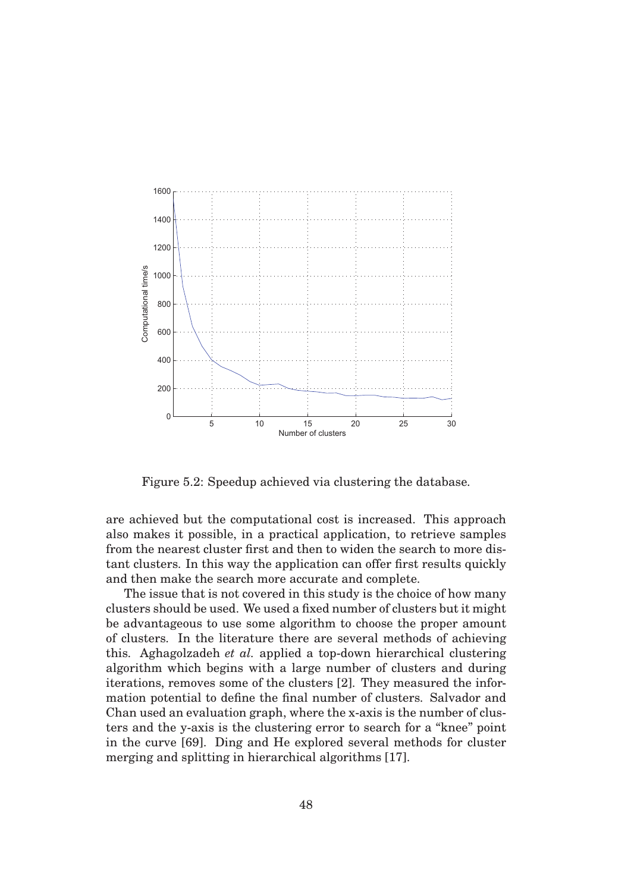Figure 5.2: Speedup achieved via clustering the database.

are achieved but the computational cost is increased. This approach also makes it possible, in a practical application, to retrieve samples from the nearest cluster first and then to widen the search to more distant clusters. In this way the application can offer first results quickly and then make the search more accurate and complete.

The issue that is not covered in this study is the choice of how many clusters should be used. We used a fixed number of clusters but it might be advantageous to use some algorithm to choose the proper amount of clusters. In the literature there are several methods of achieving this. Aghagolzadeh *et al.* applied a top-down hierarchical clustering algorithm which begins with a large number of clusters and during iterations, removes some of the clusters [2]. They measured the information potential to define the final number of clusters. Salvador and Chan used an evaluation graph, where the x-axis is the number of clusters and the y-axis is the clustering error to search for a "knee" point in the curve [69]. Ding and He explored several methods for cluster merging and splitting in hierarchical algorithms [17].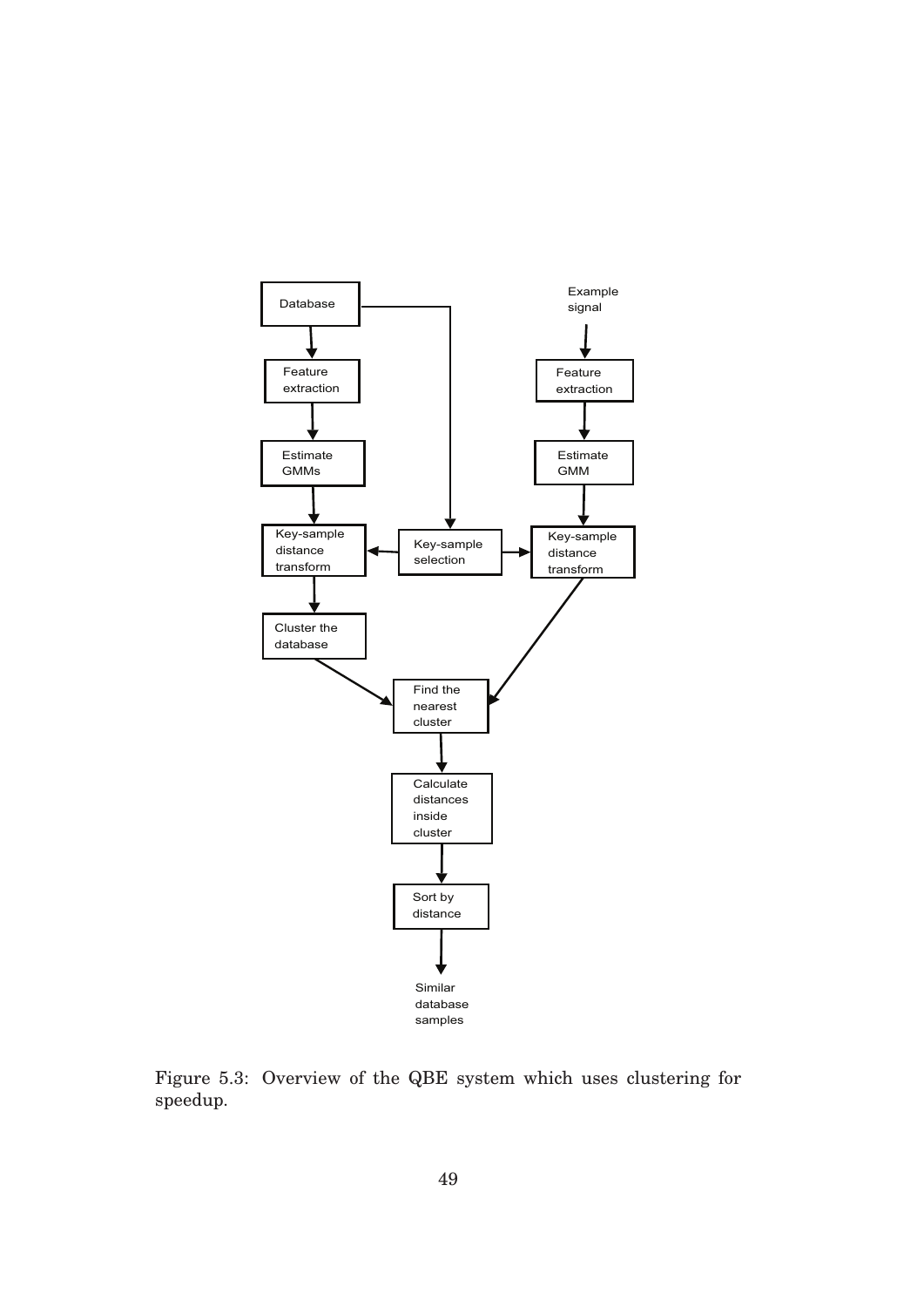Figure 5.3: Overview of the QBE system which uses clustering for speedup.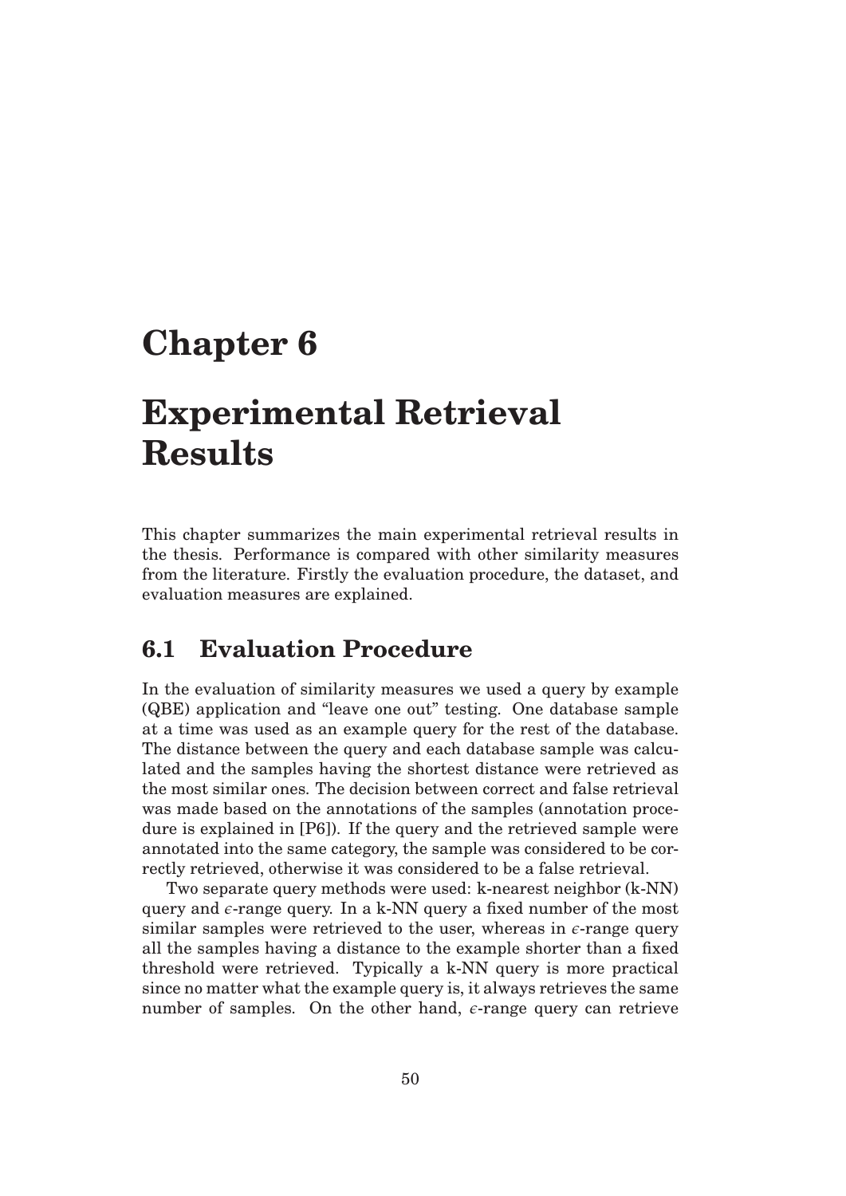# Chapter 6

# Experimental Retrieval Results

This chapter summarizes the main experimental retrieval results in the thesis. Performance is compared with other similarity measures from the literature. Firstly the evaluation procedure, the dataset, and evaluation measures are explained.

## 6.1 Evaluation Procedure

In the evaluation of similarity measures we used a query by example (QBE) application and "leave one out" testing. One database sample at a time was used as an example query for the rest of the database. The distance between the query and each database sample was calculated and the samples having the shortest distance were retrieved as the most similar ones. The decision between correct and false retrieval was made based on the annotations of the samples (annotation procedure is explained in [P6]). If the query and the retrieved sample were annotated into the same category, the sample was considered to be correctly retrieved, otherwise it was considered to be a false retrieval.

Two separate query methods were used: k-nearest neighbor (k-NN) query and $\epsilon$-range query. In a k-NN query a fixed number of the most similar samples were retrieved to the user, whereas in $\epsilon$-range query all the samples having a distance to the example shorter than a fixed threshold were retrieved. Typically a k-NN query is more practical since no matter what the example query is, it always retrieves the same number of samples. On the other hand, $\epsilon$-range query can retrieve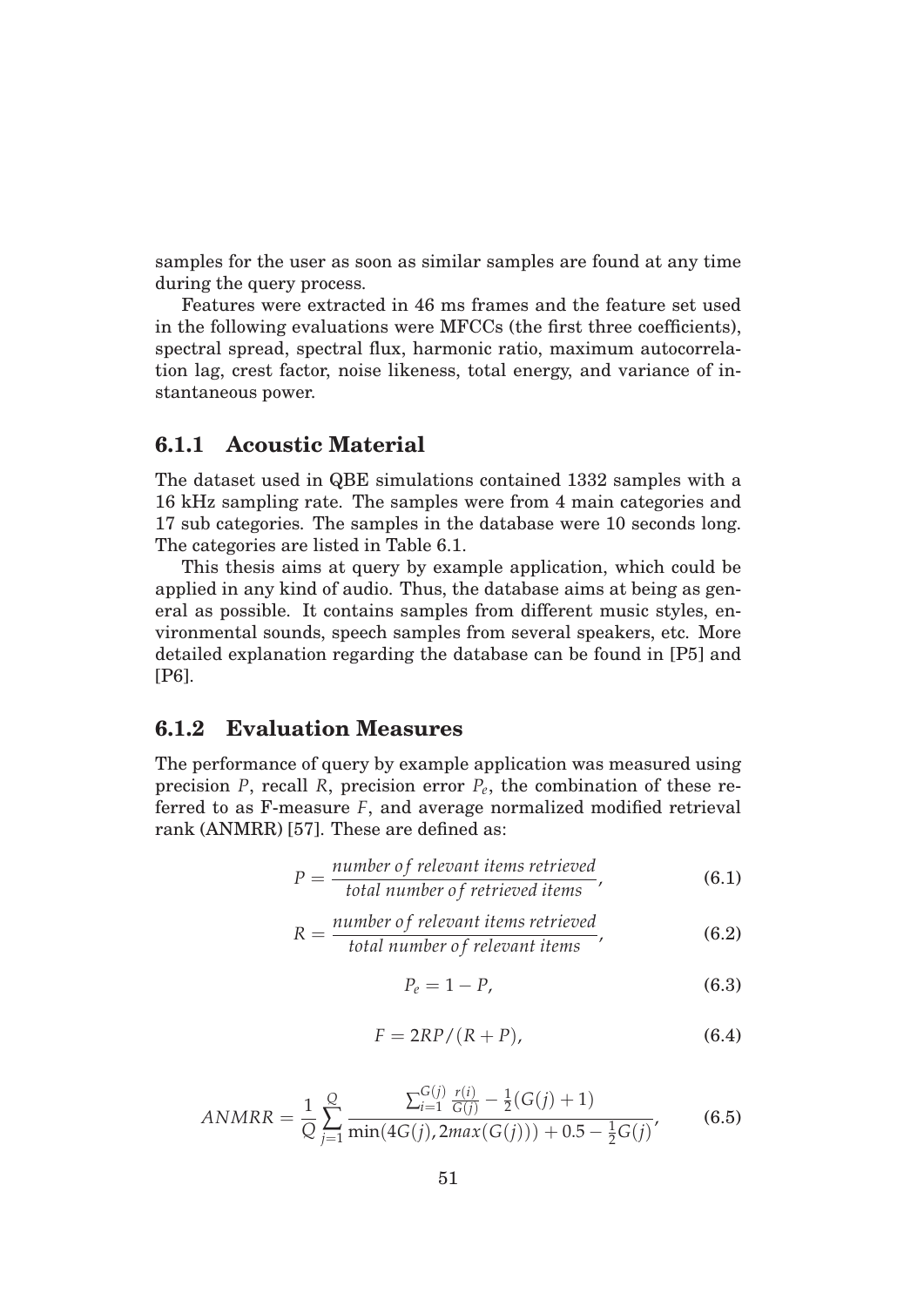samples for the user as soon as similar samples are found at any time during the query process.

Features were extracted in 46 ms frames and the feature set used in the following evaluations were MFCCs (the first three coefficients), spectral spread, spectral flux, harmonic ratio, maximum autocorrelation lag, crest factor, noise likeness, total energy, and variance of instantaneous power.

### 6.1.1 Acoustic Material

The dataset used in QBE simulations contained 1332 samples with a 16 kHz sampling rate. The samples were from 4 main categories and 17 sub categories. The samples in the database were 10 seconds long. The categories are listed in Table 6.1.

This thesis aims at query by example application, which could be applied in any kind of audio. Thus, the database aims at being as general as possible. It contains samples from different music styles, environmental sounds, speech samples from several speakers, etc. More detailed explanation regarding the database can be found in [P5] and [P6].

### 6.1.2 Evaluation Measures

The performance of query by example application was measured using precision $P$, recall $R$, precision error $P_e$, the combination of these referred to as F-measure $F$, and average normalized modified retrieval rank (ANMRR) [57]. These are defined as:

$$P = \frac{number\ of\ relevant\ items\ retrieved}{total\ number\ of\ retrieved\ items}, \tag{6.1}$$

$$R = \frac{number\ of\ relevant\ items\ retrieved}{total\ number\ of\ relevant\ items}, \tag{6.2}$$

$$P_e = 1 - P, \tag{6.3}$$

$$F = 2RP/(R+P), \tag{6.4}$$

$$ANMRR = \frac{1}{Q}\sum_{j=1}^{Q}\frac{\sum_{i=1}^{G(j)}\frac{r(i)}{G(j)} - \frac{1}{2}(G(j)+1)}{\min(4G(j), 2max(G(j))) + 0.5 - \frac{1}{2}G(j)}, \tag{6.5}$$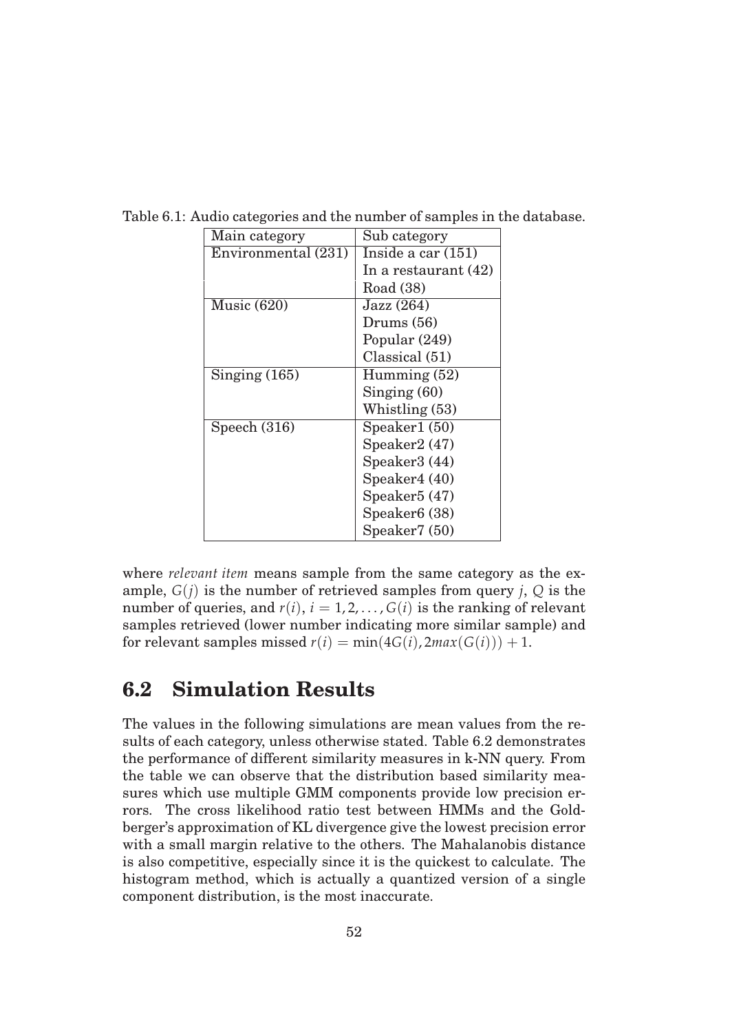Table 6.1: Audio categories and the number of samples in the database.

| Main category | Sub category |
|---|---|
| Environmental (231) | Inside a car (151) |
| | In a restaurant (42) |
| | Road (38) |
| Music (620) | Jazz (264) |
| | Drums (56) |
| | Popular (249) |
| | Classical (51) |
| Singing (165) | Humming (52) |
| | Singing (60) |
| | Whistling (53) |
| Speech (316) | Speaker1 (50) |
| | Speaker2 (47) |
| | Speaker3 (44) |
| | Speaker4 (40) |
| | Speaker5 (47) |
| | Speaker6 (38) |
| | Speaker7 (50) |

where *relevant item* means sample from the same category as the example, $G(j)$ is the number of retrieved samples from query $j$, $Q$ is the number of queries, and $r(i)$, $i = 1, 2, \ldots, G(i)$ is the ranking of relevant samples retrieved (lower number indicating more similar sample) and for relevant samples missed $r(i) = \min(4G(i), 2max(G(i))) + 1$.

## 6.2 Simulation Results

The values in the following simulations are mean values from the results of each category, unless otherwise stated. Table 6.2 demonstrates the performance of different similarity measures in k-NN query. From the table we can observe that the distribution based similarity measures which use multiple GMM components provide low precision errors. The cross likelihood ratio test between HMMs and the Goldberger's approximation of KL divergence give the lowest precision error with a small margin relative to the others. The Mahalanobis distance is also competitive, especially since it is the quickest to calculate. The histogram method, which is actually a quantized version of a single component distribution, is the most inaccurate.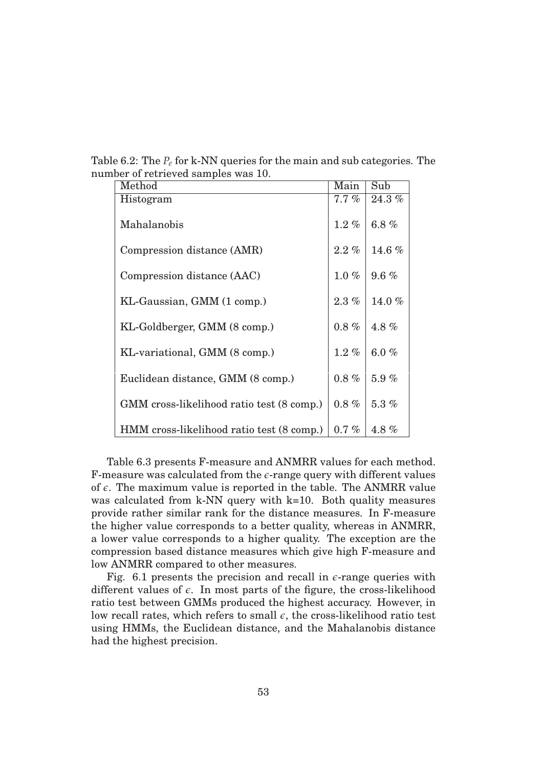Table 6.2: The $P_e$ for k-NN queries for the main and sub categories. The number of retrieved samples was 10.

| Method | Main | Sub |
|---|---|---|
| Histogram | 7.7 % | 24.3 % |
| Mahalanobis | 1.2 % | 6.8 % |
| Compression distance (AMR) | 2.2 % | 14.6 % |
| Compression distance (AAC) | 1.0 % | 9.6 % |
| KL-Gaussian, GMM (1 comp.) | 2.3 % | 14.0 % |
| KL-Goldberger, GMM (8 comp.) | 0.8 % | 4.8 % |
| KL-variational, GMM (8 comp.) | 1.2 % | 6.0 % |
| Euclidean distance, GMM (8 comp.) | 0.8 % | 5.9 % |
| GMM cross-likelihood ratio test (8 comp.) | 0.8 % | 5.3 % |
| HMM cross-likelihood ratio test (8 comp.) | 0.7 % | 4.8 % |

Table 6.3 presents F-measure and ANMRR values for each method. F-measure was calculated from the $\epsilon$-range query with different values of $\epsilon$. The maximum value is reported in the table. The ANMRR value was calculated from k-NN query with k=10. Both quality measures provide rather similar rank for the distance measures. In F-measure the higher value corresponds to a better quality, whereas in ANMRR, a lower value corresponds to a higher quality. The exception are the compression based distance measures which give high F-measure and low ANMRR compared to other measures.

Fig. 6.1 presents the precision and recall in $\epsilon$-range queries with different values of $\epsilon$. In most parts of the figure, the cross-likelihood ratio test between GMMs produced the highest accuracy. However, in low recall rates, which refers to small $\epsilon$, the cross-likelihood ratio test using HMMs, the Euclidean distance, and the Mahalanobis distance had the highest precision.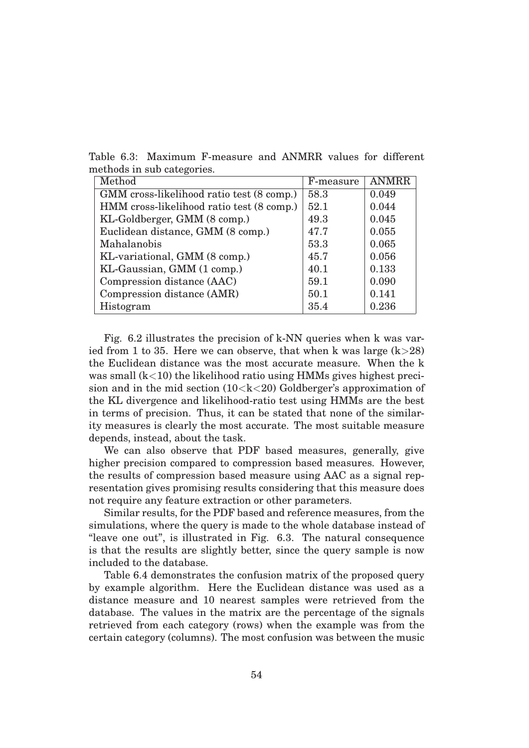Table 6.3: Maximum F-measure and ANMRR values for different methods in sub categories.

| Method | F-measure | ANMRR |
|---|---|---|
| GMM cross-likelihood ratio test (8 comp.) | 58.3 | 0.049 |
| HMM cross-likelihood ratio test (8 comp.) | 52.1 | 0.044 |
| KL-Goldberger, GMM (8 comp.) | 49.3 | 0.045 |
| Euclidean distance, GMM (8 comp.) | 47.7 | 0.055 |
| Mahalanobis | 53.3 | 0.065 |
| KL-variational, GMM (8 comp.) | 45.7 | 0.056 |
| KL-Gaussian, GMM (1 comp.) | 40.1 | 0.133 |
| Compression distance (AAC) | 59.1 | 0.090 |
| Compression distance (AMR) | 50.1 | 0.141 |
| Histogram | 35.4 | 0.236 |

Fig. 6.2 illustrates the precision of k-NN queries when k was varied from 1 to 35. Here we can observe, that when k was large ($k>28$) the Euclidean distance was the most accurate measure. When the k was small ($k<10$) the likelihood ratio using HMMs gives highest precision and in the mid section ($10<k<20$) Goldberger's approximation of the KL divergence and likelihood-ratio test using HMMs are the best in terms of precision. Thus, it can be stated that none of the similarity measures is clearly the most accurate. The most suitable measure depends, instead, about the task.

We can also observe that PDF based measures, generally, give higher precision compared to compression based measures. However, the results of compression based measure using AAC as a signal representation gives promising results considering that this measure does not require any feature extraction or other parameters.

Similar results, for the PDF based and reference measures, from the simulations, where the query is made to the whole database instead of "leave one out", is illustrated in Fig. 6.3. The natural consequence is that the results are slightly better, since the query sample is now included to the database.

Table 6.4 demonstrates the confusion matrix of the proposed query by example algorithm. Here the Euclidean distance was used as a distance measure and 10 nearest samples were retrieved from the database. The values in the matrix are the percentage of the signals retrieved from each category (rows) when the example was from the certain category (columns). The most confusion was between the music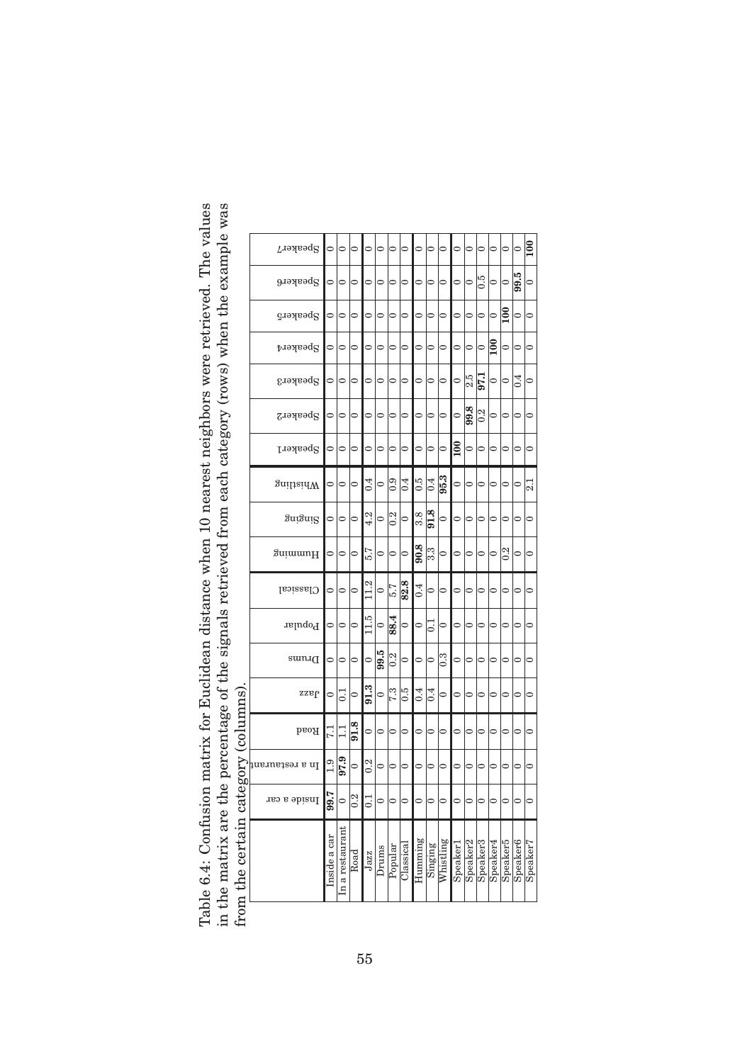Table 6.4: Confusion matrix for Euclidean distance when 10 nearest neighbors were retrieved. The values in the matrix are the percentage of the signals retrieved from each category (rows) when the example was from the certain category (columns).

| | Inside a car | In a restaurant | Road | Jazz | Drums | Popular | Classical | Humming | Singing | Whistling | Speaker1 | Speaker2 | Speaker3 | Speaker4 | Speaker5 | Speaker6 | Speaker7 |
|---|---|---|---|---|---|---|---|---|---|---|---|---|---|---|---|---|---|
| Inside a car | **99.7** | 1.9 | 7.1 | 0 | 0 | 0 | 0 | 0 | 0 | 0 | 0 | 0 | 0 | 0 | 0 | 0 | 0 |
| In a restaurant | 0 | **97.9** | 1.1 | 0.1 | 0 | 0 | 0 | 0 | 0 | 0 | 0 | 0 | 0 | 0 | 0 | 0 | 0 |
| Road | 0.2 | 0 | **91.8** | 0 | 0 | 0 | 0 | 0 | 0 | 0 | 0 | 0 | 0 | 0 | 0 | 0 | 0 |
| Jazz | 0.1 | 0.2 | 0 | **91.3** | 0 | 11.5 | 11.2 | 5.7 | 4.2 | 0.4 | 0 | 0 | 0 | 0 | 0 | 0 | 0 |
| Drums | 0 | 0 | 0 | 0 | **99.5** | 0 | 0 | 0 | 0 | 0 | 0 | 0 | 0 | 0 | 0 | 0 | 0 |
| Popular | 0 | 0 | 0 | 7.3 | 0.2 | **88.4** | 5.7 | 0 | 0.2 | 0.9 | 0 | 0 | 0 | 0 | 0 | 0 | 0 |
| Classical | 0 | 0 | 0 | 0.5 | 0 | 0 | **82.8** | 0 | 0 | 0.4 | 0 | 0 | 0 | 0 | 0 | 0 | 0 |
| Humming | 0 | 0 | 0 | 0.4 | 0 | 0 | 0.4 | **90.8** | 3.8 | 0.5 | 0 | 0 | 0 | 0 | 0 | 0 | 0 |
| Singing | 0 | 0 | 0 | 0.4 | 0 | 0.1 | 0 | 3.3 | **91.8** | 0.4 | 0 | 0 | 0 | 0 | 0 | 0 | 0 |
| Whistling | 0 | 0 | 0 | 0 | 0.3 | 0 | 0 | 0 | 0 | **95.3** | 0 | 0 | 0 | 0 | 0 | 0 | 0 |
| Speaker1 | 0 | 0 | 0 | 0 | 0 | 0 | 0 | 0 | 0 | 0 | **100** | 0 | 0 | 0 | 0 | 0 | 0 |
| Speaker2 | 0 | 0 | 0 | 0 | 0 | 0 | 0 | 0 | 0 | 0 | 0 | **99.8** | 2.5 | 0 | 0 | 0 | 0 |
| Speaker3 | 0 | 0 | 0 | 0 | 0 | 0 | 0 | 0 | 0 | 0 | 0 | 0.2 | **97.1** | 0 | 0 | 0.5 | 0 |
| Speaker4 | 0 | 0 | 0 | 0 | 0 | 0 | 0 | 0 | 0 | 0 | 0 | 0 | 0 | **100** | 0 | 0 | 0 |
| Speaker5 | 0 | 0 | 0 | 0 | 0 | 0 | 0 | 0.2 | 0 | 0 | 0 | 0 | 0 | 0 | **100** | 0 | 0 |
| Speaker6 | 0 | 0 | 0 | 0 | 0 | 0 | 0 | 0 | 0 | 0 | 0 | 0 | 0.4 | 0 | 0 | **99.5** | 0 |
| Speaker7 | 0 | 0 | 0 | 0 | 0 | 0 | 0 | 0 | 0 | 2.1 | 0 | 0 | 0 | 0 | 0 | 0 | **100** |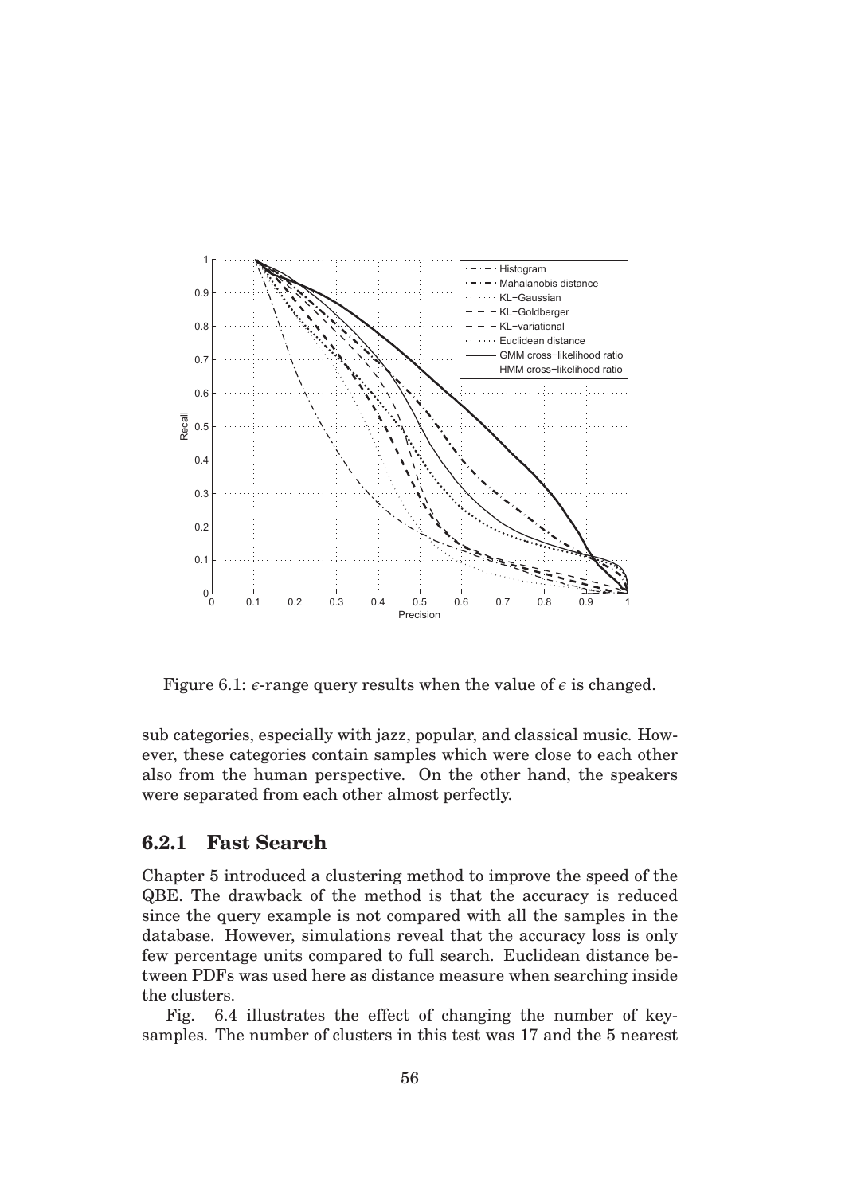Figure 6.1: $\epsilon$-range query results when the value of $\epsilon$ is changed.

sub categories, especially with jazz, popular, and classical music. However, these categories contain samples which were close to each other also from the human perspective. On the other hand, the speakers were separated from each other almost perfectly.

### 6.2.1 Fast Search

Chapter 5 introduced a clustering method to improve the speed of the QBE. The drawback of the method is that the accuracy is reduced since the query example is not compared with all the samples in the database. However, simulations reveal that the accuracy loss is only few percentage units compared to full search. Euclidean distance between PDFs was used here as distance measure when searching inside the clusters.

Fig. 6.4 illustrates the effect of changing the number of key-samples. The number of clusters in this test was 17 and the 5 nearest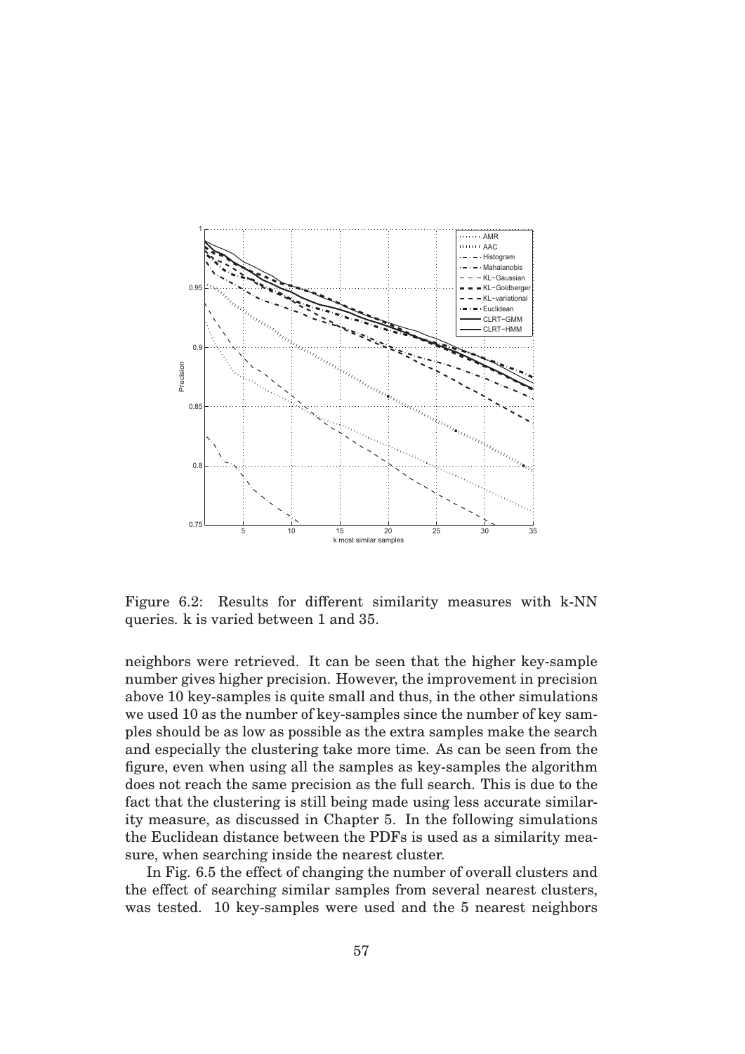Figure 6.2: Results for different similarity measures with k-NN queries. k is varied between 1 and 35.

neighbors were retrieved. It can be seen that the higher key-sample number gives higher precision. However, the improvement in precision above 10 key-samples is quite small and thus, in the other simulations we used 10 as the number of key-samples since the number of key samples should be as low as possible as the extra samples make the search and especially the clustering take more time. As can be seen from the figure, even when using all the samples as key-samples the algorithm does not reach the same precision as the full search. This is due to the fact that the clustering is still being made using less accurate similarity measure, as discussed in Chapter 5. In the following simulations the Euclidean distance between the PDFs is used as a similarity measure, when searching inside the nearest cluster.

In Fig. 6.5 the effect of changing the number of overall clusters and the effect of searching similar samples from several nearest clusters, was tested. 10 key-samples were used and the 5 nearest neighbors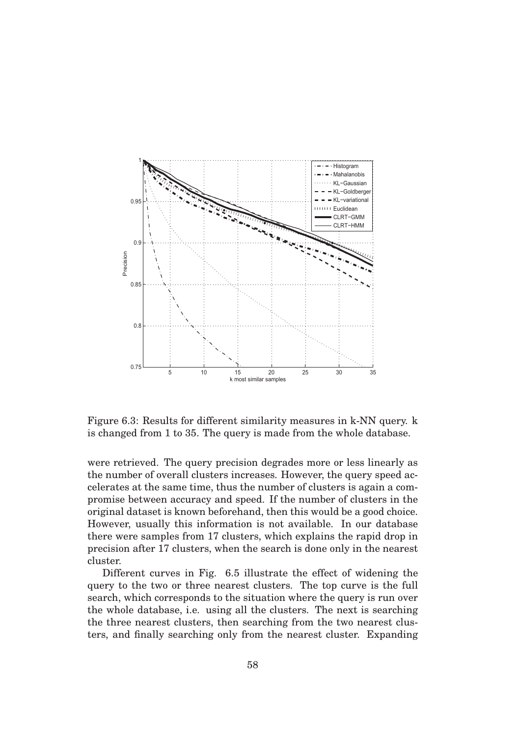Figure 6.3: Results for different similarity measures in k-NN query. k is changed from 1 to 35. The query is made from the whole database.

were retrieved. The query precision degrades more or less linearly as the number of overall clusters increases. However, the query speed accelerates at the same time, thus the number of clusters is again a compromise between accuracy and speed. If the number of clusters in the original dataset is known beforehand, then this would be a good choice. However, usually this information is not available. In our database there were samples from 17 clusters, which explains the rapid drop in precision after 17 clusters, when the search is done only in the nearest cluster.

Different curves in Fig. 6.5 illustrate the effect of widening the query to the two or three nearest clusters. The top curve is the full search, which corresponds to the situation where the query is run over the whole database, i.e. using all the clusters. The next is searching the three nearest clusters, then searching from the two nearest clusters, and finally searching only from the nearest cluster. Expanding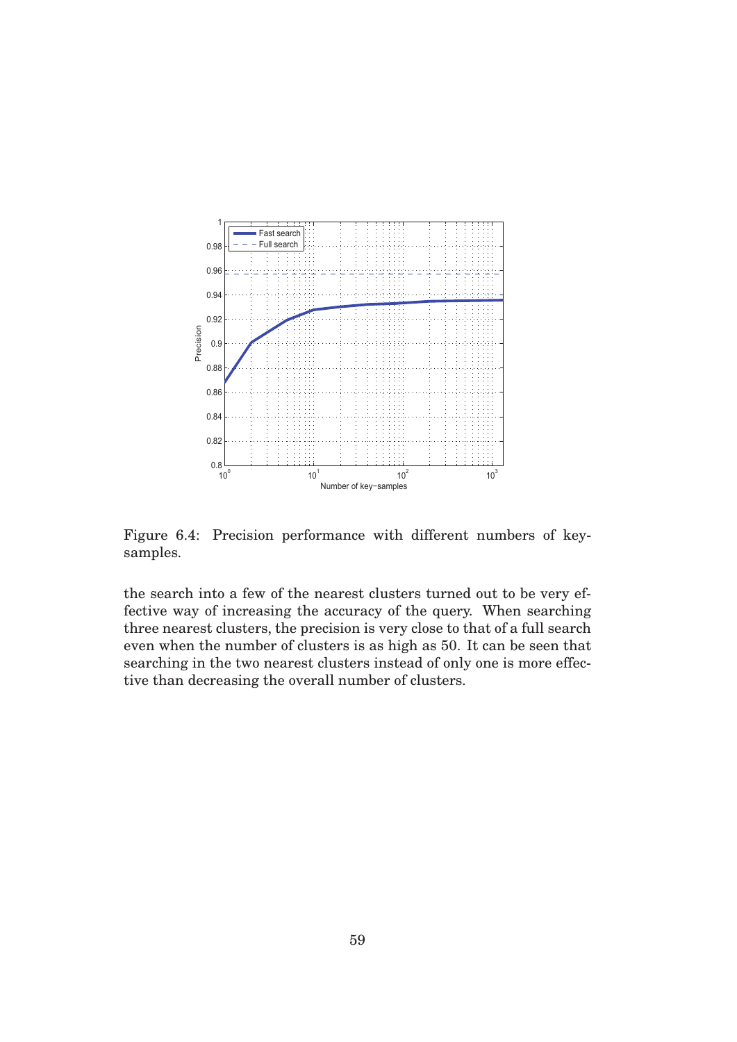Figure 6.4: Precision performance with different numbers of key-samples.

the search into a few of the nearest clusters turned out to be very effective way of increasing the accuracy of the query. When searching three nearest clusters, the precision is very close to that of a full search even when the number of clusters is as high as 50. It can be seen that searching in the two nearest clusters instead of only one is more effective than decreasing the overall number of clusters.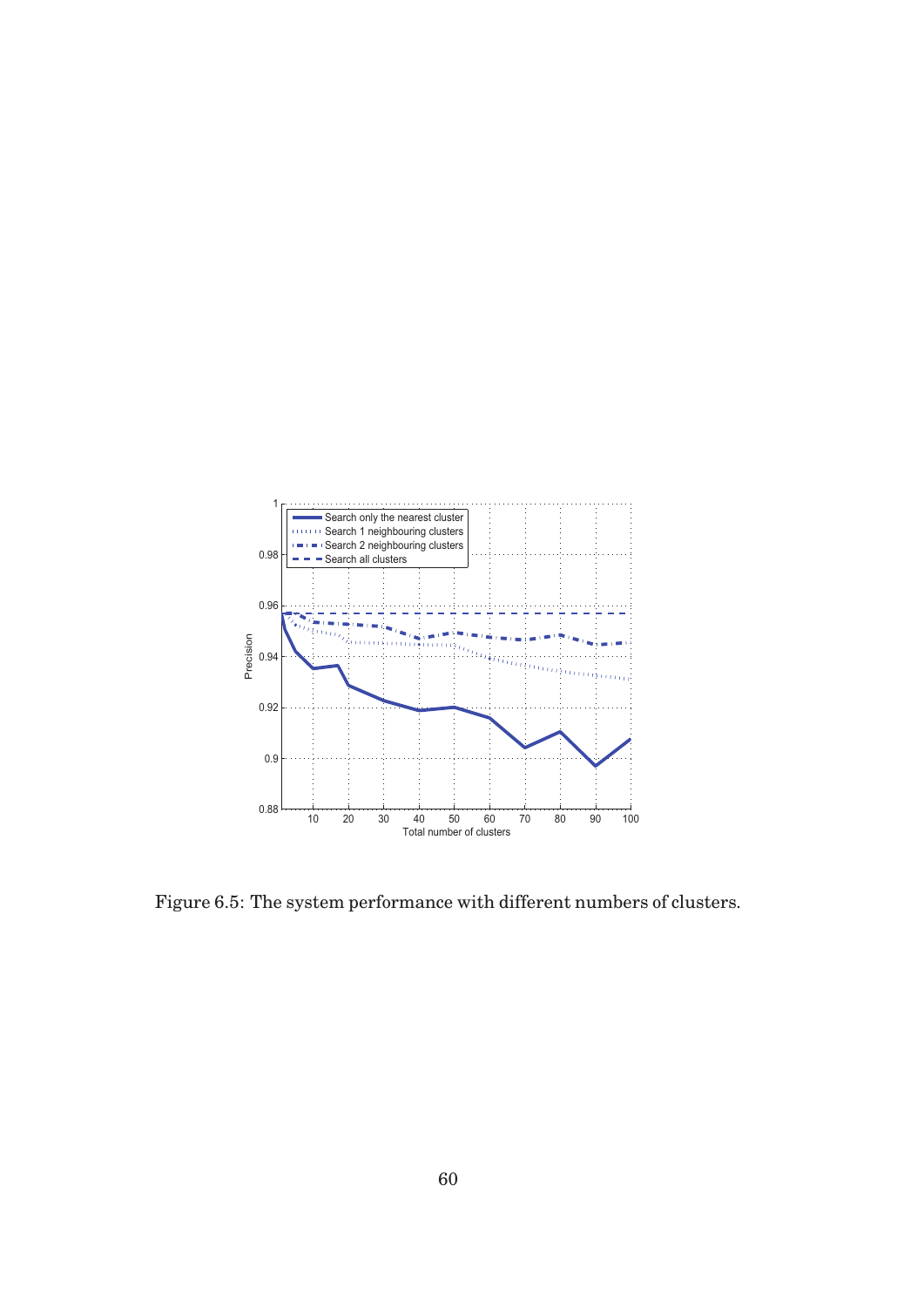Figure 6.5: The system performance with different numbers of clusters.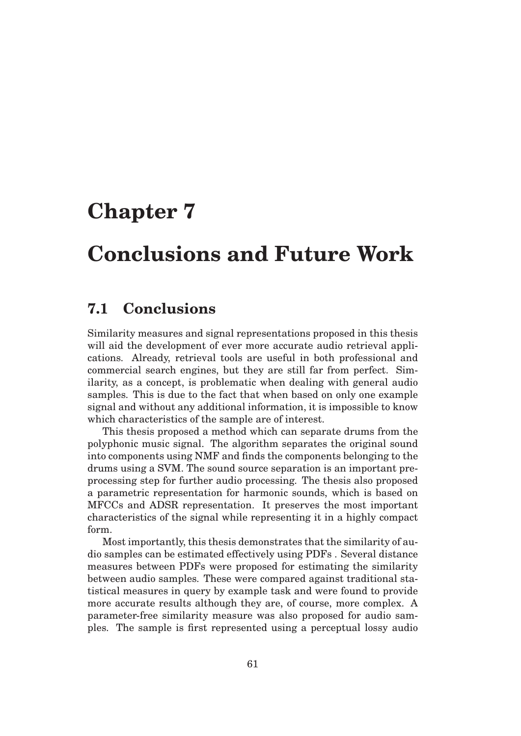# Chapter 7

# Conclusions and Future Work

## 7.1 Conclusions

Similarity measures and signal representations proposed in this thesis will aid the development of ever more accurate audio retrieval applications. Already, retrieval tools are useful in both professional and commercial search engines, but they are still far from perfect. Similarity, as a concept, is problematic when dealing with general audio samples. This is due to the fact that when based on only one example signal and without any additional information, it is impossible to know which characteristics of the sample are of interest.

This thesis proposed a method which can separate drums from the polyphonic music signal. The algorithm separates the original sound into components using NMF and finds the components belonging to the drums using a SVM. The sound source separation is an important preprocessing step for further audio processing. The thesis also proposed a parametric representation for harmonic sounds, which is based on MFCCs and ADSR representation. It preserves the most important characteristics of the signal while representing it in a highly compact form.

Most importantly, this thesis demonstrates that the similarity of audio samples can be estimated effectively using PDFs . Several distance measures between PDFs were proposed for estimating the similarity between audio samples. These were compared against traditional statistical measures in query by example task and were found to provide more accurate results although they are, of course, more complex. A parameter-free similarity measure was also proposed for audio samples. The sample is first represented using a perceptual lossy audio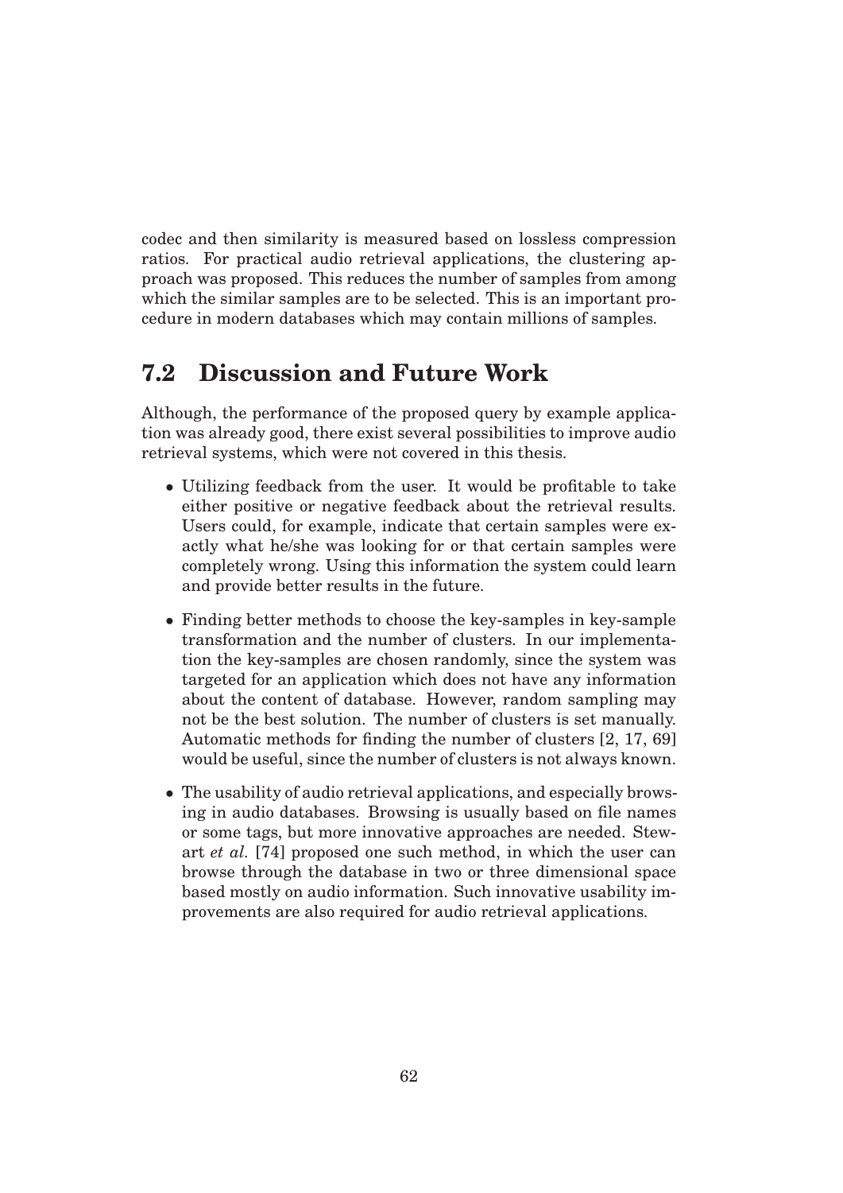codec and then similarity is measured based on lossless compression ratios. For practical audio retrieval applications, the clustering approach was proposed. This reduces the number of samples from among which the similar samples are to be selected. This is an important procedure in modern databases which may contain millions of samples.

## 7.2 Discussion and Future Work

Although, the performance of the proposed query by example application was already good, there exist several possibilities to improve audio retrieval systems, which were not covered in this thesis.

- Utilizing feedback from the user. It would be profitable to take either positive or negative feedback about the retrieval results. Users could, for example, indicate that certain samples were exactly what he/she was looking for or that certain samples were completely wrong. Using this information the system could learn and provide better results in the future.
- Finding better methods to choose the key-samples in key-sample transformation and the number of clusters. In our implementation the key-samples are chosen randomly, since the system was targeted for an application which does not have any information about the content of database. However, random sampling may not be the best solution. The number of clusters is set manually. Automatic methods for finding the number of clusters [2, 17, 69] would be useful, since the number of clusters is not always known.
- The usability of audio retrieval applications, and especially browsing in audio databases. Browsing is usually based on file names or some tags, but more innovative approaches are needed. Stewart *et al.* [74] proposed one such method, in which the user can browse through the database in two or three dimensional space based mostly on audio information. Such innovative usability improvements are also required for audio retrieval applications.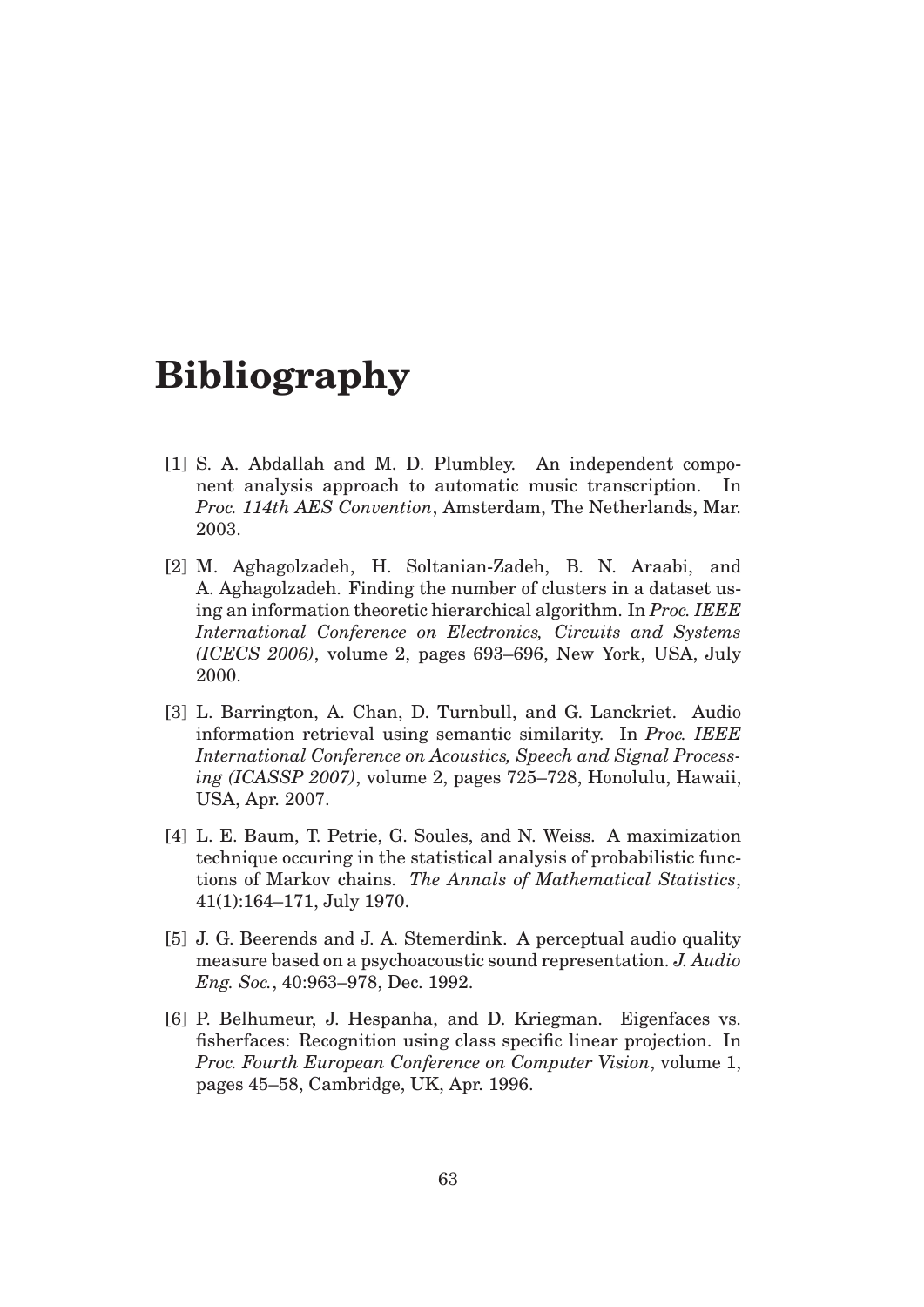# Bibliography

[1] S. A. Abdallah and M. D. Plumbley. An independent component analysis approach to automatic music transcription. In *Proc. 114th AES Convention*, Amsterdam, The Netherlands, Mar. 2003.

[2] M. Aghagolzadeh, H. Soltanian-Zadeh, B. N. Araabi, and A. Aghagolzadeh. Finding the number of clusters in a dataset using an information theoretic hierarchical algorithm. In *Proc. IEEE International Conference on Electronics, Circuits and Systems (ICECS 2006)*, volume 2, pages 693–696, New York, USA, July 2000.

[3] L. Barrington, A. Chan, D. Turnbull, and G. Lanckriet. Audio information retrieval using semantic similarity. In *Proc. IEEE International Conference on Acoustics, Speech and Signal Processing (ICASSP 2007)*, volume 2, pages 725–728, Honolulu, Hawaii, USA, Apr. 2007.

[4] L. E. Baum, T. Petrie, G. Soules, and N. Weiss. A maximization technique occuring in the statistical analysis of probabilistic functions of Markov chains. *The Annals of Mathematical Statistics*, 41(1):164–171, July 1970.

[5] J. G. Beerends and J. A. Stemerdink. A perceptual audio quality measure based on a psychoacoustic sound representation. *J. Audio Eng. Soc.*, 40:963–978, Dec. 1992.

[6] P. Belhumeur, J. Hespanha, and D. Kriegman. Eigenfaces vs. fisherfaces: Recognition using class specific linear projection. In *Proc. Fourth European Conference on Computer Vision*, volume 1, pages 45–58, Cambridge, UK, Apr. 1996.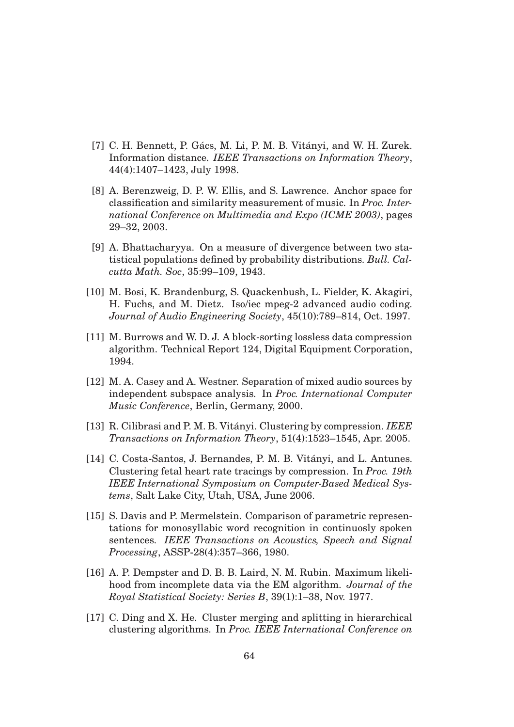[7] C. H. Bennett, P. Gács, M. Li, P. M. B. Vitányi, and W. H. Zurek. Information distance. *IEEE Transactions on Information Theory*, 44(4):1407–1423, July 1998.

[8] A. Berenzweig, D. P. W. Ellis, and S. Lawrence. Anchor space for classification and similarity measurement of music. In *Proc. International Conference on Multimedia and Expo (ICME 2003)*, pages 29–32, 2003.

[9] A. Bhattacharyya. On a measure of divergence between two statistical populations defined by probability distributions. *Bull. Calcutta Math. Soc*, 35:99–109, 1943.

[10] M. Bosi, K. Brandenburg, S. Quackenbush, L. Fielder, K. Akagiri, H. Fuchs, and M. Dietz. Iso/iec mpeg-2 advanced audio coding. *Journal of Audio Engineering Society*, 45(10):789–814, Oct. 1997.

[11] M. Burrows and W. D. J. A block-sorting lossless data compression algorithm. Technical Report 124, Digital Equipment Corporation, 1994.

[12] M. A. Casey and A. Westner. Separation of mixed audio sources by independent subspace analysis. In *Proc. International Computer Music Conference*, Berlin, Germany, 2000.

[13] R. Cilibrasi and P. M. B. Vitányi. Clustering by compression. *IEEE Transactions on Information Theory*, 51(4):1523–1545, Apr. 2005.

[14] C. Costa-Santos, J. Bernandes, P. M. B. Vitányi, and L. Antunes. Clustering fetal heart rate tracings by compression. In *Proc. 19th IEEE International Symposium on Computer-Based Medical Systems*, Salt Lake City, Utah, USA, June 2006.

[15] S. Davis and P. Mermelstein. Comparison of parametric representations for monosyllabic word recognition in continuosly spoken sentences. *IEEE Transactions on Acoustics, Speech and Signal Processing*, ASSP-28(4):357–366, 1980.

[16] A. P. Dempster and D. B. B. Laird, N. M. Rubin. Maximum likelihood from incomplete data via the EM algorithm. *Journal of the Royal Statistical Society: Series B*, 39(1):1–38, Nov. 1977.

[17] C. Ding and X. He. Cluster merging and splitting in hierarchical clustering algorithms. In *Proc. IEEE International Conference on*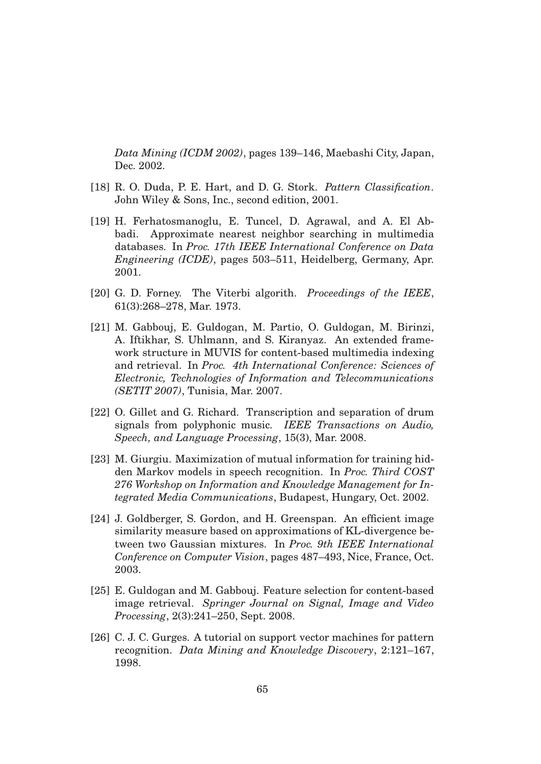*Data Mining (ICDM 2002)*, pages 139–146, Maebashi City, Japan, Dec. 2002.

[18] R. O. Duda, P. E. Hart, and D. G. Stork. *Pattern Classification*. John Wiley & Sons, Inc., second edition, 2001.

[19] H. Ferhatosmanoglu, E. Tuncel, D. Agrawal, and A. El Abbadi. Approximate nearest neighbor searching in multimedia databases. In *Proc. 17th IEEE International Conference on Data Engineering (ICDE)*, pages 503–511, Heidelberg, Germany, Apr. 2001.

[20] G. D. Forney. The Viterbi algorith. *Proceedings of the IEEE*, 61(3):268–278, Mar. 1973.

[21] M. Gabbouj, E. Guldogan, M. Partio, O. Guldogan, M. Birinzi, A. Iftikhar, S. Uhlmann, and S. Kiranyaz. An extended framework structure in MUVIS for content-based multimedia indexing and retrieval. In *Proc. 4th International Conference: Sciences of Electronic, Technologies of Information and Telecommunications (SETIT 2007)*, Tunisia, Mar. 2007.

[22] O. Gillet and G. Richard. Transcription and separation of drum signals from polyphonic music. *IEEE Transactions on Audio, Speech, and Language Processing*, 15(3), Mar. 2008.

[23] M. Giurgiu. Maximization of mutual information for training hidden Markov models in speech recognition. In *Proc. Third COST 276 Workshop on Information and Knowledge Management for Integrated Media Communications*, Budapest, Hungary, Oct. 2002.

[24] J. Goldberger, S. Gordon, and H. Greenspan. An efficient image similarity measure based on approximations of KL-divergence between two Gaussian mixtures. In *Proc. 9th IEEE International Conference on Computer Vision*, pages 487–493, Nice, France, Oct. 2003.

[25] E. Guldogan and M. Gabbouj. Feature selection for content-based image retrieval. *Springer Journal on Signal, Image and Video Processing*, 2(3):241–250, Sept. 2008.

[26] C. J. C. Gurges. A tutorial on support vector machines for pattern recognition. *Data Mining and Knowledge Discovery*, 2:121–167, 1998.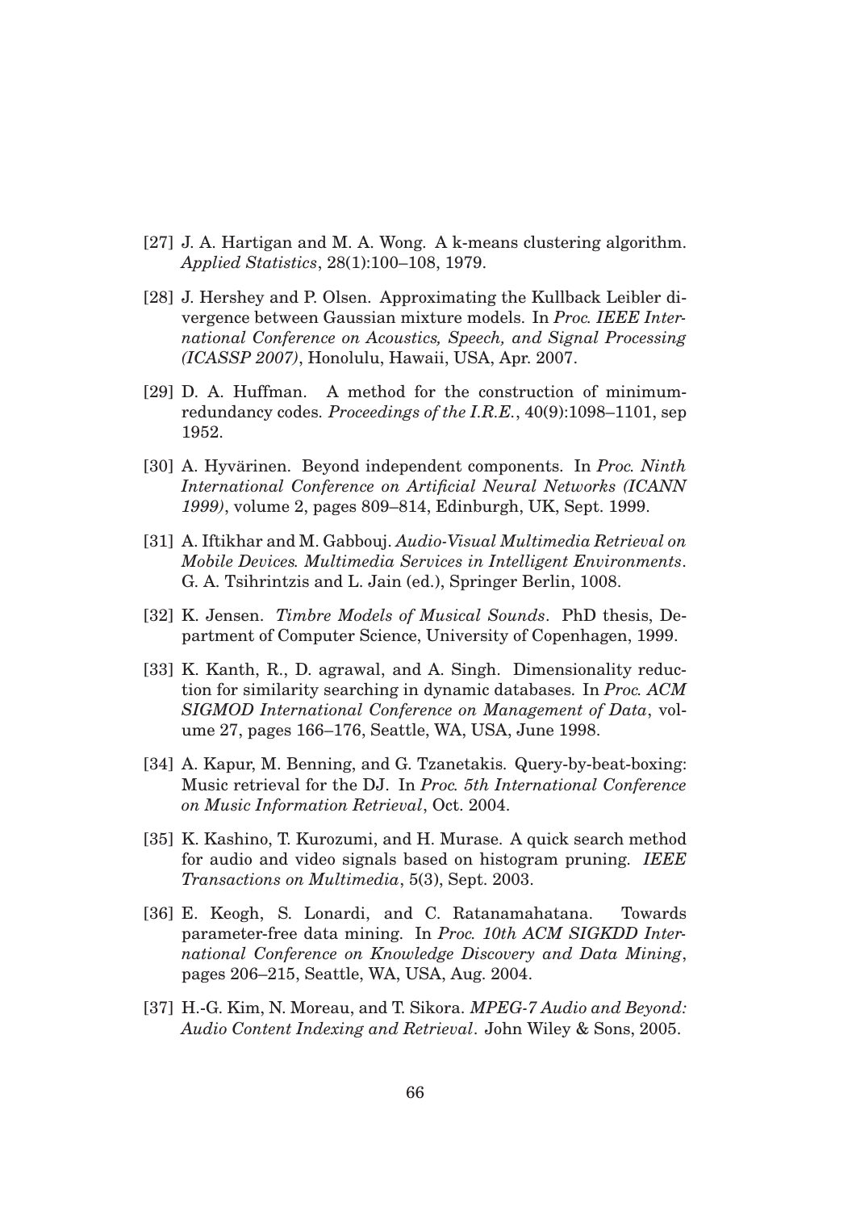[27] J. A. Hartigan and M. A. Wong. A k-means clustering algorithm. *Applied Statistics*, 28(1):100–108, 1979.

[28] J. Hershey and P. Olsen. Approximating the Kullback Leibler divergence between Gaussian mixture models. In *Proc. IEEE International Conference on Acoustics, Speech, and Signal Processing (ICASSP 2007)*, Honolulu, Hawaii, USA, Apr. 2007.

[29] D. A. Huffman. A method for the construction of minimum-redundancy codes. *Proceedings of the I.R.E.*, 40(9):1098–1101, sep 1952.

[30] A. Hyvärinen. Beyond independent components. In *Proc. Ninth International Conference on Artificial Neural Networks (ICANN 1999)*, volume 2, pages 809–814, Edinburgh, UK, Sept. 1999.

[31] A. Iftikhar and M. Gabbouj. *Audio-Visual Multimedia Retrieval on Mobile Devices. Multimedia Services in Intelligent Environments*. G. A. Tsihrintzis and L. Jain (ed.), Springer Berlin, 1008.

[32] K. Jensen. *Timbre Models of Musical Sounds*. PhD thesis, Department of Computer Science, University of Copenhagen, 1999.

[33] K. Kanth, R., D. agrawal, and A. Singh. Dimensionality reduction for similarity searching in dynamic databases. In *Proc. ACM SIGMOD International Conference on Management of Data*, volume 27, pages 166–176, Seattle, WA, USA, June 1998.

[34] A. Kapur, M. Benning, and G. Tzanetakis. Query-by-beat-boxing: Music retrieval for the DJ. In *Proc. 5th International Conference on Music Information Retrieval*, Oct. 2004.

[35] K. Kashino, T. Kurozumi, and H. Murase. A quick search method for audio and video signals based on histogram pruning. *IEEE Transactions on Multimedia*, 5(3), Sept. 2003.

[36] E. Keogh, S. Lonardi, and C. Ratanamahatana. Towards parameter-free data mining. In *Proc. 10th ACM SIGKDD International Conference on Knowledge Discovery and Data Mining*, pages 206–215, Seattle, WA, USA, Aug. 2004.

[37] H.-G. Kim, N. Moreau, and T. Sikora. *MPEG-7 Audio and Beyond: Audio Content Indexing and Retrieval*. John Wiley & Sons, 2005.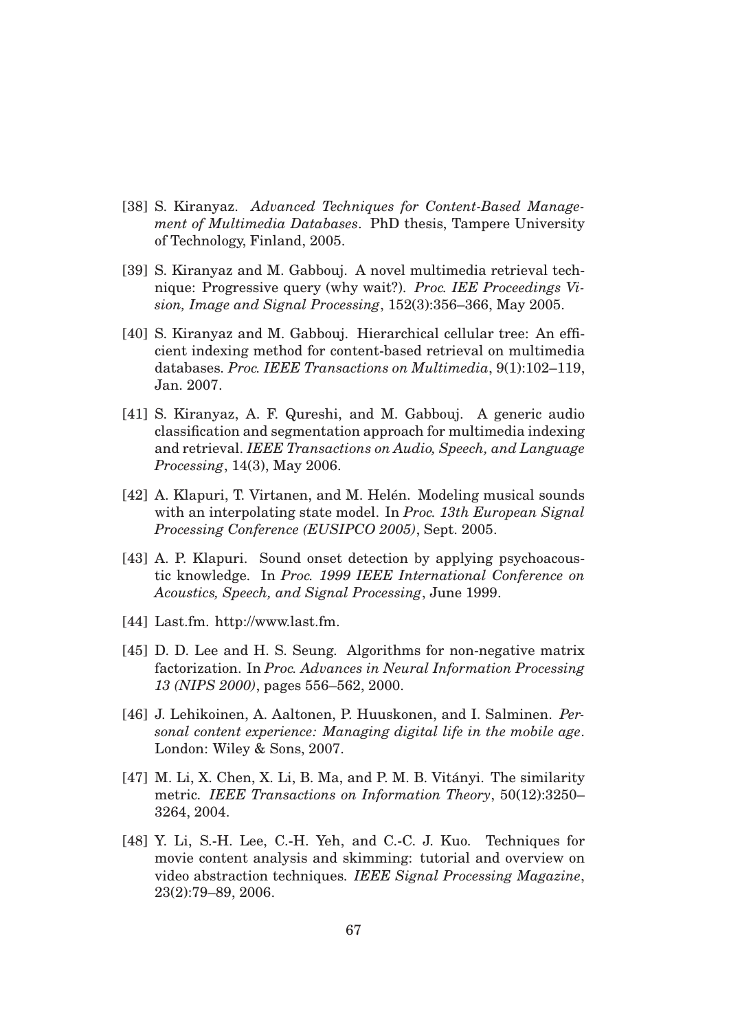[38] S. Kiranyaz. *Advanced Techniques for Content-Based Management of Multimedia Databases*. PhD thesis, Tampere University of Technology, Finland, 2005.

[39] S. Kiranyaz and M. Gabbouj. A novel multimedia retrieval technique: Progressive query (why wait?). *Proc. IEE Proceedings Vision, Image and Signal Processing*, 152(3):356–366, May 2005.

[40] S. Kiranyaz and M. Gabbouj. Hierarchical cellular tree: An efficient indexing method for content-based retrieval on multimedia databases. *Proc. IEEE Transactions on Multimedia*, 9(1):102–119, Jan. 2007.

[41] S. Kiranyaz, A. F. Qureshi, and M. Gabbouj. A generic audio classification and segmentation approach for multimedia indexing and retrieval. *IEEE Transactions on Audio, Speech, and Language Processing*, 14(3), May 2006.

[42] A. Klapuri, T. Virtanen, and M. Helén. Modeling musical sounds with an interpolating state model. In *Proc. 13th European Signal Processing Conference (EUSIPCO 2005)*, Sept. 2005.

[43] A. P. Klapuri. Sound onset detection by applying psychoacoustic knowledge. In *Proc. 1999 IEEE International Conference on Acoustics, Speech, and Signal Processing*, June 1999.

[44] Last.fm. http://www.last.fm.

[45] D. D. Lee and H. S. Seung. Algorithms for non-negative matrix factorization. In *Proc. Advances in Neural Information Processing 13 (NIPS 2000)*, pages 556–562, 2000.

[46] J. Lehikoinen, A. Aaltonen, P. Huuskonen, and I. Salminen. *Personal content experience: Managing digital life in the mobile age*. London: Wiley & Sons, 2007.

[47] M. Li, X. Chen, X. Li, B. Ma, and P. M. B. Vitányi. The similarity metric. *IEEE Transactions on Information Theory*, 50(12):3250–3264, 2004.

[48] Y. Li, S.-H. Lee, C.-H. Yeh, and C.-C. J. Kuo. Techniques for movie content analysis and skimming: tutorial and overview on video abstraction techniques. *IEEE Signal Processing Magazine*, 23(2):79–89, 2006.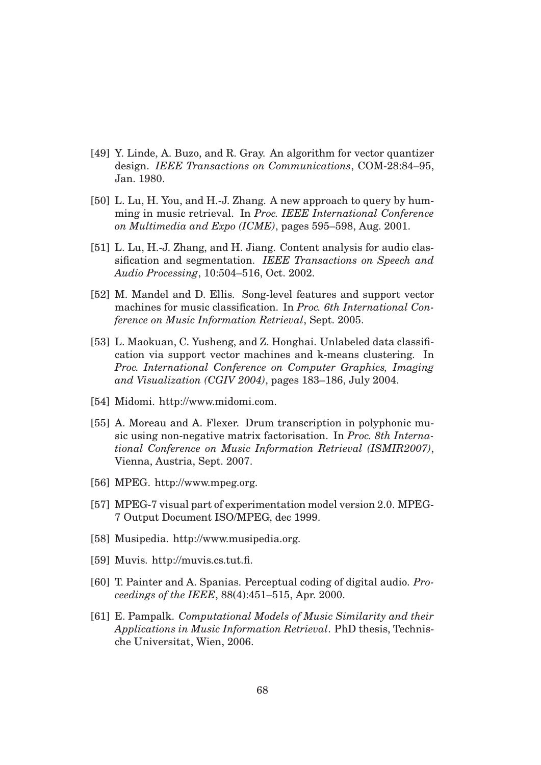[49] Y. Linde, A. Buzo, and R. Gray. An algorithm for vector quantizer design. *IEEE Transactions on Communications*, COM-28:84–95, Jan. 1980.

[50] L. Lu, H. You, and H.-J. Zhang. A new approach to query by humming in music retrieval. In *Proc. IEEE International Conference on Multimedia and Expo (ICME)*, pages 595–598, Aug. 2001.

[51] L. Lu, H.-J. Zhang, and H. Jiang. Content analysis for audio classification and segmentation. *IEEE Transactions on Speech and Audio Processing*, 10:504–516, Oct. 2002.

[52] M. Mandel and D. Ellis. Song-level features and support vector machines for music classification. In *Proc. 6th International Conference on Music Information Retrieval*, Sept. 2005.

[53] L. Maokuan, C. Yusheng, and Z. Honghai. Unlabeled data classification via support vector machines and k-means clustering. In *Proc. International Conference on Computer Graphics, Imaging and Visualization (CGIV 2004)*, pages 183–186, July 2004.

[54] Midomi. http://www.midomi.com.

[55] A. Moreau and A. Flexer. Drum transcription in polyphonic music using non-negative matrix factorisation. In *Proc. 8th International Conference on Music Information Retrieval (ISMIR2007)*, Vienna, Austria, Sept. 2007.

[56] MPEG. http://www.mpeg.org.

[57] MPEG-7 visual part of experimentation model version 2.0. MPEG-7 Output Document ISO/MPEG, dec 1999.

[58] Musipedia. http://www.musipedia.org.

[59] Muvis. http://muvis.cs.tut.fi.

[60] T. Painter and A. Spanias. Perceptual coding of digital audio. *Proceedings of the IEEE*, 88(4):451–515, Apr. 2000.

[61] E. Pampalk. *Computational Models of Music Similarity and their Applications in Music Information Retrieval*. PhD thesis, Technische Universitat, Wien, 2006.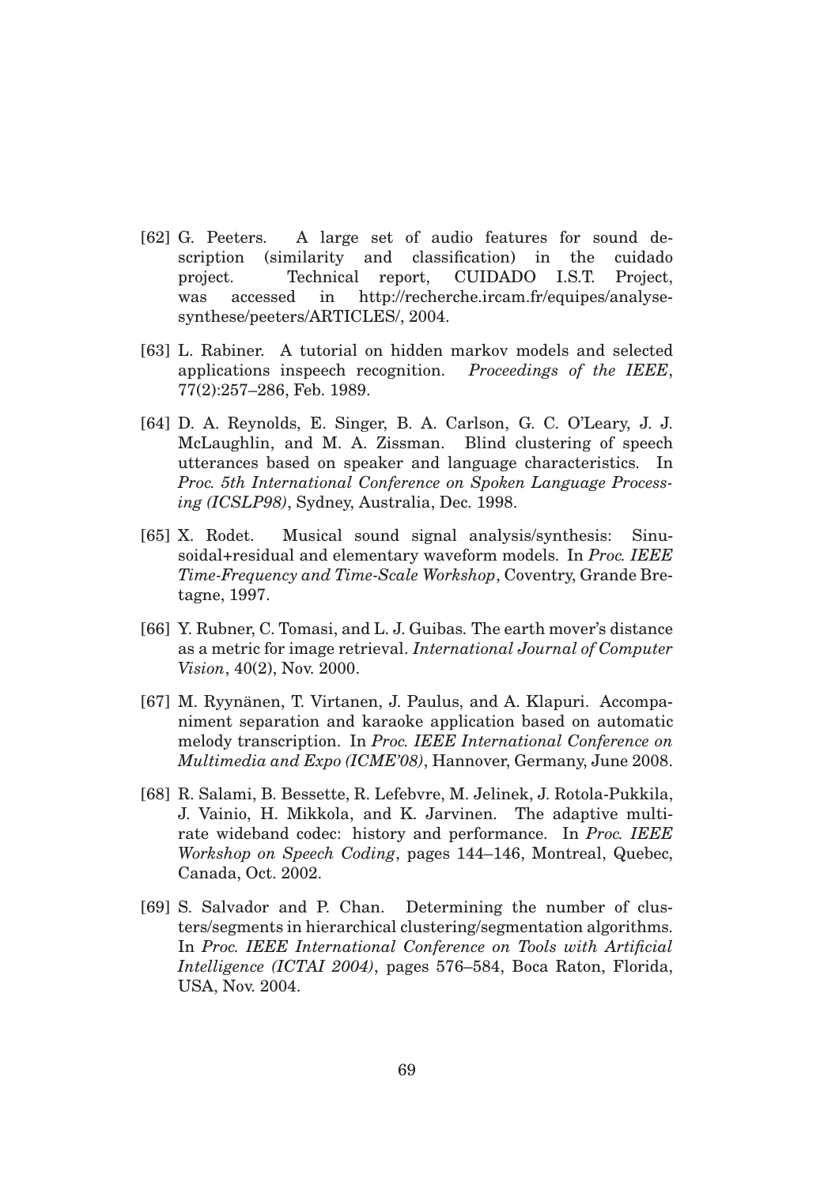[62] G. Peeters. A large set of audio features for sound description (similarity and classification) in the cuidado project. Technical report, CUIDADO I.S.T. Project, was accessed in http://recherche.ircam.fr/equipes/analyse-synthese/peeters/ARTICLES/, 2004.

[63] L. Rabiner. A tutorial on hidden markov models and selected applications inspeech recognition. *Proceedings of the IEEE*, 77(2):257–286, Feb. 1989.

[64] D. A. Reynolds, E. Singer, B. A. Carlson, G. C. O'Leary, J. J. McLaughlin, and M. A. Zissman. Blind clustering of speech utterances based on speaker and language characteristics. In *Proc. 5th International Conference on Spoken Language Processing (ICSLP98)*, Sydney, Australia, Dec. 1998.

[65] X. Rodet. Musical sound signal analysis/synthesis: Sinusoidal+residual and elementary waveform models. In *Proc. IEEE Time-Frequency and Time-Scale Workshop*, Coventry, Grande Bretagne, 1997.

[66] Y. Rubner, C. Tomasi, and L. J. Guibas. The earth mover's distance as a metric for image retrieval. *International Journal of Computer Vision*, 40(2), Nov. 2000.

[67] M. Ryynänen, T. Virtanen, J. Paulus, and A. Klapuri. Accompaniment separation and karaoke application based on automatic melody transcription. In *Proc. IEEE International Conference on Multimedia and Expo (ICME'08)*, Hannover, Germany, June 2008.

[68] R. Salami, B. Bessette, R. Lefebvre, M. Jelinek, J. Rotola-Pukkila, J. Vainio, H. Mikkola, and K. Jarvinen. The adaptive multi-rate wideband codec: history and performance. In *Proc. IEEE Workshop on Speech Coding*, pages 144–146, Montreal, Quebec, Canada, Oct. 2002.

[69] S. Salvador and P. Chan. Determining the number of clusters/segments in hierarchical clustering/segmentation algorithms. In *Proc. IEEE International Conference on Tools with Artificial Intelligence (ICTAI 2004)*, pages 576–584, Boca Raton, Florida, USA, Nov. 2004.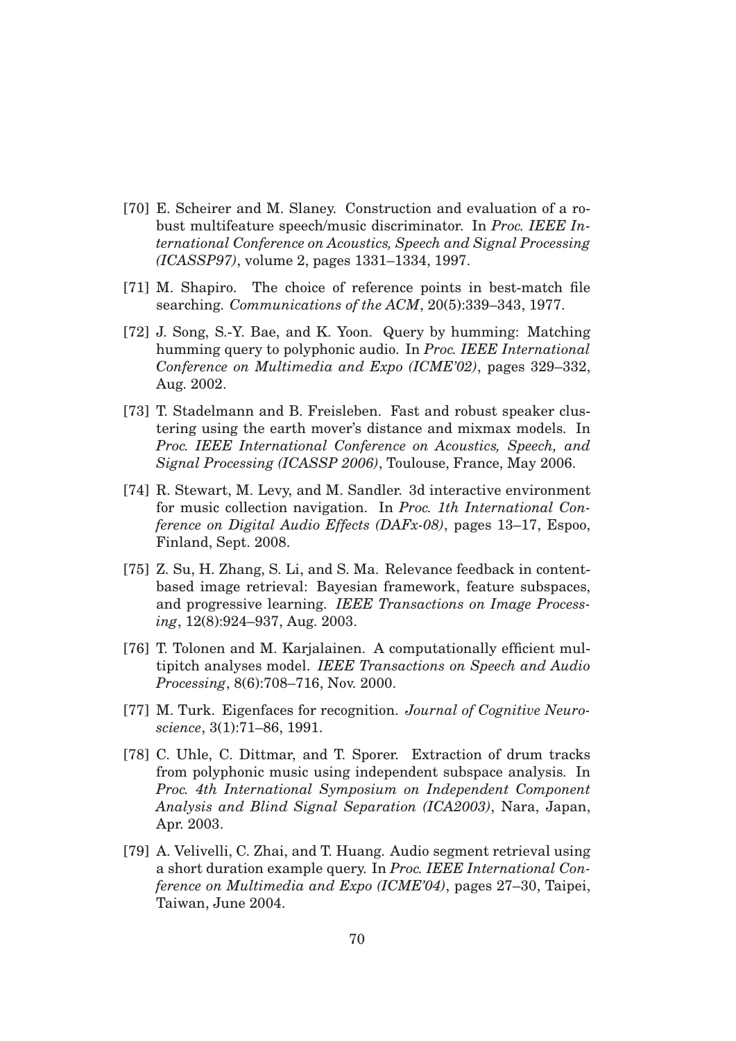[70] E. Scheirer and M. Slaney. Construction and evaluation of a robust multifeature speech/music discriminator. In *Proc. IEEE International Conference on Acoustics, Speech and Signal Processing (ICASSP97)*, volume 2, pages 1331–1334, 1997.

[71] M. Shapiro. The choice of reference points in best-match file searching. *Communications of the ACM*, 20(5):339–343, 1977.

[72] J. Song, S.-Y. Bae, and K. Yoon. Query by humming: Matching humming query to polyphonic audio. In *Proc. IEEE International Conference on Multimedia and Expo (ICME'02)*, pages 329–332, Aug. 2002.

[73] T. Stadelmann and B. Freisleben. Fast and robust speaker clustering using the earth mover's distance and mixmax models. In *Proc. IEEE International Conference on Acoustics, Speech, and Signal Processing (ICASSP 2006)*, Toulouse, France, May 2006.

[74] R. Stewart, M. Levy, and M. Sandler. 3d interactive environment for music collection navigation. In *Proc. 1th International Conference on Digital Audio Effects (DAFx-08)*, pages 13–17, Espoo, Finland, Sept. 2008.

[75] Z. Su, H. Zhang, S. Li, and S. Ma. Relevance feedback in content-based image retrieval: Bayesian framework, feature subspaces, and progressive learning. *IEEE Transactions on Image Processing*, 12(8):924–937, Aug. 2003.

[76] T. Tolonen and M. Karjalainen. A computationally efficient multipitch analyses model. *IEEE Transactions on Speech and Audio Processing*, 8(6):708–716, Nov. 2000.

[77] M. Turk. Eigenfaces for recognition. *Journal of Cognitive Neuroscience*, 3(1):71–86, 1991.

[78] C. Uhle, C. Dittmar, and T. Sporer. Extraction of drum tracks from polyphonic music using independent subspace analysis. In *Proc. 4th International Symposium on Independent Component Analysis and Blind Signal Separation (ICA2003)*, Nara, Japan, Apr. 2003.

[79] A. Velivelli, C. Zhai, and T. Huang. Audio segment retrieval using a short duration example query. In *Proc. IEEE International Conference on Multimedia and Expo (ICME'04)*, pages 27–30, Taipei, Taiwan, June 2004.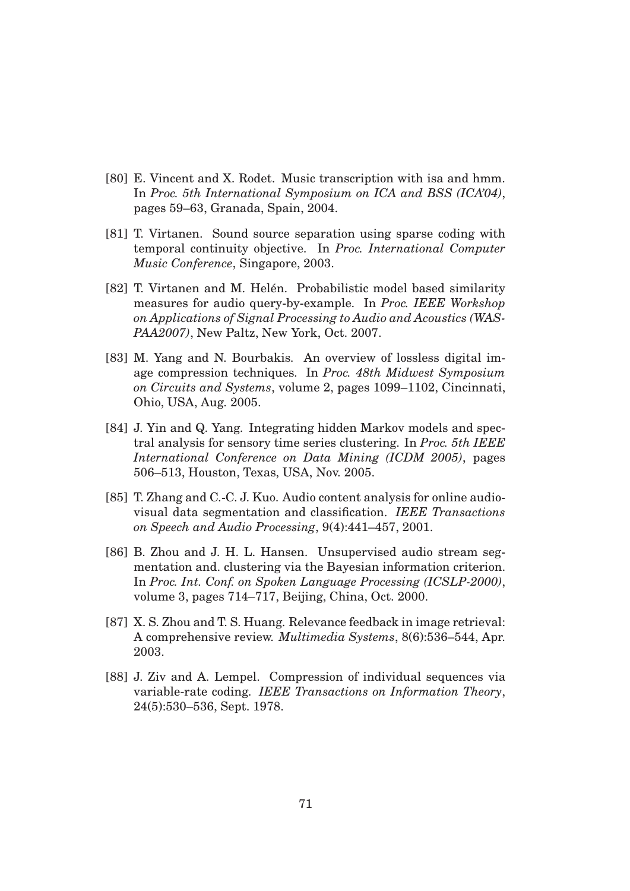[80] E. Vincent and X. Rodet. Music transcription with isa and hmm. In *Proc. 5th International Symposium on ICA and BSS (ICA'04)*, pages 59–63, Granada, Spain, 2004.

[81] T. Virtanen. Sound source separation using sparse coding with temporal continuity objective. In *Proc. International Computer Music Conference*, Singapore, 2003.

[82] T. Virtanen and M. Helén. Probabilistic model based similarity measures for audio query-by-example. In *Proc. IEEE Workshop on Applications of Signal Processing to Audio and Acoustics (WASPAA2007)*, New Paltz, New York, Oct. 2007.

[83] M. Yang and N. Bourbakis. An overview of lossless digital image compression techniques. In *Proc. 48th Midwest Symposium on Circuits and Systems*, volume 2, pages 1099–1102, Cincinnati, Ohio, USA, Aug. 2005.

[84] J. Yin and Q. Yang. Integrating hidden Markov models and spectral analysis for sensory time series clustering. In *Proc. 5th IEEE International Conference on Data Mining (ICDM 2005)*, pages 506–513, Houston, Texas, USA, Nov. 2005.

[85] T. Zhang and C.-C. J. Kuo. Audio content analysis for online audiovisual data segmentation and classification. *IEEE Transactions on Speech and Audio Processing*, 9(4):441–457, 2001.

[86] B. Zhou and J. H. L. Hansen. Unsupervised audio stream segmentation and. clustering via the Bayesian information criterion. In *Proc. Int. Conf. on Spoken Language Processing (ICSLP-2000)*, volume 3, pages 714–717, Beijing, China, Oct. 2000.

[87] X. S. Zhou and T. S. Huang. Relevance feedback in image retrieval: A comprehensive review. *Multimedia Systems*, 8(6):536–544, Apr. 2003.

[88] J. Ziv and A. Lempel. Compression of individual sequences via variable-rate coding. *IEEE Transactions on Information Theory*, 24(5):530–536, Sept. 1978.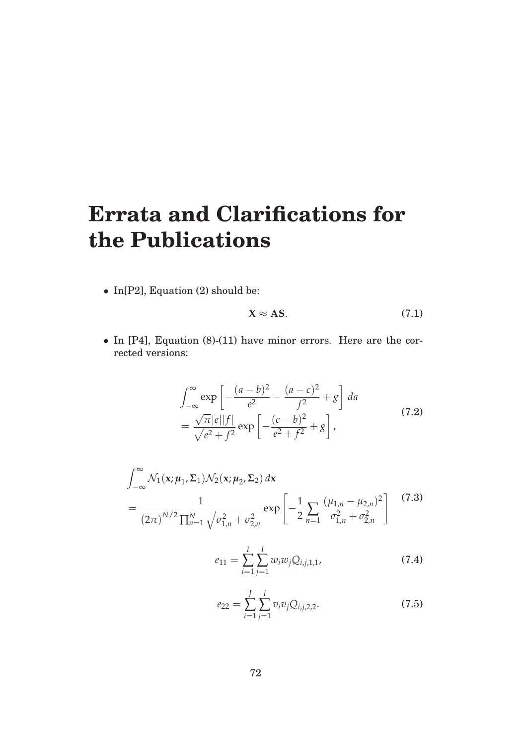# Errata and Clarifications for the Publications

- In[P2], Equation (2) should be:

$$\mathbf{X} \approx \mathbf{AS}. \tag{7.1}$$

- In [P4], Equation (8)-(11) have minor errors. Here are the corrected versions:

$$\begin{aligned}
&\int_{-\infty}^{\infty} \exp\left[-\frac{(a-b)^2}{e^2} - \frac{(a-c)^2}{f^2} + g\right] da \\
&= \frac{\sqrt{\pi}|e||f|}{\sqrt{e^2+f^2}} \exp\left[-\frac{(c-b)^2}{e^2+f^2} + g\right],
\end{aligned} \tag{7.2}$$

$$\begin{aligned}
&\int_{-\infty}^{\infty} \mathcal{N}_1(\mathbf{x}; \boldsymbol{\mu}_1, \boldsymbol{\Sigma}_1)\mathcal{N}_2(\mathbf{x}; \boldsymbol{\mu}_2, \boldsymbol{\Sigma}_2)\, d\mathbf{x} \\
&= \frac{1}{(2\pi)^{N/2} \prod_{n=1}^{N} \sqrt{\sigma_{1,n}^2 + \sigma_{2,n}^2}} \exp\left[-\frac{1}{2} \sum_{n=1} \frac{(\mu_{1,n} - \mu_{2,n})^2}{\sigma_{1,n}^2 + \sigma_{2,n}^2}\right]
\end{aligned} \tag{7.3}$$

$$e_{11} = \sum_{i=1}^{I} \sum_{j=1}^{I} w_i w_j Q_{i,j,1,1}, \tag{7.4}$$

$$e_{22} = \sum_{i=1}^{J} \sum_{j=1}^{J} v_i v_j Q_{i,j,2,2}. \tag{7.5}$$